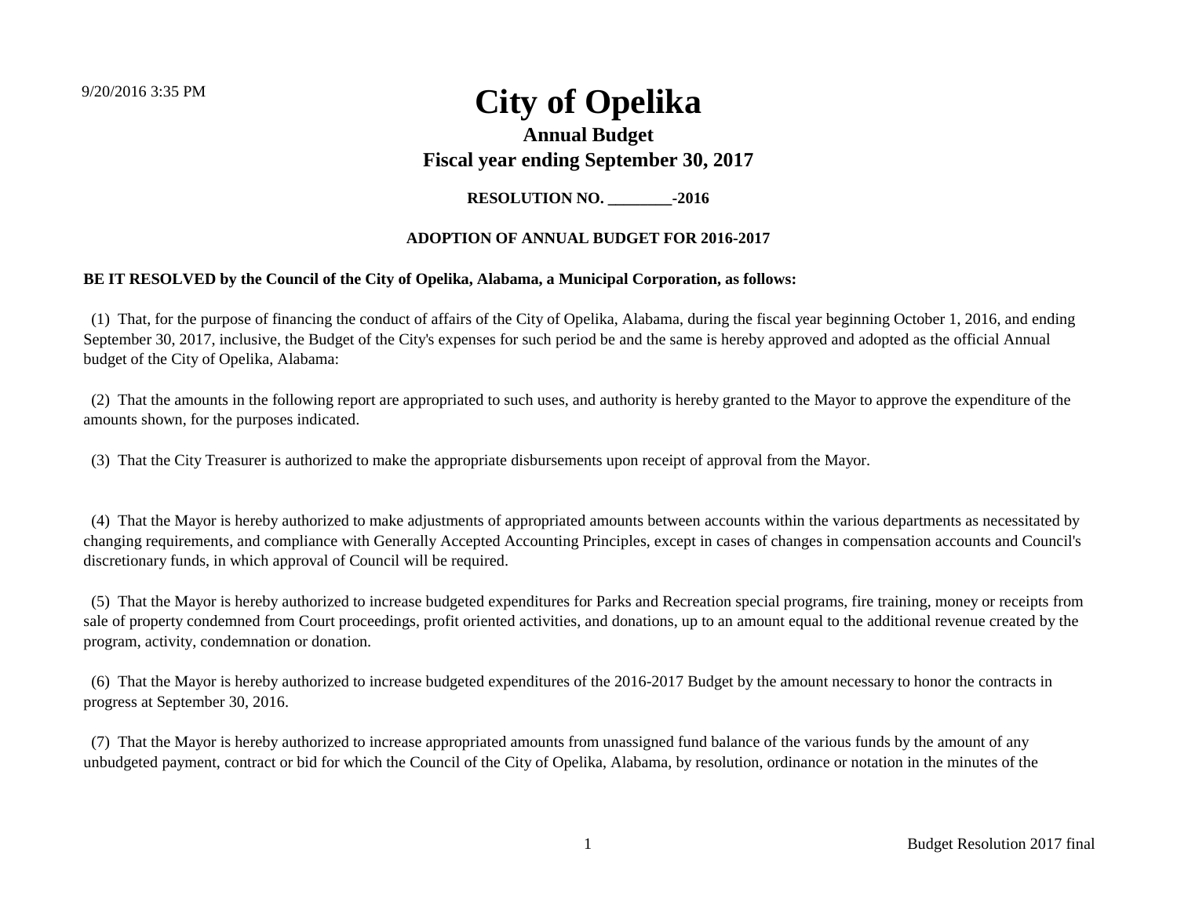9/20/2016 3:35 PM

# City of Opelika

## Annual Budget

## Fiscal year ending September 30, 2017

**RESOLUTION NO. ________-2016**

**ADOPTION OF ANNUAL BUDGET FOR 2016-2017**

**BE IT RESOLVED by the Council of the City of Opelika, Alabama, a Municipal Corporation, as follows:**

(1) That, for the purpose of financing the conduct of affairs of the City of Opelika, Alabama, during the fiscal year beginning October 1, 2016, and ending September 30, 2017, inclusive, the Budget of the City's expenses for such period be and the same is hereby approved and adopted as the official Annual budget of the City of Opelika, Alabama:

(2) That the amounts in the following report are appropriated to such uses, and authority is hereby granted to the Mayor to approve the expenditure of the amounts shown, for the purposes indicated.

(3) That the City Treasurer is authorized to make the appropriate disbursements upon receipt of approval from the Mayor.

(4) That the Mayor is hereby authorized to make adjustments of appropriated amounts between accounts within the various departments as necessitated by changing requirements, and compliance with Generally Accepted Accounting Principles, except in cases of changes in compensation accounts and Council's discretionary funds, in which approval of Council will be required.

(5) That the Mayor is hereby authorized to increase budgeted expenditures for Parks and Recreation special programs, fire training, money or receipts from sale of property condemned from Court proceedings, profit oriented activities, and donations, up to an amount equal to the additional revenue created by the program, activity, condemnation or donation.

(6) That the Mayor is hereby authorized to increase budgeted expenditures of the 2016-2017 Budget by the amount necessary to honor the contracts in progress at September 30, 2016.

(7) That the Mayor is hereby authorized to increase appropriated amounts from unassigned fund balance of the various funds by the amount of any unbudgeted payment, contract or bid for which the Council of the City of Opelika, Alabama, by resolution, ordinance or notation in the minutes of the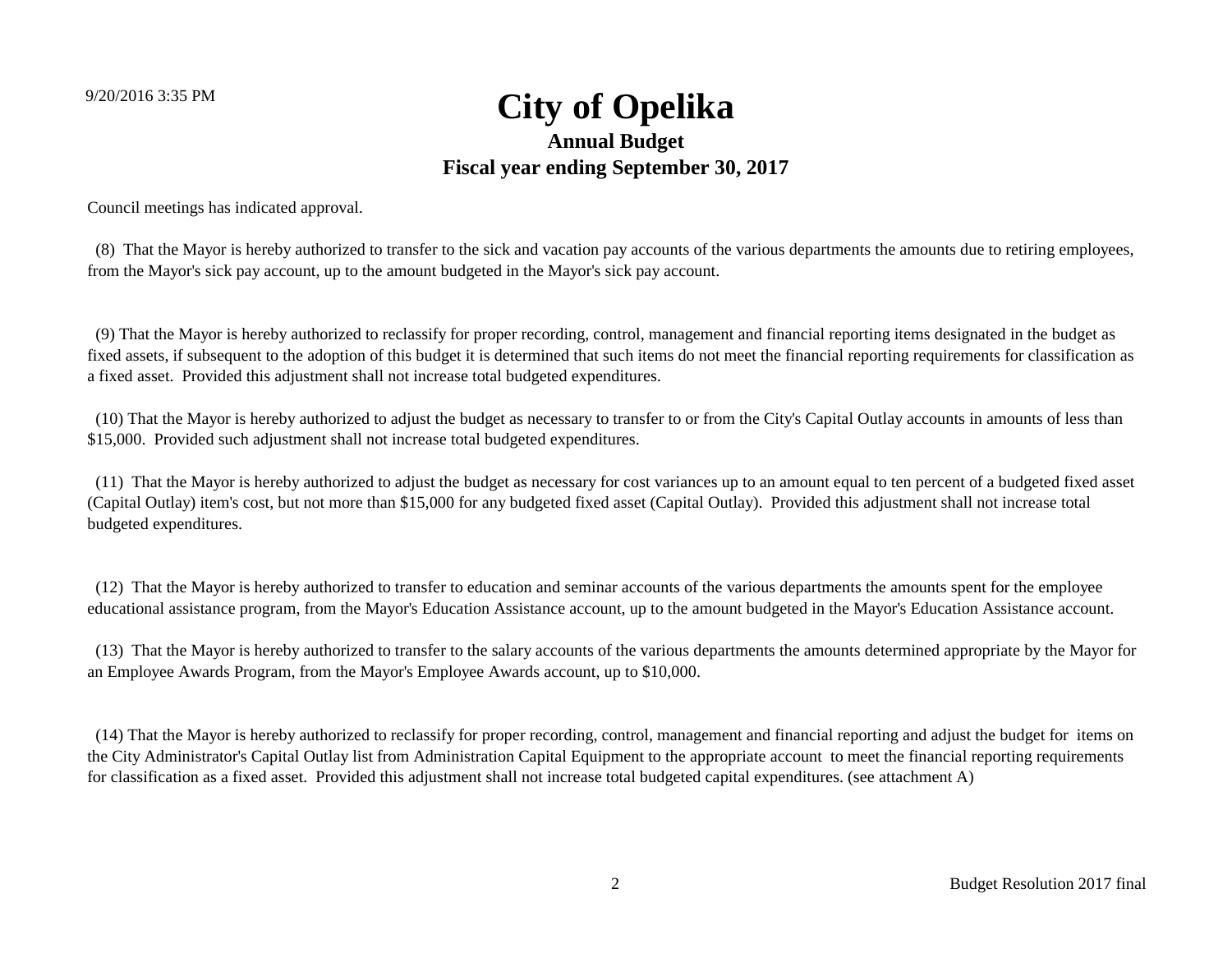Council meetings has indicated approval.

(8) That the Mayor is hereby authorized to transfer to the sick and vacation pay accounts of the various departments the amounts due to retiring employees, from the Mayor's sick pay account, up to the amount budgeted in the Mayor's sick pay account.

(9) That the Mayor is hereby authorized to reclassify for proper recording, control, management and financial reporting items designated in the budget as fixed assets, if subsequent to the adoption of this budget it is determined that such items do not meet the financial reporting requirements for classification as a fixed asset. Provided this adjustment shall not increase total budgeted expenditures.

(10) That the Mayor is hereby authorized to adjust the budget as necessary to transfer to or from the City's Capital Outlay accounts in amounts of less than $15,000. Provided such adjustment shall not increase total budgeted expenditures.

(11) That the Mayor is hereby authorized to adjust the budget as necessary for cost variances up to an amount equal to ten percent of a budgeted fixed asset (Capital Outlay) item's cost, but not more than $15,000 for any budgeted fixed asset (Capital Outlay). Provided this adjustment shall not increase total budgeted expenditures.

(12) That the Mayor is hereby authorized to transfer to education and seminar accounts of the various departments the amounts spent for the employee educational assistance program, from the Mayor's Education Assistance account, up to the amount budgeted in the Mayor's Education Assistance account.

(13) That the Mayor is hereby authorized to transfer to the salary accounts of the various departments the amounts determined appropriate by the Mayor for an Employee Awards Program, from the Mayor's Employee Awards account, up to $10,000.

(14) That the Mayor is hereby authorized to reclassify for proper recording, control, management and financial reporting and adjust the budget for items on the City Administrator's Capital Outlay list from Administration Capital Equipment to the appropriate account to meet the financial reporting requirements for classification as a fixed asset. Provided this adjustment shall not increase total budgeted capital expenditures. (see attachment A)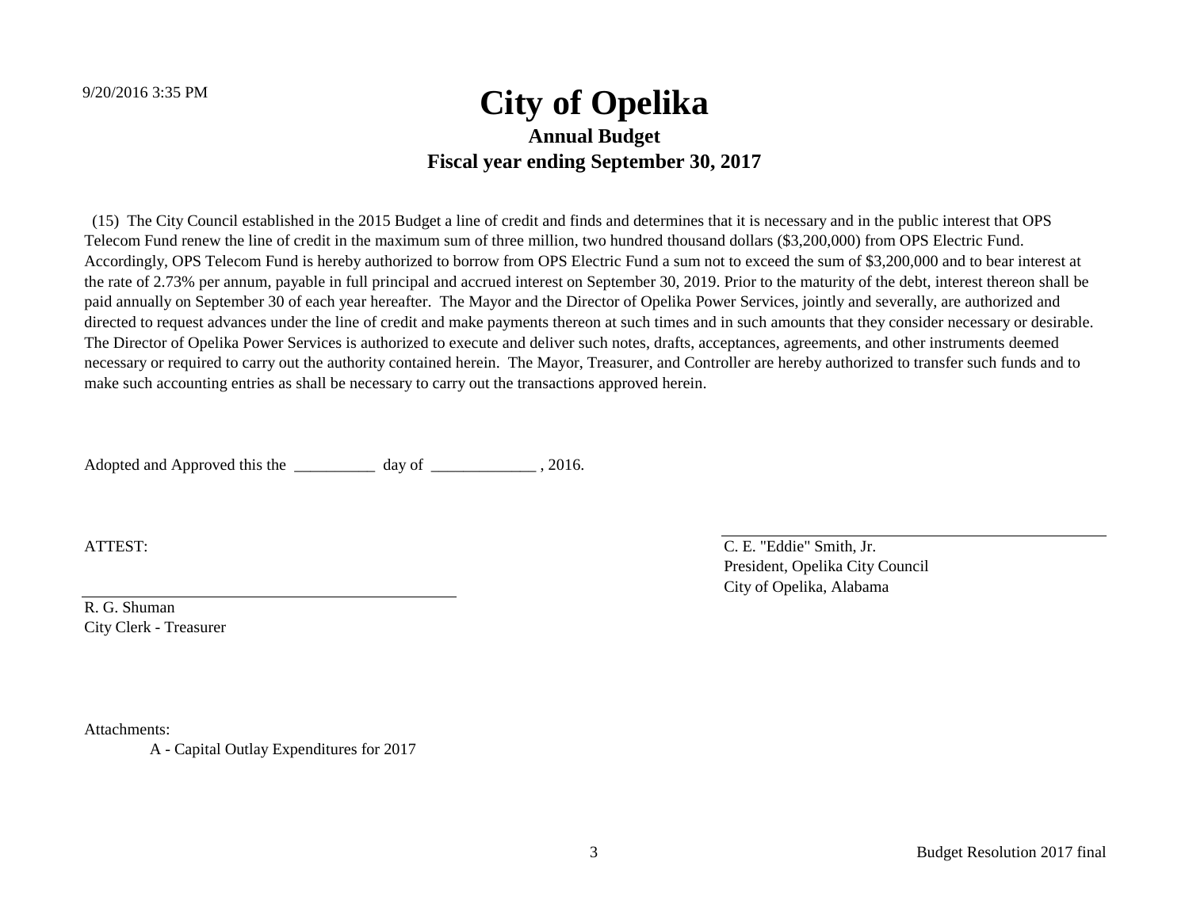# City of Opelika

## Annual Budget

## Fiscal year ending September 30, 2017

(15) The City Council established in the 2015 Budget a line of credit and finds and determines that it is necessary and in the public interest that OPS Telecom Fund renew the line of credit in the maximum sum of three million, two hundred thousand dollars ($3,200,000) from OPS Electric Fund. Accordingly, OPS Telecom Fund is hereby authorized to borrow from OPS Electric Fund a sum not to exceed the sum of $3,200,000 and to bear interest at the rate of 2.73% per annum, payable in full principal and accrued interest on September 30, 2019. Prior to the maturity of the debt, interest thereon shall be paid annually on September 30 of each year hereafter. The Mayor and the Director of Opelika Power Services, jointly and severally, are authorized and directed to request advances under the line of credit and make payments thereon at such times and in such amounts that they consider necessary or desirable. The Director of Opelika Power Services is authorized to execute and deliver such notes, drafts, acceptances, agreements, and other instruments deemed necessary or required to carry out the authority contained herein. The Mayor, Treasurer, and Controller are hereby authorized to transfer such funds and to make such accounting entries as shall be necessary to carry out the transactions approved herein.

Adopted and Approved this the __________ day of _____________ , 2016.

ATTEST:

_____________________________________________

R. G. Shuman
City Clerk - Treasurer

_____________________________________________

C. E. "Eddie" Smith, Jr.
President, Opelika City Council
City of Opelika, Alabama

Attachments:

A - Capital Outlay Expenditures for 2017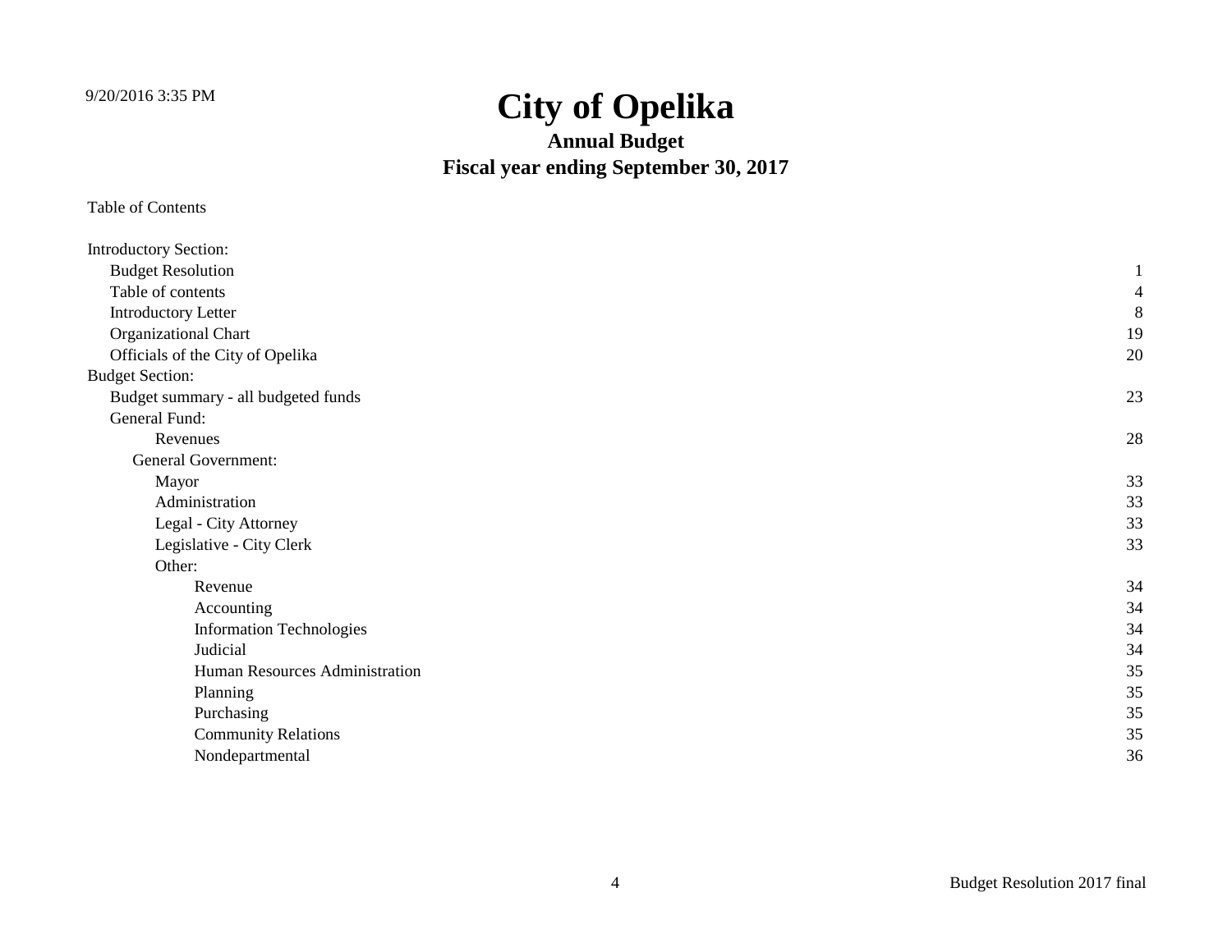# City of Opelika

## Annual Budget

## Fiscal year ending September 30, 2017

Table of Contents

| | |
|---|---|
| Introductory Section: | |
| Budget Resolution | 1 |
| Table of contents | 4 |
| Introductory Letter | 8 |
| Organizational Chart | 19 |
| Officials of the City of Opelika | 20 |
| Budget Section: | |
| Budget summary - all budgeted funds | 23 |
| General Fund: | |
| Revenues | 28 |
| General Government: | |
| Mayor | 33 |
| Administration | 33 |
| Legal - City Attorney | 33 |
| Legislative - City Clerk | 33 |
| Other: | |
| Revenue | 34 |
| Accounting | 34 |
| Information Technologies | 34 |
| Judicial | 34 |
| Human Resources Administration | 35 |
| Planning | 35 |
| Purchasing | 35 |
| Community Relations | 35 |
| Nondepartmental | 36 |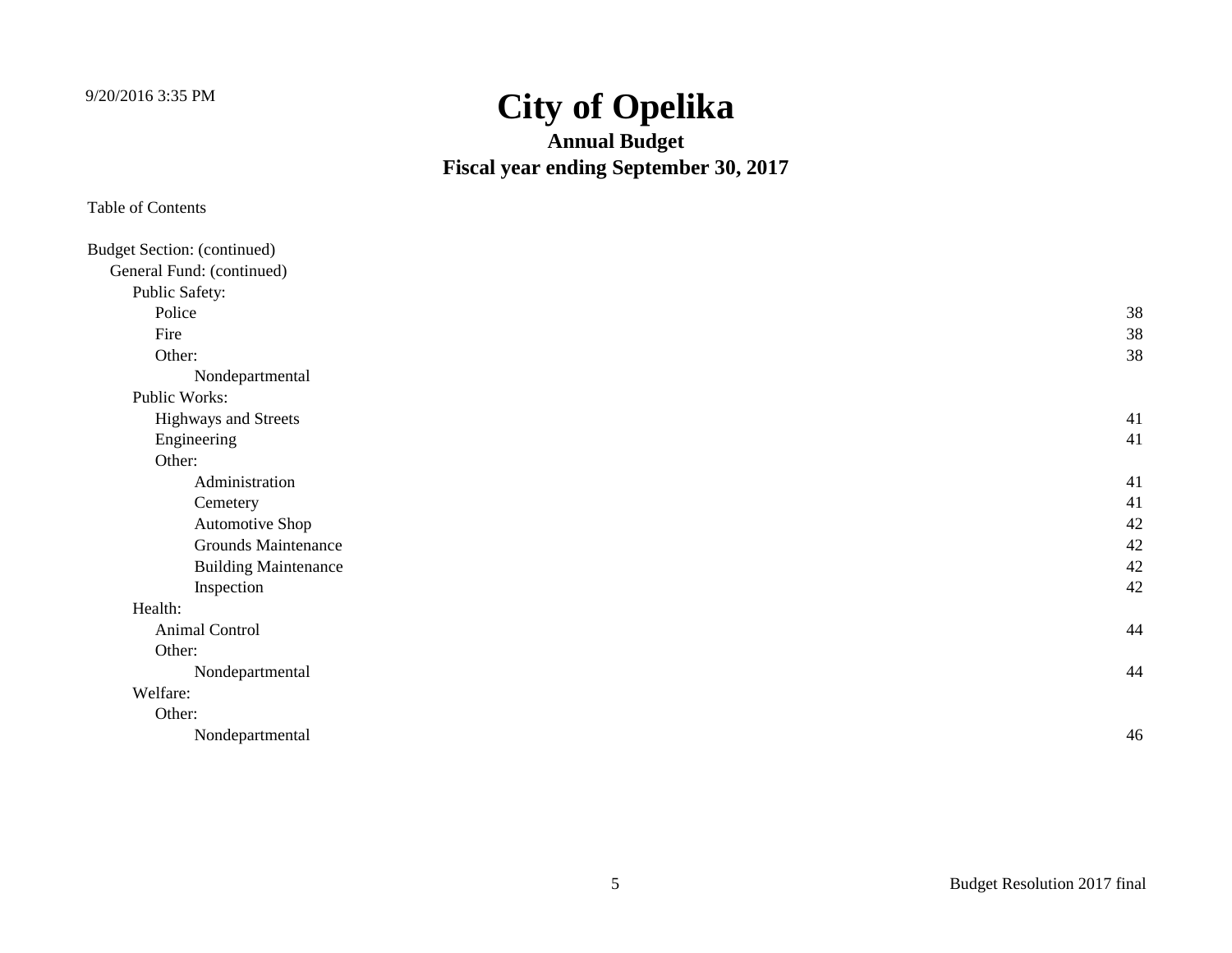# City of Opelika

## Annual Budget

## Fiscal year ending September 30, 2017

Table of Contents

| | |
|---|---|
| Budget Section: (continued) | |
| General Fund: (continued) | |
| Public Safety: | |
| Police | 38 |
| Fire | 38 |
| Other: | 38 |
| Nondepartmental | |
| Public Works: | |
| Highways and Streets | 41 |
| Engineering | 41 |
| Other: | |
| Administration | 41 |
| Cemetery | 41 |
| Automotive Shop | 42 |
| Grounds Maintenance | 42 |
| Building Maintenance | 42 |
| Inspection | 42 |
| Health: | |
| Animal Control | 44 |
| Other: | |
| Nondepartmental | 44 |
| Welfare: | |
| Other: | |
| Nondepartmental | 46 |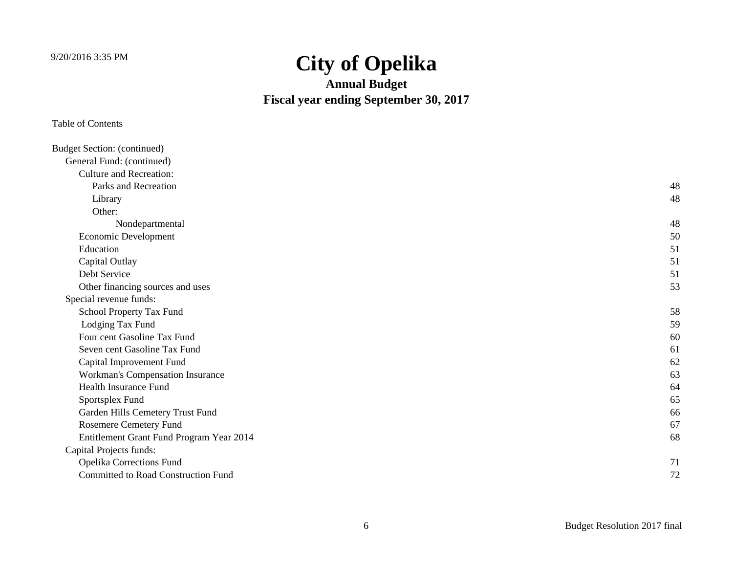# City of Opelika

## Annual Budget

## Fiscal year ending September 30, 2017

Table of Contents

| | |
|---|---|
| Budget Section: (continued) | |
| General Fund: (continued) | |
| Culture and Recreation: | |
| Parks and Recreation | 48 |
| Library | 48 |
| Other: | |
| Nondepartmental | 48 |
| Economic Development | 50 |
| Education | 51 |
| Capital Outlay | 51 |
| Debt Service | 51 |
| Other financing sources and uses | 53 |
| Special revenue funds: | |
| School Property Tax Fund | 58 |
| Lodging Tax Fund | 59 |
| Four cent Gasoline Tax Fund | 60 |
| Seven cent Gasoline Tax Fund | 61 |
| Capital Improvement Fund | 62 |
| Workman's Compensation Insurance | 63 |
| Health Insurance Fund | 64 |
| Sportsplex Fund | 65 |
| Garden Hills Cemetery Trust Fund | 66 |
| Rosemere Cemetery Fund | 67 |
| Entitlement Grant Fund Program Year 2014 | 68 |
| Capital Projects funds: | |
| Opelika Corrections Fund | 71 |
| Committed to Road Construction Fund | 72 |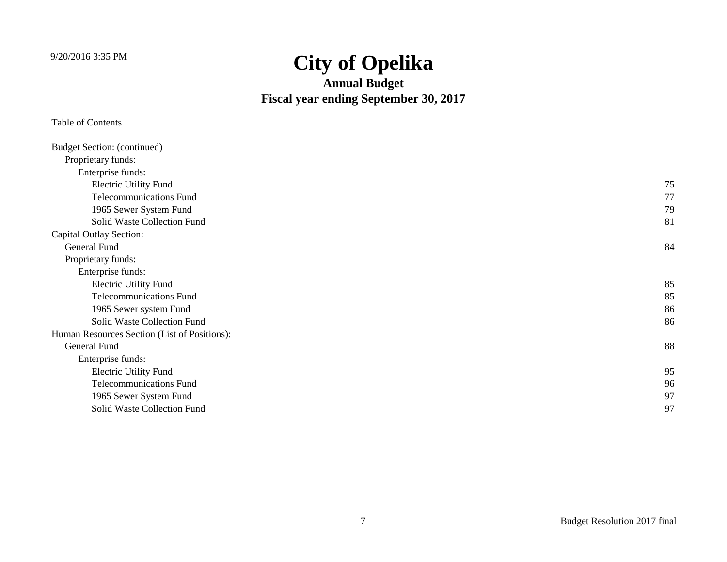# City of Opelika

## Annual Budget

## Fiscal year ending September 30, 2017

Table of Contents

| | |
|---|---|
| Budget Section: (continued) | |
| Proprietary funds: | |
| Enterprise funds: | |
| Electric Utility Fund | 75 |
| Telecommunications Fund | 77 |
| 1965 Sewer System Fund | 79 |
| Solid Waste Collection Fund | 81 |
| Capital Outlay Section: | |
| General Fund | 84 |
| Proprietary funds: | |
| Enterprise funds: | |
| Electric Utility Fund | 85 |
| Telecommunications Fund | 85 |
| 1965 Sewer system Fund | 86 |
| Solid Waste Collection Fund | 86 |
| Human Resources Section (List of Positions): | |
| General Fund | 88 |
| Enterprise funds: | |
| Electric Utility Fund | 95 |
| Telecommunications Fund | 96 |
| 1965 Sewer System Fund | 97 |
| Solid Waste Collection Fund | 97 |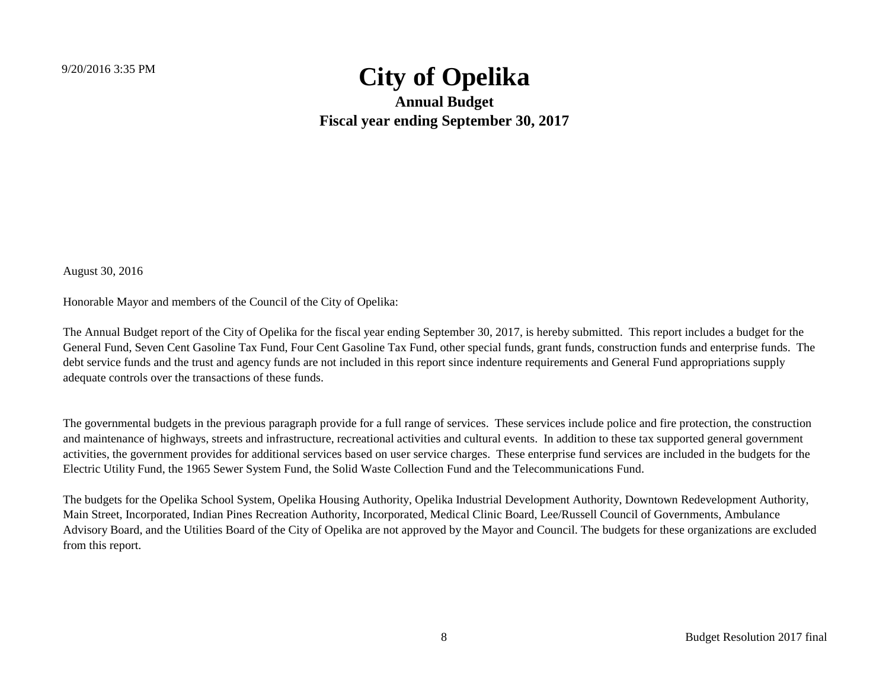9/20/2016 3:35 PM

# City of Opelika

## Annual Budget

## Fiscal year ending September 30, 2017

August 30, 2016

Honorable Mayor and members of the Council of the City of Opelika:

The Annual Budget report of the City of Opelika for the fiscal year ending September 30, 2017, is hereby submitted. This report includes a budget for the General Fund, Seven Cent Gasoline Tax Fund, Four Cent Gasoline Tax Fund, other special funds, grant funds, construction funds and enterprise funds. The debt service funds and the trust and agency funds are not included in this report since indenture requirements and General Fund appropriations supply adequate controls over the transactions of these funds.

The governmental budgets in the previous paragraph provide for a full range of services. These services include police and fire protection, the construction and maintenance of highways, streets and infrastructure, recreational activities and cultural events. In addition to these tax supported general government activities, the government provides for additional services based on user service charges. These enterprise fund services are included in the budgets for the Electric Utility Fund, the 1965 Sewer System Fund, the Solid Waste Collection Fund and the Telecommunications Fund.

The budgets for the Opelika School System, Opelika Housing Authority, Opelika Industrial Development Authority, Downtown Redevelopment Authority, Main Street, Incorporated, Indian Pines Recreation Authority, Incorporated, Medical Clinic Board, Lee/Russell Council of Governments, Ambulance Advisory Board, and the Utilities Board of the City of Opelika are not approved by the Mayor and Council. The budgets for these organizations are excluded from this report.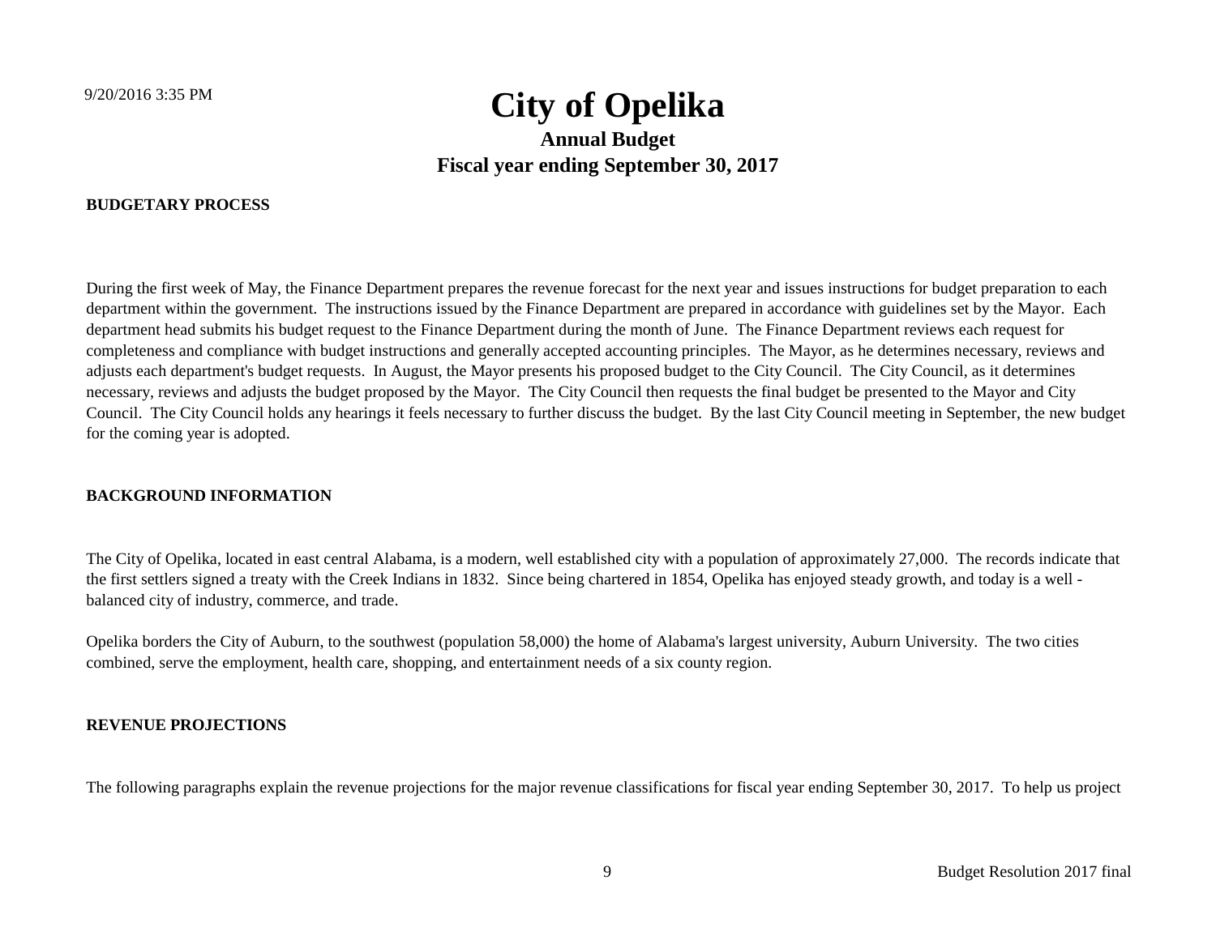# City of Opelika

## Annual Budget

## Fiscal year ending September 30, 2017

### BUDGETARY PROCESS

During the first week of May, the Finance Department prepares the revenue forecast for the next year and issues instructions for budget preparation to each department within the government. The instructions issued by the Finance Department are prepared in accordance with guidelines set by the Mayor. Each department head submits his budget request to the Finance Department during the month of June. The Finance Department reviews each request for completeness and compliance with budget instructions and generally accepted accounting principles. The Mayor, as he determines necessary, reviews and adjusts each department's budget requests. In August, the Mayor presents his proposed budget to the City Council. The City Council, as it determines necessary, reviews and adjusts the budget proposed by the Mayor. The City Council then requests the final budget be presented to the Mayor and City Council. The City Council holds any hearings it feels necessary to further discuss the budget. By the last City Council meeting in September, the new budget for the coming year is adopted.

### BACKGROUND INFORMATION

The City of Opelika, located in east central Alabama, is a modern, well established city with a population of approximately 27,000. The records indicate that the first settlers signed a treaty with the Creek Indians in 1832. Since being chartered in 1854, Opelika has enjoyed steady growth, and today is a well - balanced city of industry, commerce, and trade.

Opelika borders the City of Auburn, to the southwest (population 58,000) the home of Alabama's largest university, Auburn University. The two cities combined, serve the employment, health care, shopping, and entertainment needs of a six county region.

### REVENUE PROJECTIONS

The following paragraphs explain the revenue projections for the major revenue classifications for fiscal year ending September 30, 2017. To help us project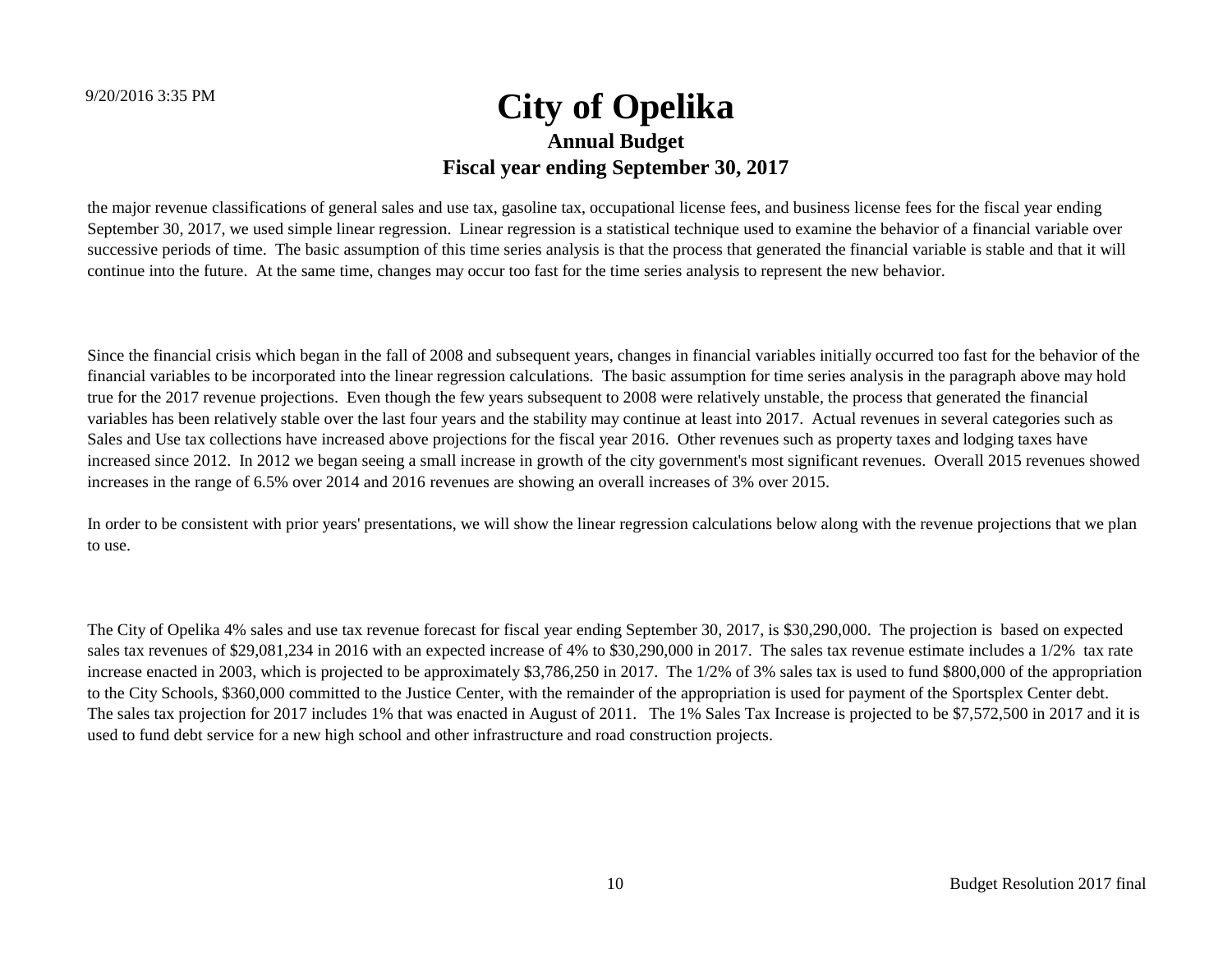the major revenue classifications of general sales and use tax, gasoline tax, occupational license fees, and business license fees for the fiscal year ending September 30, 2017, we used simple linear regression. Linear regression is a statistical technique used to examine the behavior of a financial variable over successive periods of time. The basic assumption of this time series analysis is that the process that generated the financial variable is stable and that it will continue into the future. At the same time, changes may occur too fast for the time series analysis to represent the new behavior.

Since the financial crisis which began in the fall of 2008 and subsequent years, changes in financial variables initially occurred too fast for the behavior of the financial variables to be incorporated into the linear regression calculations. The basic assumption for time series analysis in the paragraph above may hold true for the 2017 revenue projections. Even though the few years subsequent to 2008 were relatively unstable, the process that generated the financial variables has been relatively stable over the last four years and the stability may continue at least into 2017. Actual revenues in several categories such as Sales and Use tax collections have increased above projections for the fiscal year 2016. Other revenues such as property taxes and lodging taxes have increased since 2012. In 2012 we began seeing a small increase in growth of the city government's most significant revenues. Overall 2015 revenues showed increases in the range of 6.5% over 2014 and 2016 revenues are showing an overall increases of 3% over 2015.

In order to be consistent with prior years' presentations, we will show the linear regression calculations below along with the revenue projections that we plan to use.

The City of Opelika 4% sales and use tax revenue forecast for fiscal year ending September 30, 2017, is $30,290,000. The projection is based on expected sales tax revenues of $29,081,234 in 2016 with an expected increase of 4% to $30,290,000 in 2017. The sales tax revenue estimate includes a 1/2% tax rate increase enacted in 2003, which is projected to be approximately $3,786,250 in 2017. The 1/2% of 3% sales tax is used to fund $800,000 of the appropriation to the City Schools, $360,000 committed to the Justice Center, with the remainder of the appropriation is used for payment of the Sportsplex Center debt. The sales tax projection for 2017 includes 1% that was enacted in August of 2011. The 1% Sales Tax Increase is projected to be $7,572,500 in 2017 and it is used to fund debt service for a new high school and other infrastructure and road construction projects.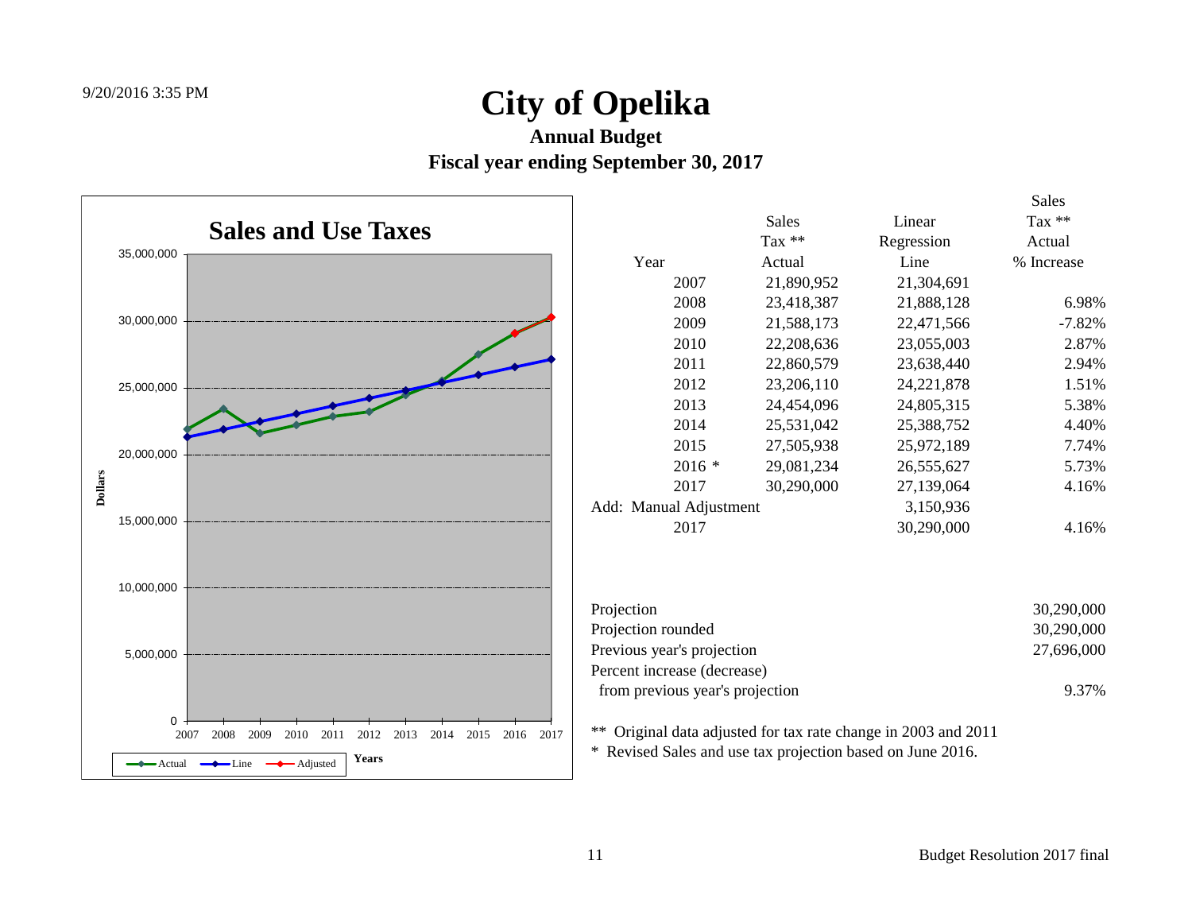9/20/2016 3:35 PM

# City of Opelika

## Annual Budget
## Fiscal year ending September 30, 2017

### Sales and Use Taxes

| Year | Sales Tax ** Actual | Linear Regression Line | Sales Tax ** Actual % Increase |
|---|---|---|---|
| 2007 | 21,890,952 | 21,304,691 | |
| 2008 | 23,418,387 | 21,888,128 | 6.98% |
| 2009 | 21,588,173 | 22,471,566 | -7.82% |
| 2010 | 22,208,636 | 23,055,003 | 2.87% |
| 2011 | 22,860,579 | 23,638,440 | 2.94% |
| 2012 | 23,206,110 | 24,221,878 | 1.51% |
| 2013 | 24,454,096 | 24,805,315 | 5.38% |
| 2014 | 25,531,042 | 25,388,752 | 4.40% |
| 2015 | 27,505,938 | 25,972,189 | 7.74% |
| 2016 * | 29,081,234 | 26,555,627 | 5.73% |
| 2017 | 30,290,000 | 27,139,064 | 4.16% |
| Add: Manual Adjustment | | 3,150,936 | |
| 2017 | | 30,290,000 | 4.16% |

| | |
|---|---|
| Projection | 30,290,000 |
| Projection rounded | 30,290,000 |
| Previous year's projection | 27,696,000 |
| Percent increase (decrease) from previous year's projection | 9.37% |

** Original data adjusted for tax rate change in 2003 and 2011

* Revised Sales and use tax projection based on June 2016.

Budget Resolution 2017 final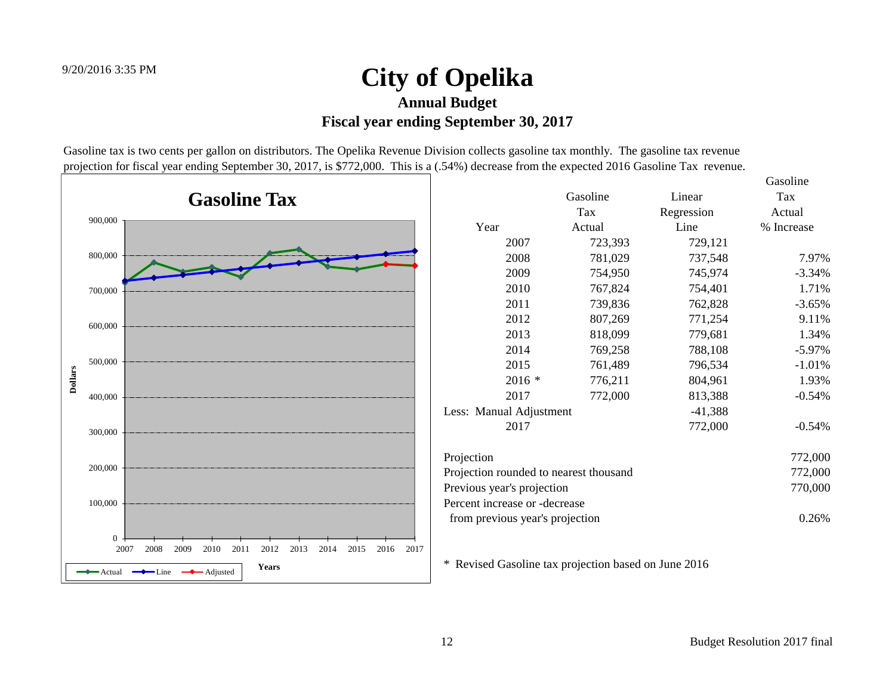9/20/2016 3:35 PM

# City of Opelika

## Annual Budget

## Fiscal year ending September 30, 2017

Gasoline tax is two cents per gallon on distributors. The Opelika Revenue Division collects gasoline tax monthly. The gasoline tax revenue projection for fiscal year ending September 30, 2017, is $772,000. This is a (.54%) decrease from the expected 2016 Gasoline Tax revenue.

**Gasoline Tax**

| Year | Gasoline Tax Actual | Linear Regression Line | Gasoline Tax Actual % Increase |
|---|---|---|---|
| 2007 | 723,393 | 729,121 | |
| 2008 | 781,029 | 737,548 | 7.97% |
| 2009 | 754,950 | 745,974 | -3.34% |
| 2010 | 767,824 | 754,401 | 1.71% |
| 2011 | 739,836 | 762,828 | -3.65% |
| 2012 | 807,269 | 771,254 | 9.11% |
| 2013 | 818,099 | 779,681 | 1.34% |
| 2014 | 769,258 | 788,108 | -5.97% |
| 2015 | 761,489 | 796,534 | -1.01% |
| 2016 * | 776,211 | 804,961 | 1.93% |
| 2017 | 772,000 | 813,388 | -0.54% |
| Less: Manual Adjustment | | -41,388 | |
| 2017 | | 772,000 | -0.54% |

| | |
|---|---|
| Projection | 772,000 |
| Projection rounded to nearest thousand | 772,000 |
| Previous year's projection | 770,000 |
| Percent increase or -decrease from previous year's projection | 0.26% |

* Revised Gasoline tax projection based on June 2016

Budget Resolution 2017 final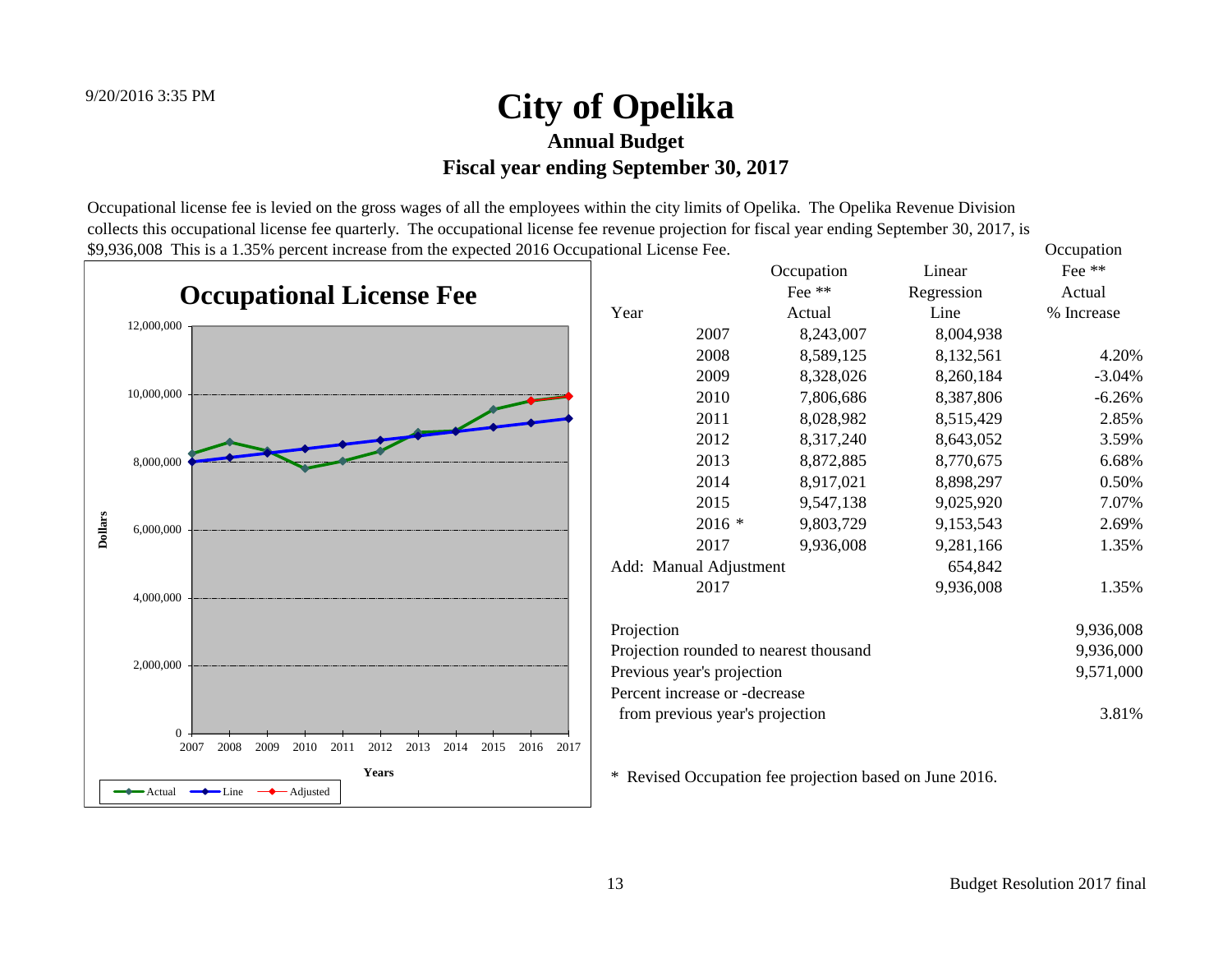9/20/2016 3:35 PM

# City of Opelika

## Annual Budget

## Fiscal year ending September 30, 2017

Occupational license fee is levied on the gross wages of all the employees within the city limits of Opelika. The Opelika Revenue Division collects this occupational license fee quarterly. The occupational license fee revenue projection for fiscal year ending September 30, 2017, is $9,936,008 This is a 1.35% percent increase from the expected 2016 Occupational License Fee.

**Occupational License Fee**

| Year | Occupation Fee ** Actual | Linear Regression Line | Occupation Fee ** Actual % Increase |
|---|---|---|---|
| 2007 | 8,243,007 | 8,004,938 | |
| 2008 | 8,589,125 | 8,132,561 | 4.20% |
| 2009 | 8,328,026 | 8,260,184 | -3.04% |
| 2010 | 7,806,686 | 8,387,806 | -6.26% |
| 2011 | 8,028,982 | 8,515,429 | 2.85% |
| 2012 | 8,317,240 | 8,643,052 | 3.59% |
| 2013 | 8,872,885 | 8,770,675 | 6.68% |
| 2014 | 8,917,021 | 8,898,297 | 0.50% |
| 2015 | 9,547,138 | 9,025,920 | 7.07% |
| 2016 * | 9,803,729 | 9,153,543 | 2.69% |
| 2017 | 9,936,008 | 9,281,166 | 1.35% |
| Add: Manual Adjustment | | 654,842 | |
| 2017 | | 9,936,008 | 1.35% |

| | |
|---|---|
| Projection | 9,936,008 |
| Projection rounded to nearest thousand | 9,936,000 |
| Previous year's projection | 9,571,000 |
| Percent increase or -decrease from previous year's projection | 3.81% |

\* Revised Occupation fee projection based on June 2016.

Budget Resolution 2017 final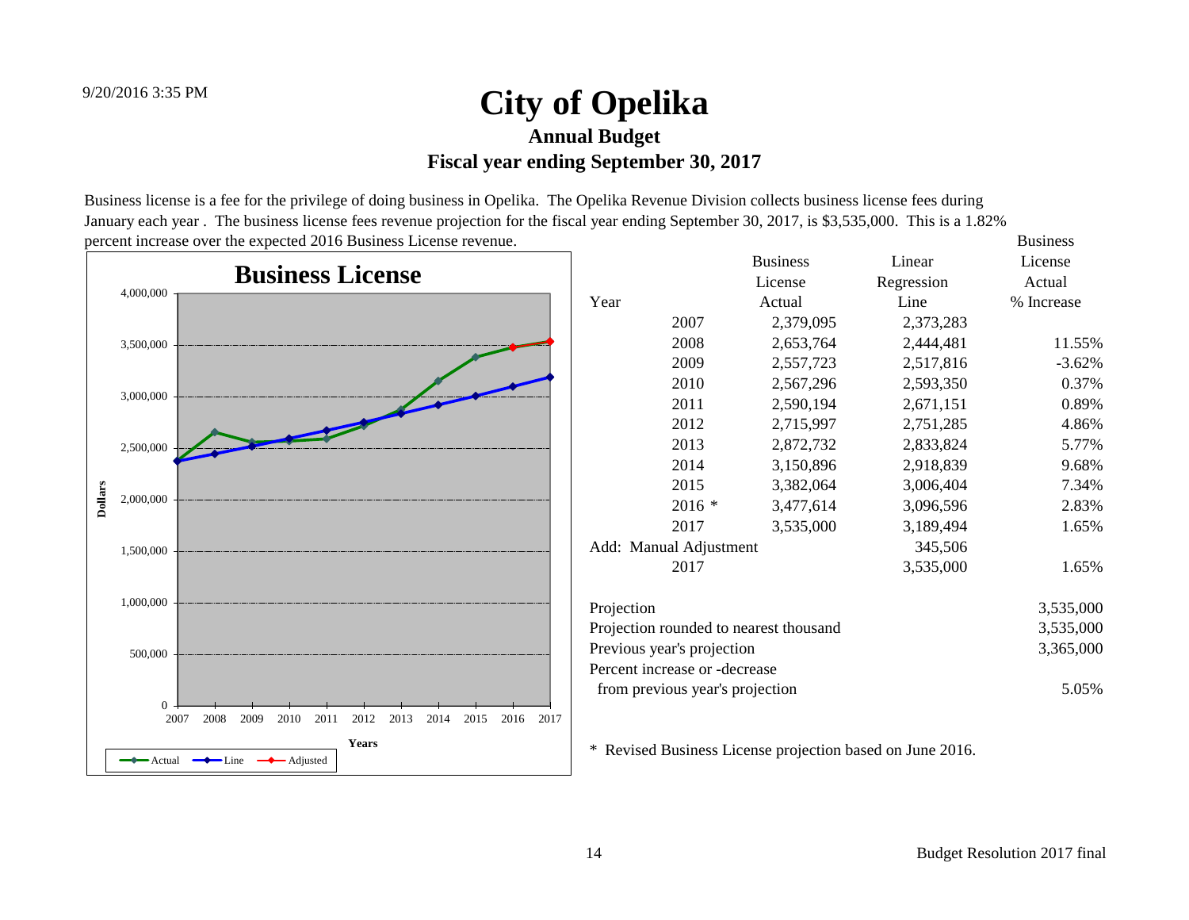9/20/2016 3:35 PM

# City of Opelika

## Annual Budget

## Fiscal year ending September 30, 2017

Business license is a fee for the privilege of doing business in Opelika. The Opelika Revenue Division collects business license fees during January each year . The business license fees revenue projection for the fiscal year ending September 30, 2017, is $3,535,000. This is a 1.82% percent increase over the expected 2016 Business License revenue.

| Year | Business License Actual | Linear Regression Line | Business License Actual % Increase |
|---|---|---|---|
| 2007 | 2,379,095 | 2,373,283 | |
| 2008 | 2,653,764 | 2,444,481 | 11.55% |
| 2009 | 2,557,723 | 2,517,816 | -3.62% |
| 2010 | 2,567,296 | 2,593,350 | 0.37% |
| 2011 | 2,590,194 | 2,671,151 | 0.89% |
| 2012 | 2,715,997 | 2,751,285 | 4.86% |
| 2013 | 2,872,732 | 2,833,824 | 5.77% |
| 2014 | 3,150,896 | 2,918,839 | 9.68% |
| 2015 | 3,382,064 | 3,006,404 | 7.34% |
| 2016 * | 3,477,614 | 3,096,596 | 2.83% |
| 2017 | 3,535,000 | 3,189,494 | 1.65% |
| Add: Manual Adjustment | | 345,506 | |
| 2017 | | 3,535,000 | 1.65% |

| | |
|---|---|
| Projection | 3,535,000 |
| Projection rounded to nearest thousand | 3,535,000 |
| Previous year's projection | 3,365,000 |
| Percent increase or -decrease from previous year's projection | 5.05% |

\* Revised Business License projection based on June 2016.

Budget Resolution 2017 final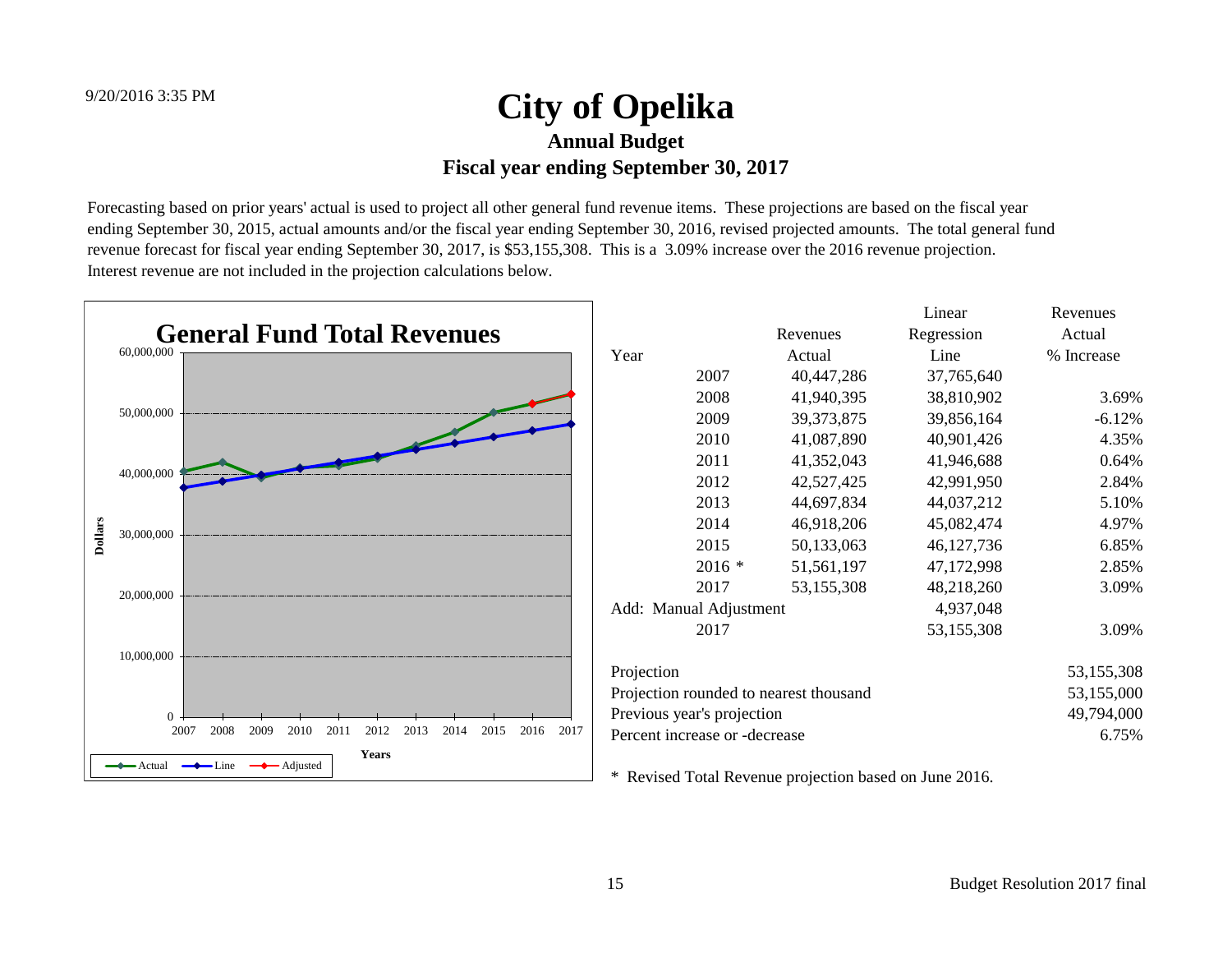# City of Opelika

## Annual Budget

## Fiscal year ending September 30, 2017

Forecasting based on prior years' actual is used to project all other general fund revenue items. These projections are based on the fiscal year ending September 30, 2015, actual amounts and/or the fiscal year ending September 30, 2016, revised projected amounts. The total general fund revenue forecast for fiscal year ending September 30, 2017, is $53,155,308. This is a 3.09% increase over the 2016 revenue projection. Interest revenue are not included in the projection calculations below.

| Year | Revenues Actual | Linear Regression Line | Revenues Actual % Increase |
|---|---|---|---|
| 2007 | 40,447,286 | 37,765,640 | |
| 2008 | 41,940,395 | 38,810,902 | 3.69% |
| 2009 | 39,373,875 | 39,856,164 | -6.12% |
| 2010 | 41,087,890 | 40,901,426 | 4.35% |
| 2011 | 41,352,043 | 41,946,688 | 0.64% |
| 2012 | 42,527,425 | 42,991,950 | 2.84% |
| 2013 | 44,697,834 | 44,037,212 | 5.10% |
| 2014 | 46,918,206 | 45,082,474 | 4.97% |
| 2015 | 50,133,063 | 46,127,736 | 6.85% |
| 2016 * | 51,561,197 | 47,172,998 | 2.85% |
| 2017 | 53,155,308 | 48,218,260 | 3.09% |
| Add: Manual Adjustment | | 4,937,048 | |
| 2017 | | 53,155,308 | 3.09% |

| | |
|---|---|
| Projection | 53,155,308 |
| Projection rounded to nearest thousand | 53,155,000 |
| Previous year's projection | 49,794,000 |
| Percent increase or -decrease | 6.75% |

\* Revised Total Revenue projection based on June 2016.

**General Fund Total Revenues**

Dollars (0 to 60,000,000) by Years (2007–2017); Legend: Actual, Line, Adjusted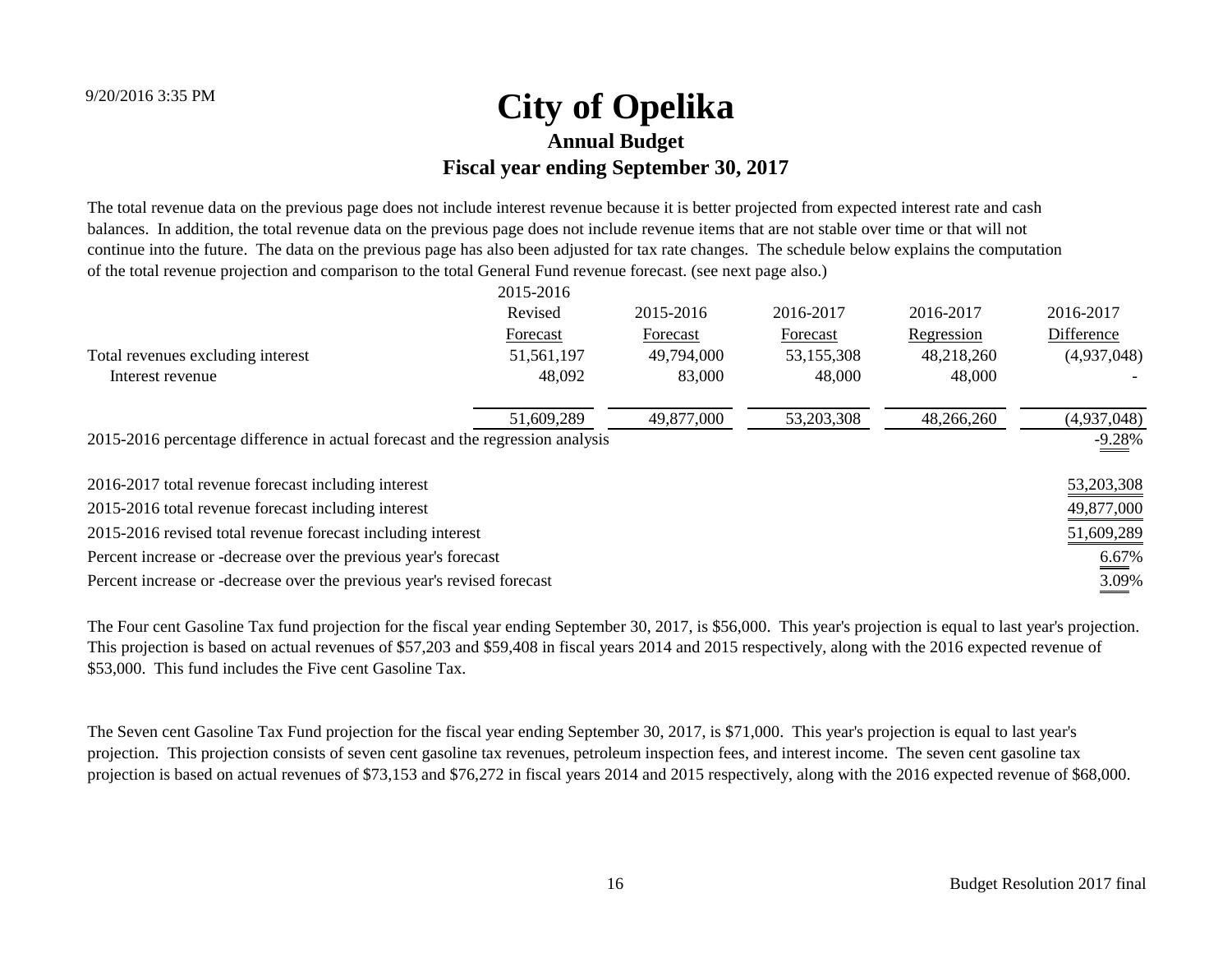# City of Opelika

## Annual Budget

### Fiscal year ending September 30, 2017

The total revenue data on the previous page does not include interest revenue because it is better projected from expected interest rate and cash balances. In addition, the total revenue data on the previous page does not include revenue items that are not stable over time or that will not continue into the future. The data on the previous page has also been adjusted for tax rate changes. The schedule below explains the computation of the total revenue projection and comparison to the total General Fund revenue forecast. (see next page also.)

| | 2015-2016 Revised Forecast | 2015-2016 Forecast | 2016-2017 Forecast | 2016-2017 Regression | 2016-2017 Difference |
|---|---|---|---|---|---|
| Total revenues excluding interest | 51,561,197 | 49,794,000 | 53,155,308 | 48,218,260 | (4,937,048) |
| Interest revenue | 48,092 | 83,000 | 48,000 | 48,000 | - |
| | 51,609,289 | 49,877,000 | 53,203,308 | 48,266,260 | (4,937,048) |
| 2015-2016 percentage difference in actual forecast and the regression analysis | | | | | -9.28% |
| 2016-2017 total revenue forecast including interest | | | | | 53,203,308 |
| 2015-2016 total revenue forecast including interest | | | | | 49,877,000 |
| 2015-2016 revised total revenue forecast including interest | | | | | 51,609,289 |
| Percent increase or -decrease over the previous year's forecast | | | | | 6.67% |
| Percent increase or -decrease over the previous year's revised forecast | | | | | 3.09% |

The Four cent Gasoline Tax fund projection for the fiscal year ending September 30, 2017, is $56,000. This year's projection is equal to last year's projection. This projection is based on actual revenues of $57,203 and $59,408 in fiscal years 2014 and 2015 respectively, along with the 2016 expected revenue of $53,000. This fund includes the Five cent Gasoline Tax.

The Seven cent Gasoline Tax Fund projection for the fiscal year ending September 30, 2017, is $71,000. This year's projection is equal to last year's projection. This projection consists of seven cent gasoline tax revenues, petroleum inspection fees, and interest income. The seven cent gasoline tax projection is based on actual revenues of $73,153 and $76,272 in fiscal years 2014 and 2015 respectively, along with the 2016 expected revenue of $68,000.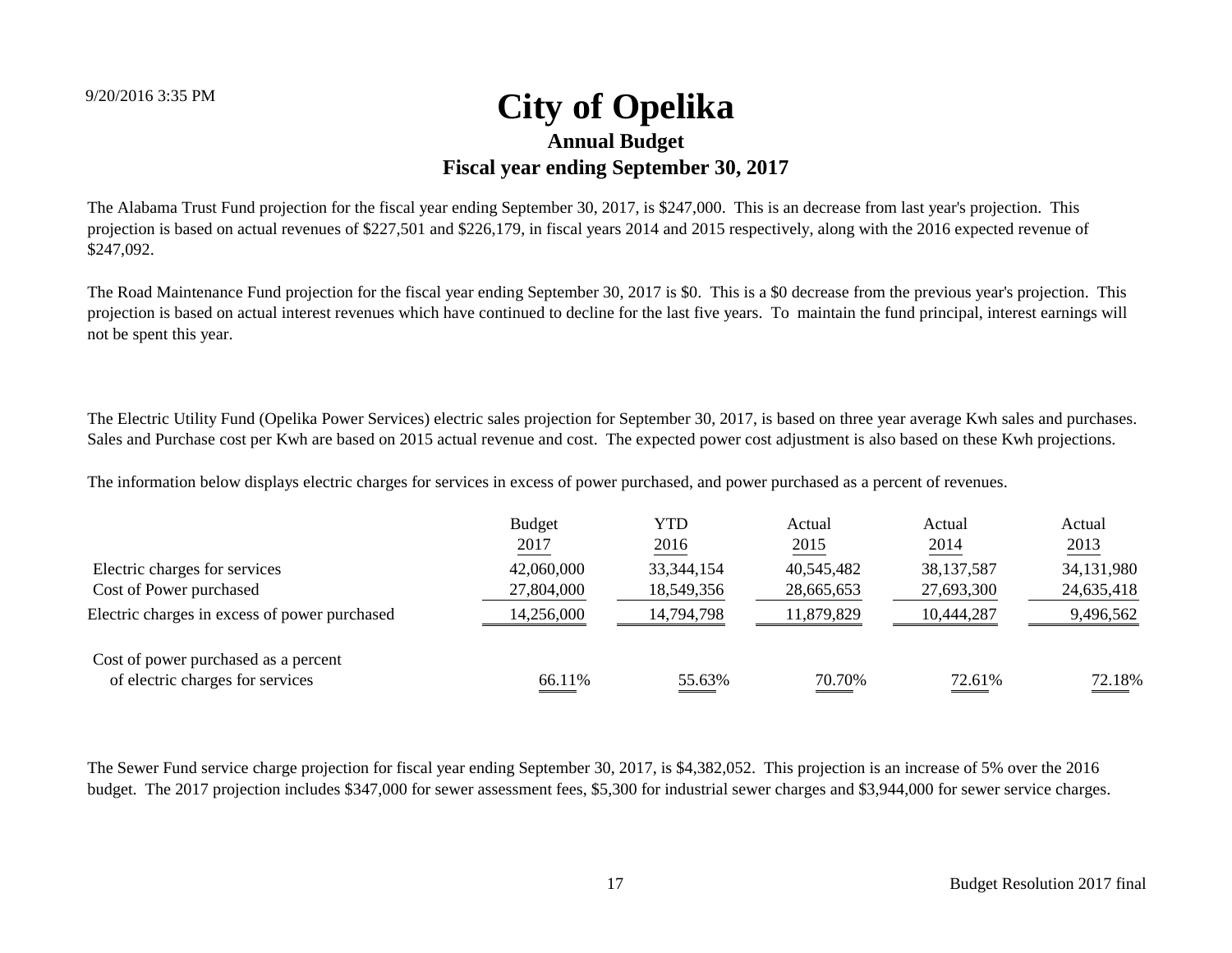# City of Opelika

## Annual Budget

## Fiscal year ending September 30, 2017

The Alabama Trust Fund projection for the fiscal year ending September 30, 2017, is $247,000. This is an decrease from last year's projection. This projection is based on actual revenues of $227,501 and $226,179, in fiscal years 2014 and 2015 respectively, along with the 2016 expected revenue of $247,092.

The Road Maintenance Fund projection for the fiscal year ending September 30, 2017 is $0. This is a $0 decrease from the previous year's projection. This projection is based on actual interest revenues which have continued to decline for the last five years. To maintain the fund principal, interest earnings will not be spent this year.

The Electric Utility Fund (Opelika Power Services) electric sales projection for September 30, 2017, is based on three year average Kwh sales and purchases. Sales and Purchase cost per Kwh are based on 2015 actual revenue and cost. The expected power cost adjustment is also based on these Kwh projections.

The information below displays electric charges for services in excess of power purchased, and power purchased as a percent of revenues.

| | Budget 2017 | YTD 2016 | Actual 2015 | Actual 2014 | Actual 2013 |
|---|---|---|---|---|---|
| Electric charges for services | 42,060,000 | 33,344,154 | 40,545,482 | 38,137,587 | 34,131,980 |
| Cost of Power purchased | 27,804,000 | 18,549,356 | 28,665,653 | 27,693,300 | 24,635,418 |
| Electric charges in excess of power purchased | 14,256,000 | 14,794,798 | 11,879,829 | 10,444,287 | 9,496,562 |
| Cost of power purchased as a percent of electric charges for services | 66.11% | 55.63% | 70.70% | 72.61% | 72.18% |

The Sewer Fund service charge projection for fiscal year ending September 30, 2017, is $4,382,052. This projection is an increase of 5% over the 2016 budget. The 2017 projection includes $347,000 for sewer assessment fees, $5,300 for industrial sewer charges and $3,944,000 for sewer service charges.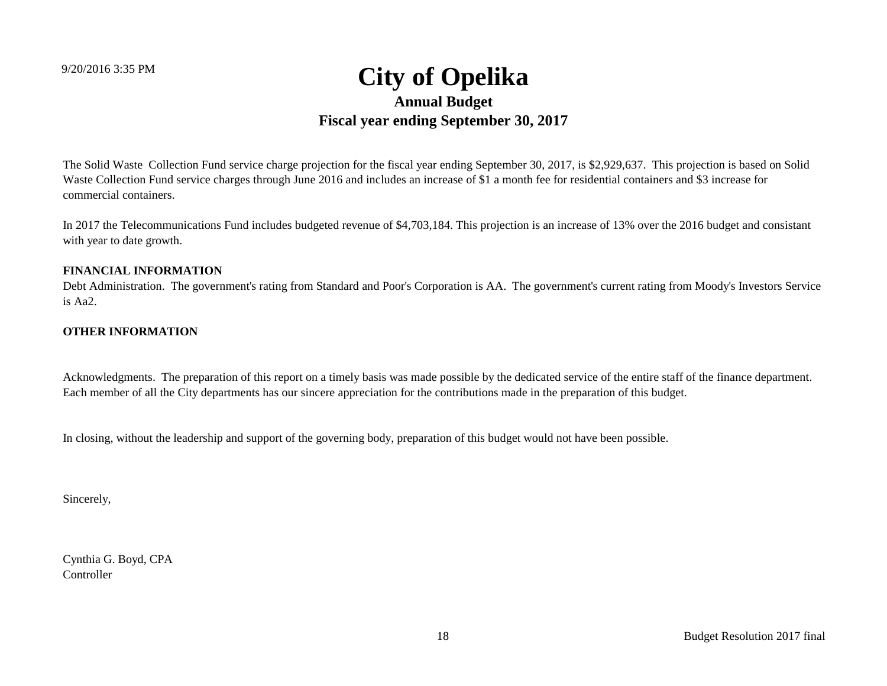# City of Opelika

## Annual Budget

### Fiscal year ending September 30, 2017

The Solid Waste  Collection Fund service charge projection for the fiscal year ending September 30, 2017, is $2,929,637.  This projection is based on Solid Waste Collection Fund service charges through June 2016 and includes an increase of $1 a month fee for residential containers and $3 increase for commercial containers.

In 2017 the Telecommunications Fund includes budgeted revenue of $4,703,184. This projection is an increase of 13% over the 2016 budget and consistant with year to date growth.

**FINANCIAL INFORMATION**

Debt Administration.  The government's rating from Standard and Poor's Corporation is AA.  The government's current rating from Moody's Investors Service is Aa2.

**OTHER INFORMATION**

Acknowledgments.  The preparation of this report on a timely basis was made possible by the dedicated service of the entire staff of the finance department. Each member of all the City departments has our sincere appreciation for the contributions made in the preparation of this budget.

In closing, without the leadership and support of the governing body, preparation of this budget would not have been possible.

Sincerely,

Cynthia G. Boyd, CPA
Controller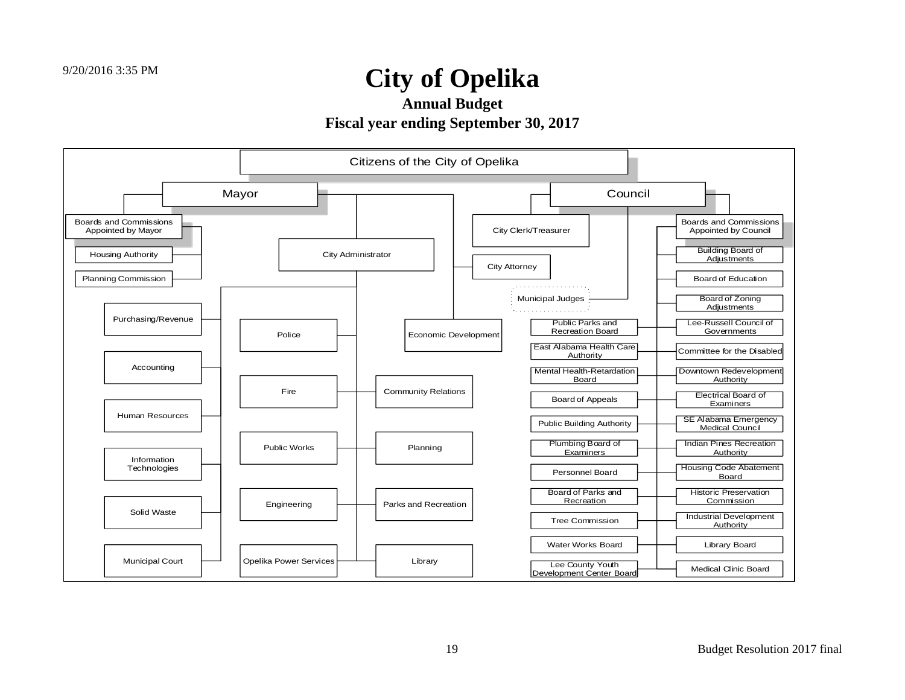# City of Opelika

**Annual Budget**

**Fiscal year ending September 30, 2017**

- Citizens of the City of Opelika
  - Mayor
    - Boards and Commissions Appointed by Mayor
      - Housing Authority
      - Planning Commission
    - City Administrator
      - Purchasing/Revenue
      - Accounting
      - Human Resources
      - Information Technologies
      - Solid Waste
      - Municipal Court
      - Police
      - Fire
      - Public Works
      - Engineering
      - Opelika Power Services
      - Community Relations
      - Planning
      - Parks and Recreation
      - Library
    - City Attorney
    - Economic Development
  - Council
    - City Clerk/Treasurer
    - Municipal Judges
    - Boards and Commissions Appointed by Council
      - Building Board of Adjustments
      - Board of Education
      - Board of Zoning Adjustments
      - Lee-Russell Council of Governments
      - Committee for the Disabled
      - Downtown Redevelopment Authority
      - Electrical Board of Examiners
      - SE Alabama Emergency Medical Council
      - Indian Pines Recreation Authority
      - Housing Code Abatement Board
      - Historic Preservation Commission
      - Industrial Development Authority
      - Library Board
      - Medical Clinic Board
      - Public Parks and Recreation Board
      - East Alabama Health Care Authority
      - Mental Health-Retardation Board
      - Board of Appeals
      - Public Building Authority
      - Plumbing Board of Examiners
      - Personnel Board
      - Board of Parks and Recreation
      - Tree Commission
      - Water Works Board
      - Lee County Youth Development Center Board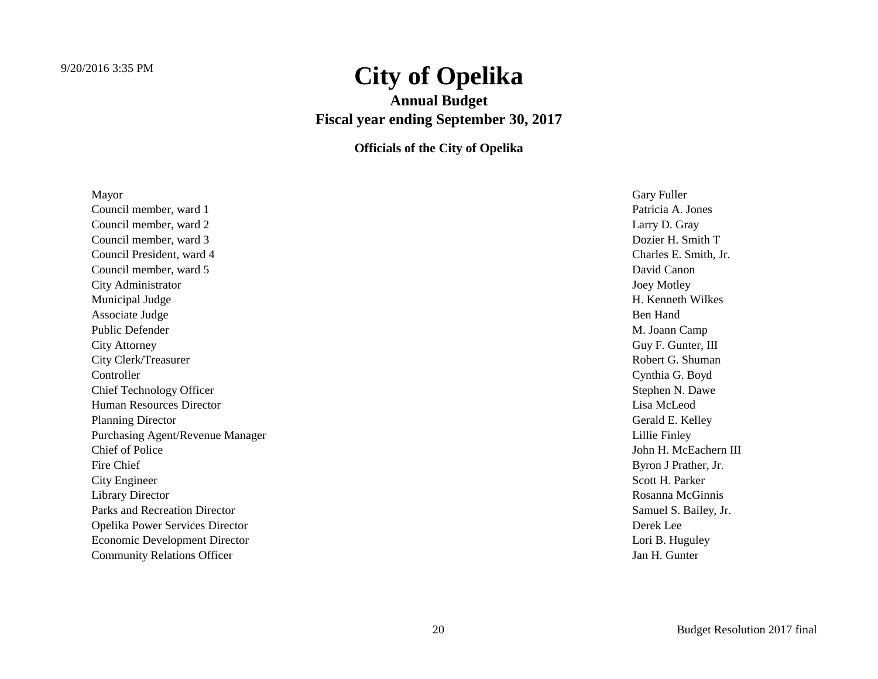# City of Opelika

## Annual Budget

## Fiscal year ending September 30, 2017

### Officials of the City of Opelika

| Title | Name |
|---|---|
| Mayor | Gary Fuller |
| Council member, ward 1 | Patricia A. Jones |
| Council member, ward 2 | Larry D. Gray |
| Council member, ward 3 | Dozier H. Smith T |
| Council President, ward 4 | Charles E. Smith, Jr. |
| Council member, ward 5 | David Canon |
| City Administrator | Joey Motley |
| Municipal Judge | H. Kenneth Wilkes |
| Associate Judge | Ben Hand |
| Public Defender | M. Joann Camp |
| City Attorney | Guy F. Gunter, III |
| City Clerk/Treasurer | Robert G. Shuman |
| Controller | Cynthia G. Boyd |
| Chief Technology Officer | Stephen N. Dawe |
| Human Resources Director | Lisa McLeod |
| Planning Director | Gerald E. Kelley |
| Purchasing Agent/Revenue Manager | Lillie Finley |
| Chief of Police | John H. McEachern III |
| Fire Chief | Byron J Prather, Jr. |
| City Engineer | Scott H. Parker |
| Library Director | Rosanna McGinnis |
| Parks and Recreation Director | Samuel S. Bailey, Jr. |
| Opelika Power Services Director | Derek Lee |
| Economic Development Director | Lori B. Huguley |
| Community Relations Officer | Jan H. Gunter |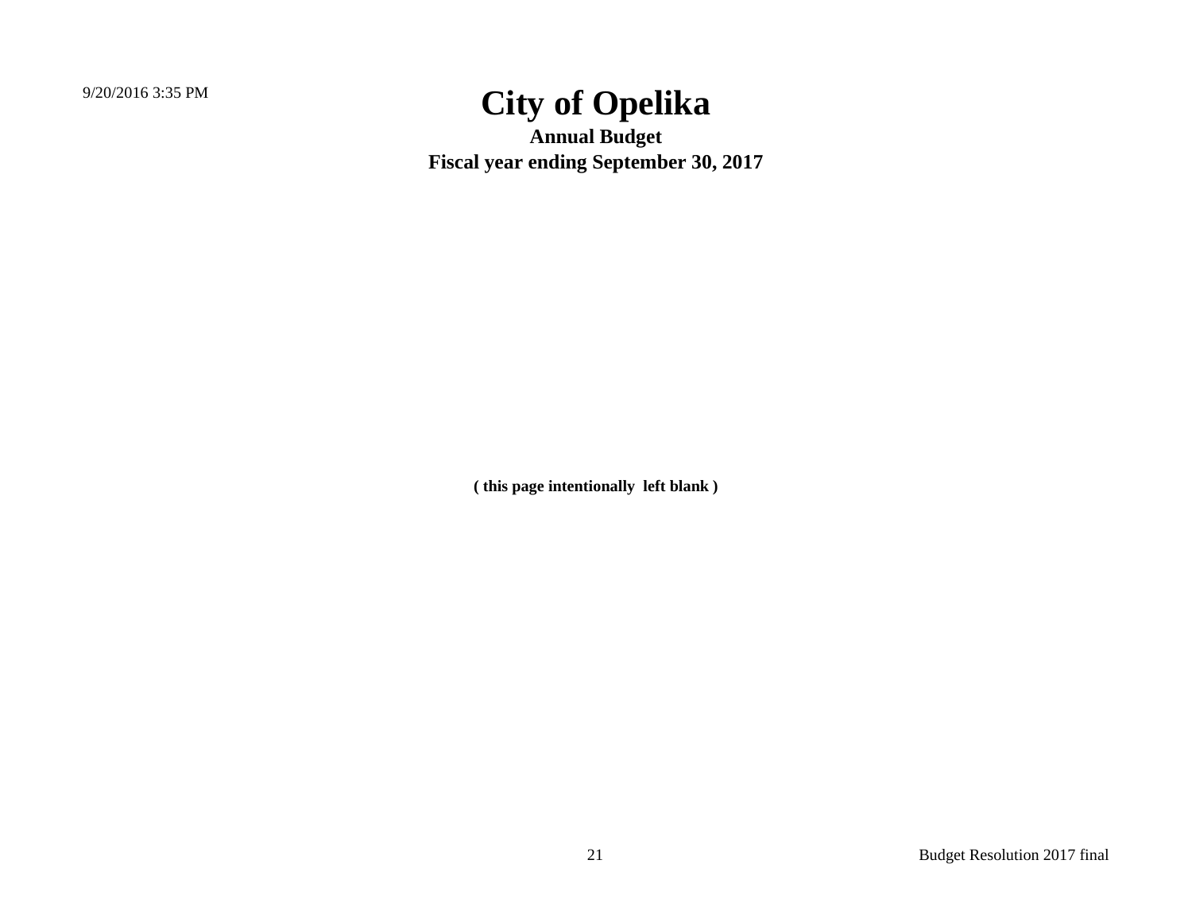# City of Opelika

**Annual Budget**

**Fiscal year ending September 30, 2017**

**( this page intentionally left blank )**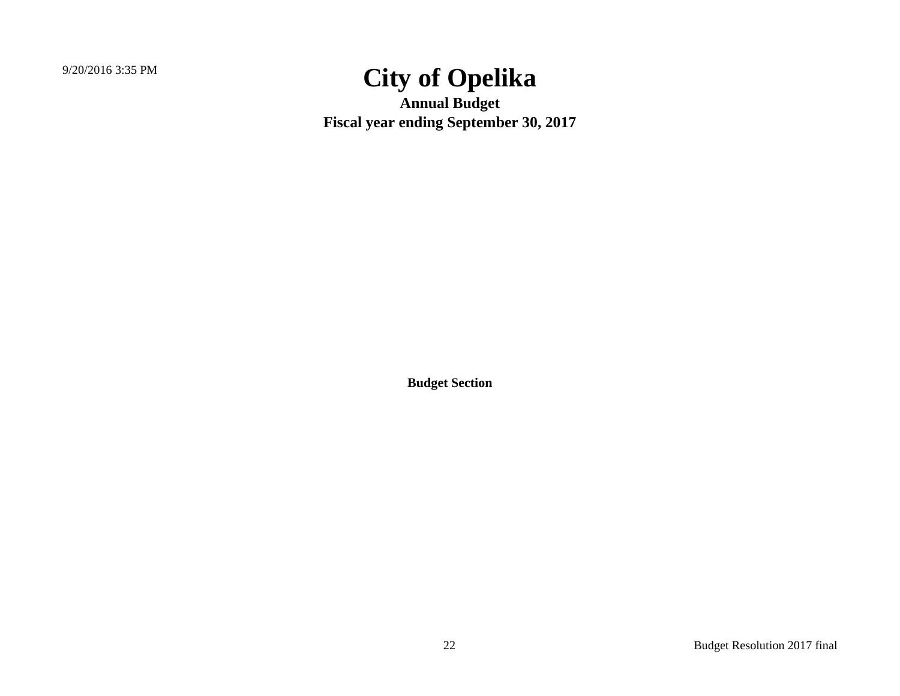# City of Opelika

**Annual Budget**

**Fiscal year ending September 30, 2017**

**Budget Section**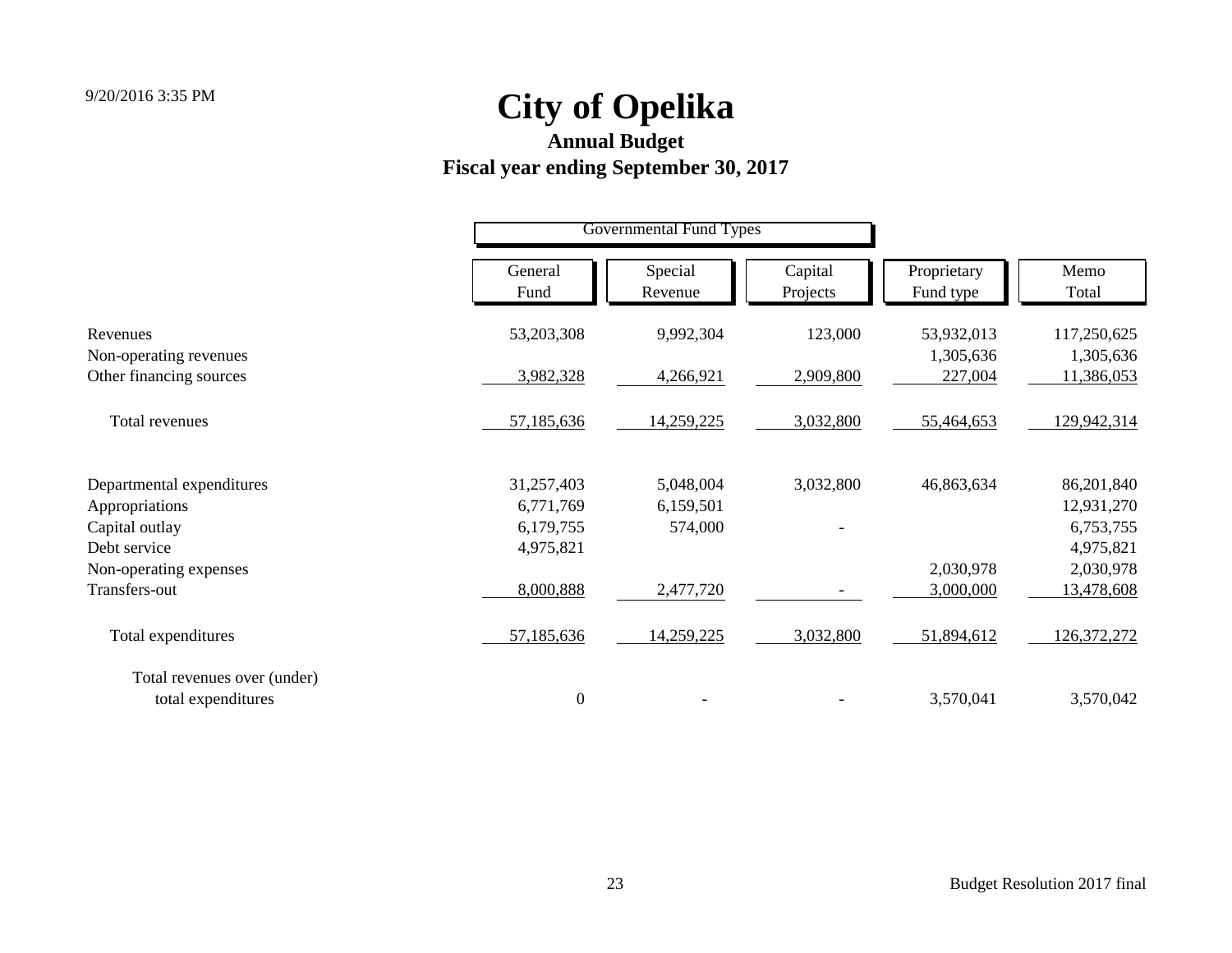# City of Opelika

## Annual Budget

## Fiscal year ending September 30, 2017

| | Governmental Fund Types | | | | |
|---|---|---|---|---|---|
| | General Fund | Special Revenue | Capital Projects | Proprietary Fund type | Memo Total |
| Revenues | 53,203,308 | 9,992,304 | 123,000 | 53,932,013 | 117,250,625 |
| Non-operating revenues | | | | 1,305,636 | 1,305,636 |
| Other financing sources | 3,982,328 | 4,266,921 | 2,909,800 | 227,004 | 11,386,053 |
| Total revenues | 57,185,636 | 14,259,225 | 3,032,800 | 55,464,653 | 129,942,314 |
| Departmental expenditures | 31,257,403 | 5,048,004 | 3,032,800 | 46,863,634 | 86,201,840 |
| Appropriations | 6,771,769 | 6,159,501 | | | 12,931,270 |
| Capital outlay | 6,179,755 | 574,000 | - | | 6,753,755 |
| Debt service | 4,975,821 | | | | 4,975,821 |
| Non-operating expenses | | | | 2,030,978 | 2,030,978 |
| Transfers-out | 8,000,888 | 2,477,720 | - | 3,000,000 | 13,478,608 |
| Total expenditures | 57,185,636 | 14,259,225 | 3,032,800 | 51,894,612 | 126,372,272 |
| Total revenues over (under) total expenditures | 0 | - | - | 3,570,041 | 3,570,042 |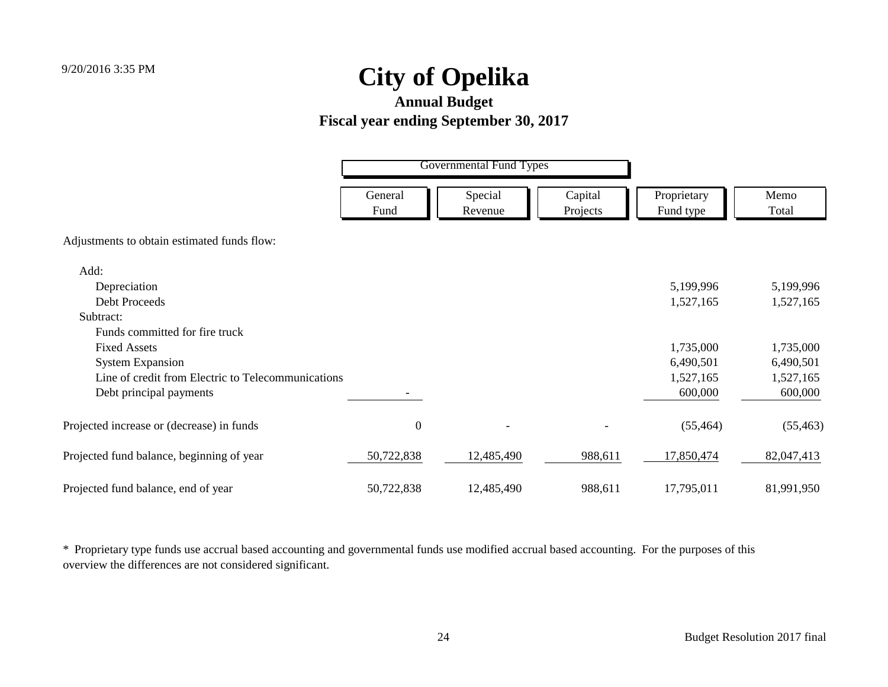9/20/2016 3:35 PM

# City of Opelika

## Annual Budget

## Fiscal year ending September 30, 2017

| | Governmental Fund Types | | | | |
|---|---|---|---|---|---|
| | General Fund | Special Revenue | Capital Projects | Proprietary Fund type | Memo Total |
| Adjustments to obtain estimated funds flow: | | | | | |
| Add: | | | | | |
| Depreciation | | | | 5,199,996 | 5,199,996 |
| Debt Proceeds | | | | 1,527,165 | 1,527,165 |
| Subtract: | | | | | |
| Funds committed for fire truck | | | | | |
| Fixed Assets | | | | 1,735,000 | 1,735,000 |
| System Expansion | | | | 6,490,501 | 6,490,501 |
| Line of credit from Electric to Telecommunications | | | | 1,527,165 | 1,527,165 |
| Debt principal payments | - | | | 600,000 | 600,000 |
| Projected increase or (decrease) in funds | 0 | - | - | (55,464) | (55,463) |
| Projected fund balance, beginning of year | 50,722,838 | 12,485,490 | 988,611 | 17,850,474 | 82,047,413 |
| Projected fund balance, end of year | 50,722,838 | 12,485,490 | 988,611 | 17,795,011 | 81,991,950 |

* Proprietary type funds use accrual based accounting and governmental funds use modified accrual based accounting. For the purposes of this overview the differences are not considered significant.

Budget Resolution 2017 final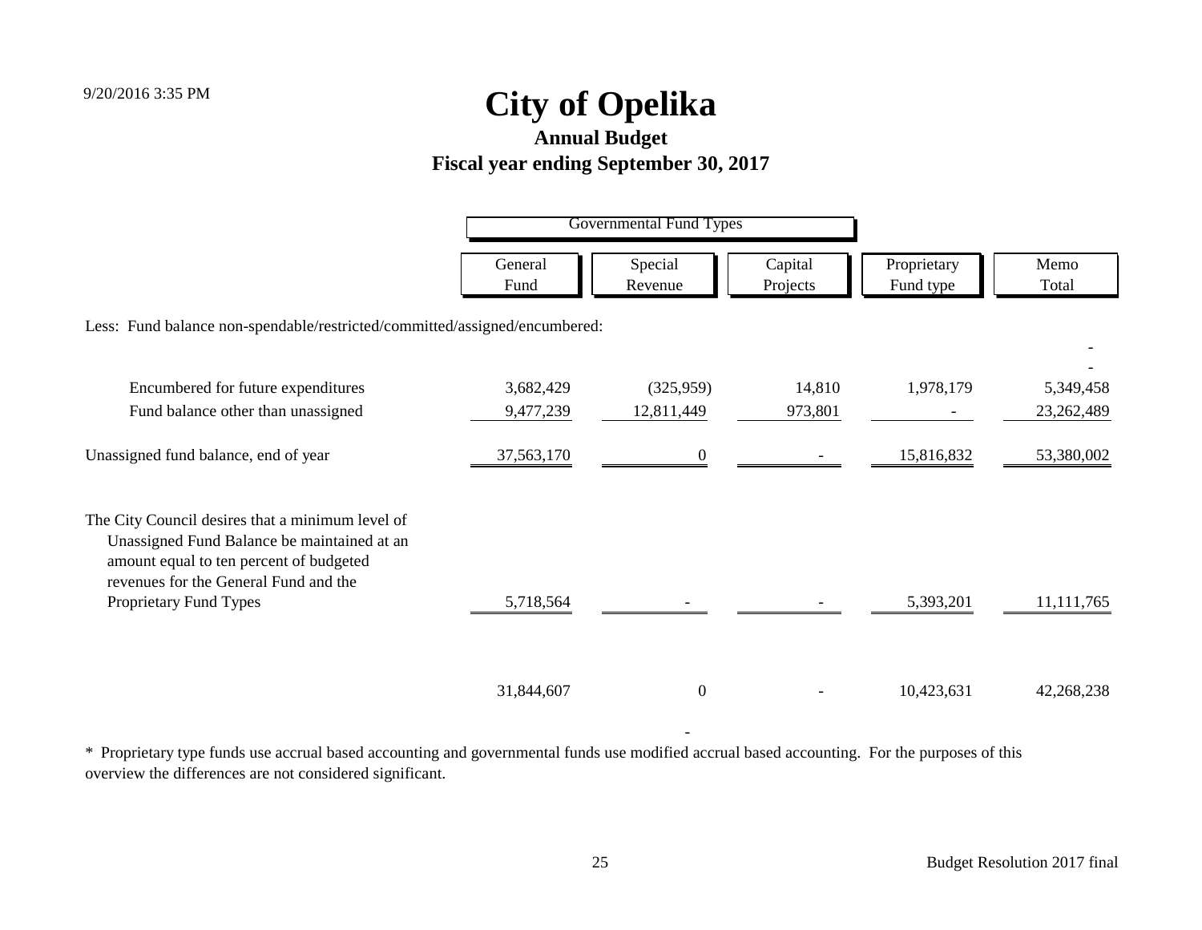9/20/2016 3:35 PM

# City of Opelika

## Annual Budget

### Fiscal year ending September 30, 2017

| | Governmental Fund Types | | | | |
|---|---|---|---|---|---|
| | General Fund | Special Revenue | Capital Projects | Proprietary Fund type | Memo Total |
| Less: Fund balance non-spendable/restricted/committed/assigned/encumbered: | | | | | - |
| | | | | | - |
| Encumbered for future expenditures | 3,682,429 | (325,959) | 14,810 | 1,978,179 | 5,349,458 |
| Fund balance other than unassigned | 9,477,239 | 12,811,449 | 973,801 | - | 23,262,489 |
| Unassigned fund balance, end of year | 37,563,170 | 0 | - | 15,816,832 | 53,380,002 |
| The City Council desires that a minimum level of Unassigned Fund Balance be maintained at an amount equal to ten percent of budgeted revenues for the General Fund and the Proprietary Fund Types | 5,718,564 | - | - | 5,393,201 | 11,111,765 |
| | 31,844,607 | 0 | - | 10,423,631 | 42,268,238 |
| | | - | | | |

\* Proprietary type funds use accrual based accounting and governmental funds use modified accrual based accounting. For the purposes of this overview the differences are not considered significant.

Budget Resolution 2017 final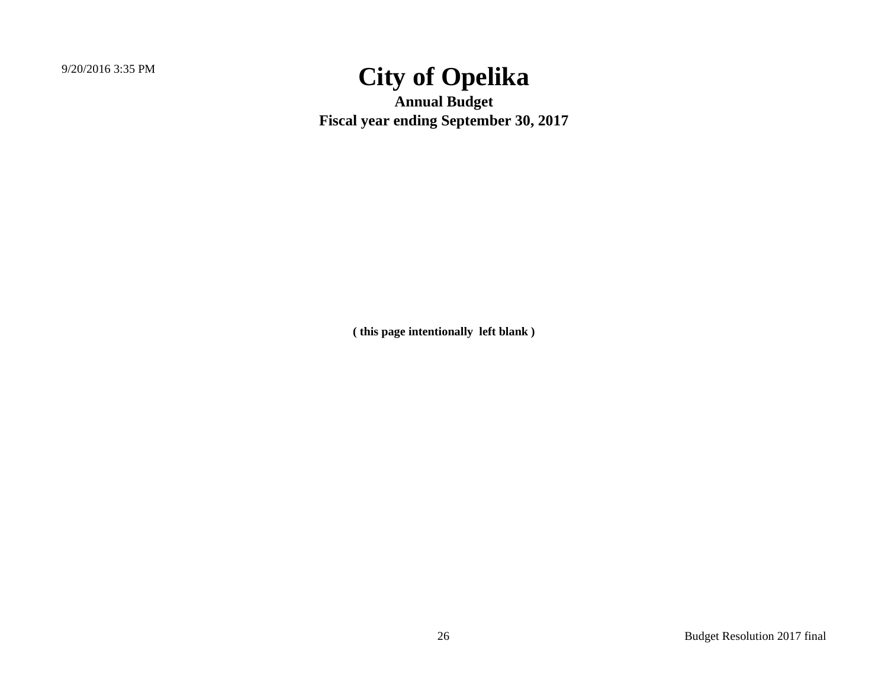# City of Opelika

**Annual Budget**

**Fiscal year ending September 30, 2017**

**( this page intentionally left blank )**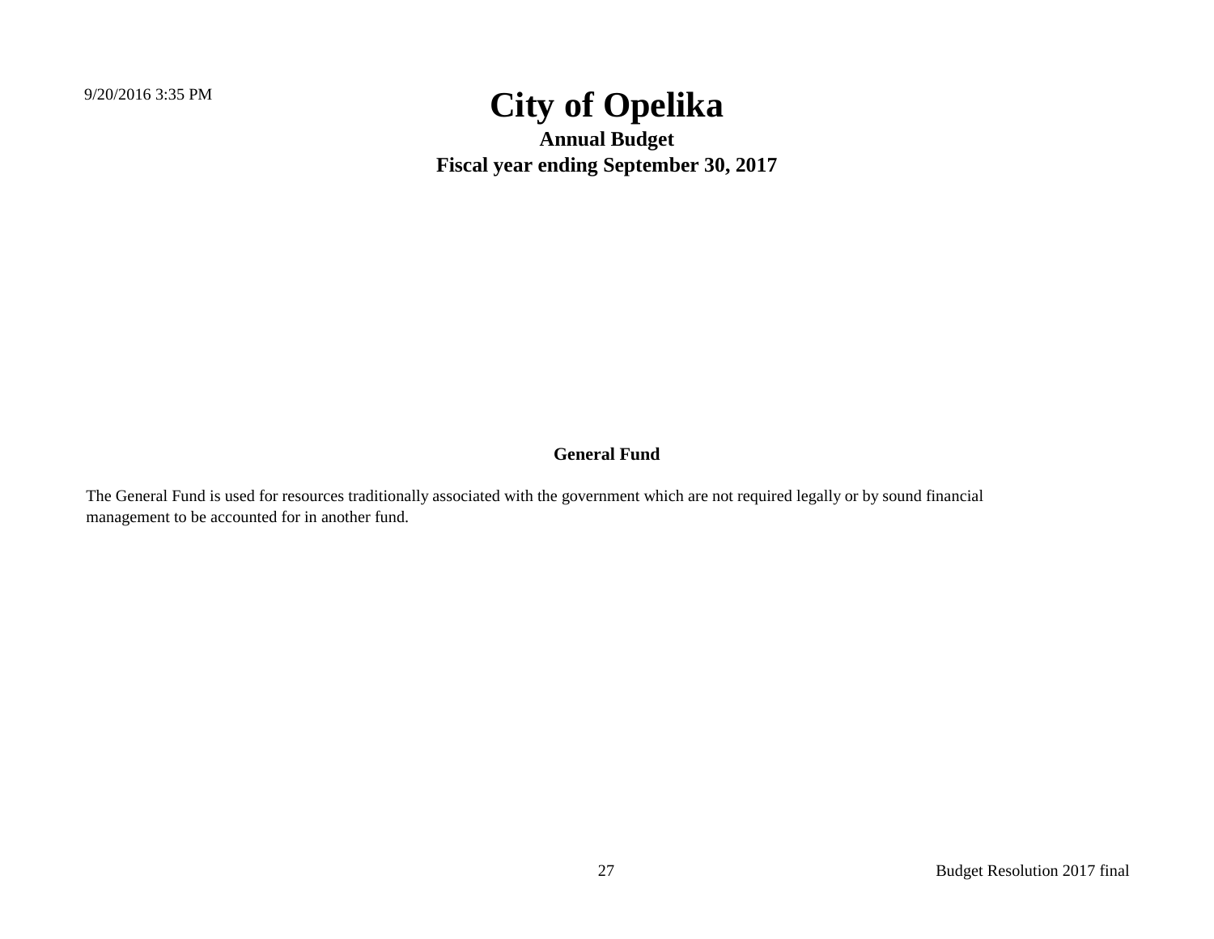# City of Opelika

### Annual Budget

### Fiscal year ending September 30, 2017

## General Fund

The General Fund is used for resources traditionally associated with the government which are not required legally or by sound financial management to be accounted for in another fund.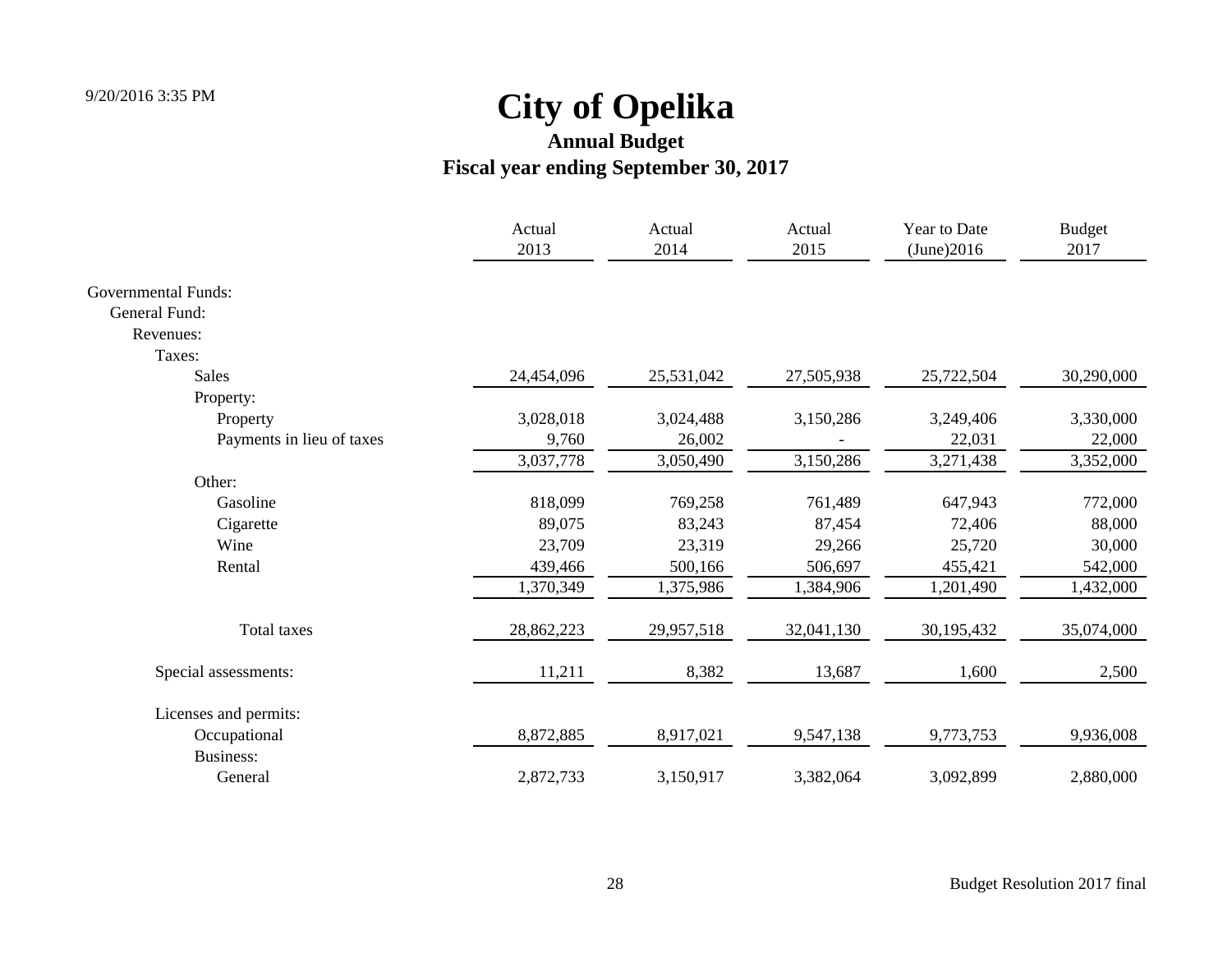# City of Opelika

## Annual Budget

## Fiscal year ending September 30, 2017

| | Actual 2013 | Actual 2014 | Actual 2015 | Year to Date (June)2016 | Budget 2017 |
|---|---|---|---|---|---|
| Governmental Funds: | | | | | |
| General Fund: | | | | | |
| Revenues: | | | | | |
| Taxes: | | | | | |
| Sales | 24,454,096 | 25,531,042 | 27,505,938 | 25,722,504 | 30,290,000 |
| Property: | | | | | |
| Property | 3,028,018 | 3,024,488 | 3,150,286 | 3,249,406 | 3,330,000 |
| Payments in lieu of taxes | 9,760 | 26,002 | - | 22,031 | 22,000 |
| | 3,037,778 | 3,050,490 | 3,150,286 | 3,271,438 | 3,352,000 |
| Other: | | | | | |
| Gasoline | 818,099 | 769,258 | 761,489 | 647,943 | 772,000 |
| Cigarette | 89,075 | 83,243 | 87,454 | 72,406 | 88,000 |
| Wine | 23,709 | 23,319 | 29,266 | 25,720 | 30,000 |
| Rental | 439,466 | 500,166 | 506,697 | 455,421 | 542,000 |
| | 1,370,349 | 1,375,986 | 1,384,906 | 1,201,490 | 1,432,000 |
| Total taxes | 28,862,223 | 29,957,518 | 32,041,130 | 30,195,432 | 35,074,000 |
| Special assessments: | 11,211 | 8,382 | 13,687 | 1,600 | 2,500 |
| Licenses and permits: | | | | | |
| Occupational | 8,872,885 | 8,917,021 | 9,547,138 | 9,773,753 | 9,936,008 |
| Business: | | | | | |
| General | 2,872,733 | 3,150,917 | 3,382,064 | 3,092,899 | 2,880,000 |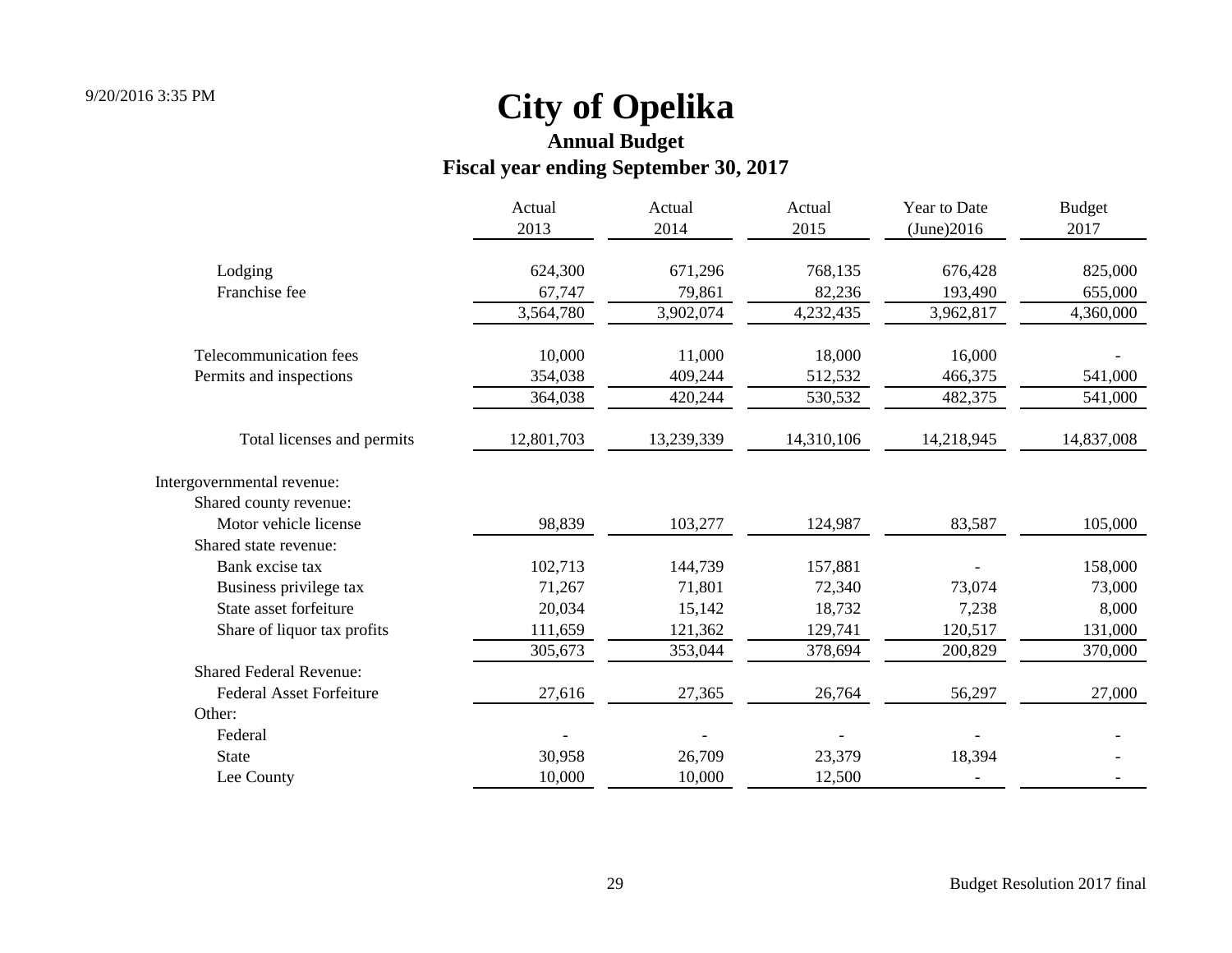# City of Opelika

## Annual Budget

### Fiscal year ending September 30, 2017

| | Actual 2013 | Actual 2014 | Actual 2015 | Year to Date (June)2016 | Budget 2017 |
|---|---|---|---|---|---|
| Lodging | 624,300 | 671,296 | 768,135 | 676,428 | 825,000 |
| Franchise fee | 67,747 | 79,861 | 82,236 | 193,490 | 655,000 |
| | 3,564,780 | 3,902,074 | 4,232,435 | 3,962,817 | 4,360,000 |
| Telecommunication fees | 10,000 | 11,000 | 18,000 | 16,000 | - |
| Permits and inspections | 354,038 | 409,244 | 512,532 | 466,375 | 541,000 |
| | 364,038 | 420,244 | 530,532 | 482,375 | 541,000 |
| Total licenses and permits | 12,801,703 | 13,239,339 | 14,310,106 | 14,218,945 | 14,837,008 |
| Intergovernmental revenue: | | | | | |
| Shared county revenue: | | | | | |
| Motor vehicle license | 98,839 | 103,277 | 124,987 | 83,587 | 105,000 |
| Shared state revenue: | | | | | |
| Bank excise tax | 102,713 | 144,739 | 157,881 | - | 158,000 |
| Business privilege tax | 71,267 | 71,801 | 72,340 | 73,074 | 73,000 |
| State asset forfeiture | 20,034 | 15,142 | 18,732 | 7,238 | 8,000 |
| Share of liquor tax profits | 111,659 | 121,362 | 129,741 | 120,517 | 131,000 |
| | 305,673 | 353,044 | 378,694 | 200,829 | 370,000 |
| Shared Federal Revenue: | | | | | |
| Federal Asset Forfeiture | 27,616 | 27,365 | 26,764 | 56,297 | 27,000 |
| Other: | | | | | |
| Federal | - | - | - | - | - |
| State | 30,958 | 26,709 | 23,379 | 18,394 | - |
| Lee County | 10,000 | 10,000 | 12,500 | - | - |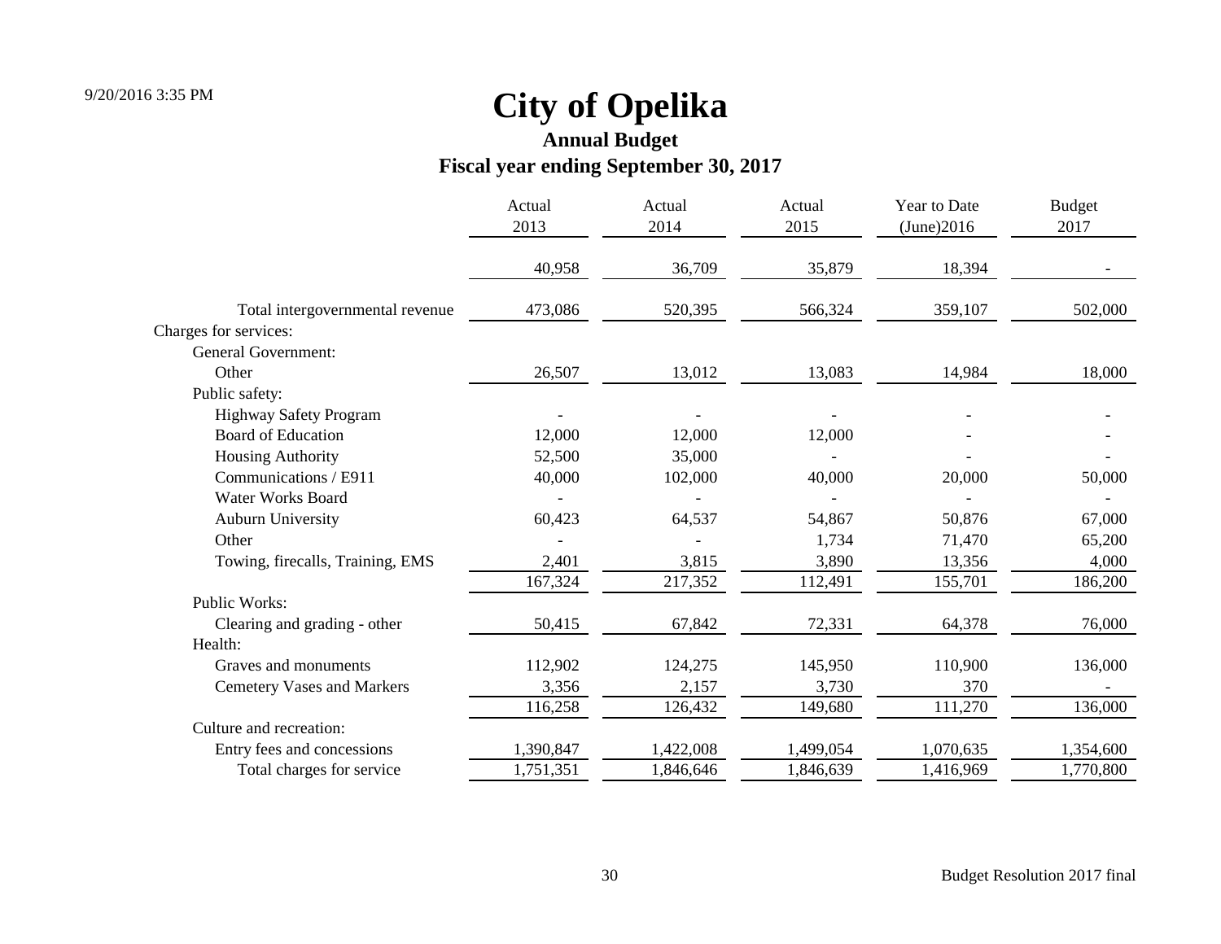# City of Opelika

## Annual Budget

## Fiscal year ending September 30, 2017

| | Actual 2013 | Actual 2014 | Actual 2015 | Year to Date (June)2016 | Budget 2017 |
|---|---|---|---|---|---|
| | 40,958 | 36,709 | 35,879 | 18,394 | - |
| Total intergovernmental revenue | 473,086 | 520,395 | 566,324 | 359,107 | 502,000 |
| Charges for services: | | | | | |
| General Government: | | | | | |
| Other | 26,507 | 13,012 | 13,083 | 14,984 | 18,000 |
| Public safety: | | | | | |
| Highway Safety Program | - | - | - | - | - |
| Board of Education | 12,000 | 12,000 | 12,000 | - | - |
| Housing Authority | 52,500 | 35,000 | - | - | - |
| Communications / E911 | 40,000 | 102,000 | 40,000 | 20,000 | 50,000 |
| Water Works Board | - | - | - | - | - |
| Auburn University | 60,423 | 64,537 | 54,867 | 50,876 | 67,000 |
| Other | - | - | 1,734 | 71,470 | 65,200 |
| Towing, firecalls, Training, EMS | 2,401 | 3,815 | 3,890 | 13,356 | 4,000 |
| | 167,324 | 217,352 | 112,491 | 155,701 | 186,200 |
| Public Works: | | | | | |
| Clearing and grading - other | 50,415 | 67,842 | 72,331 | 64,378 | 76,000 |
| Health: | | | | | |
| Graves and monuments | 112,902 | 124,275 | 145,950 | 110,900 | 136,000 |
| Cemetery Vases and Markers | 3,356 | 2,157 | 3,730 | 370 | - |
| | 116,258 | 126,432 | 149,680 | 111,270 | 136,000 |
| Culture and recreation: | | | | | |
| Entry fees and concessions | 1,390,847 | 1,422,008 | 1,499,054 | 1,070,635 | 1,354,600 |
| Total charges for service | 1,751,351 | 1,846,646 | 1,846,639 | 1,416,969 | 1,770,800 |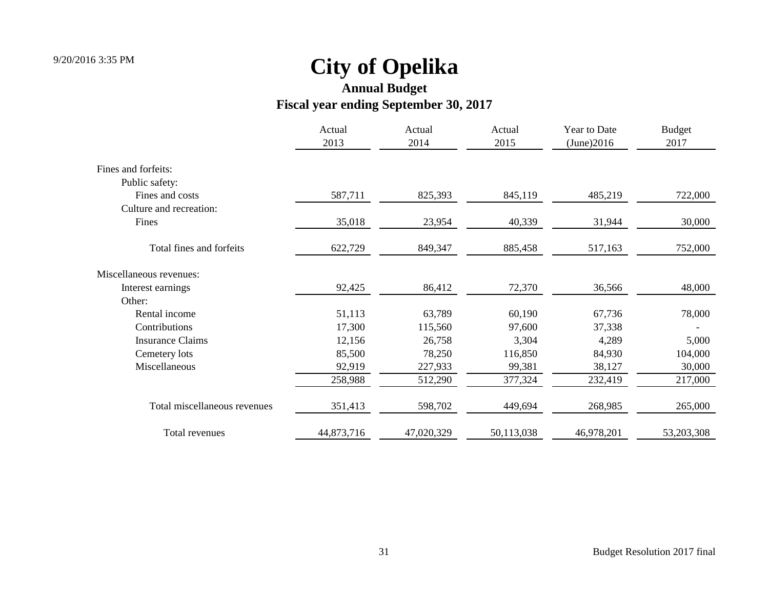# City of Opelika

## Annual Budget

## Fiscal year ending September 30, 2017

| | Actual 2013 | Actual 2014 | Actual 2015 | Year to Date (June)2016 | Budget 2017 |
|---|---|---|---|---|---|
| Fines and forfeits: | | | | | |
| Public safety: | | | | | |
| Fines and costs | 587,711 | 825,393 | 845,119 | 485,219 | 722,000 |
| Culture and recreation: | | | | | |
| Fines | 35,018 | 23,954 | 40,339 | 31,944 | 30,000 |
| Total fines and forfeits | 622,729 | 849,347 | 885,458 | 517,163 | 752,000 |
| Miscellaneous revenues: | | | | | |
| Interest earnings | 92,425 | 86,412 | 72,370 | 36,566 | 48,000 |
| Other: | | | | | |
| Rental income | 51,113 | 63,789 | 60,190 | 67,736 | 78,000 |
| Contributions | 17,300 | 115,560 | 97,600 | 37,338 | - |
| Insurance Claims | 12,156 | 26,758 | 3,304 | 4,289 | 5,000 |
| Cemetery lots | 85,500 | 78,250 | 116,850 | 84,930 | 104,000 |
| Miscellaneous | 92,919 | 227,933 | 99,381 | 38,127 | 30,000 |
| | 258,988 | 512,290 | 377,324 | 232,419 | 217,000 |
| Total miscellaneous revenues | 351,413 | 598,702 | 449,694 | 268,985 | 265,000 |
| Total revenues | 44,873,716 | 47,020,329 | 50,113,038 | 46,978,201 | 53,203,308 |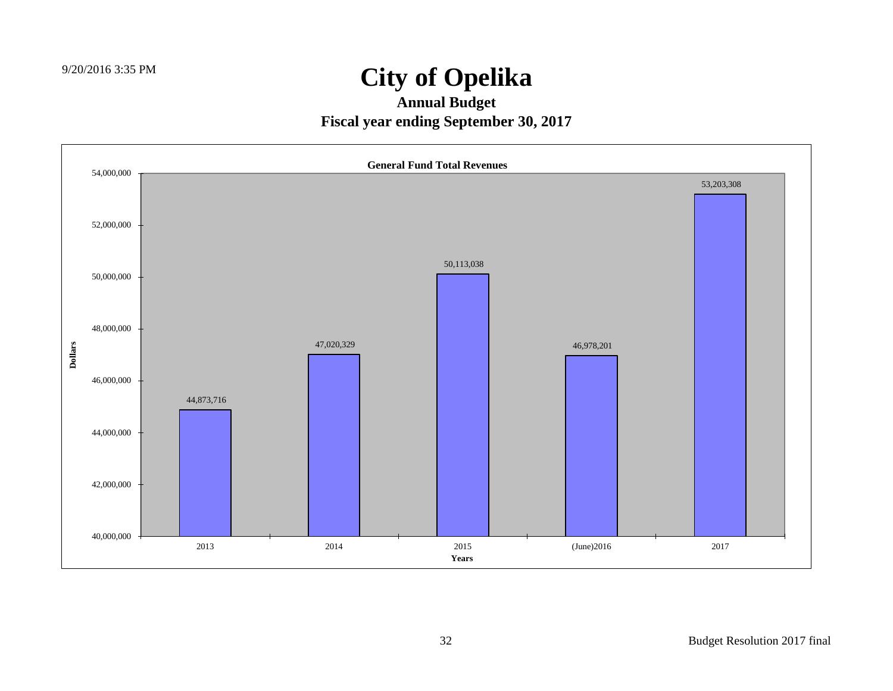# City of Opelika

## Annual Budget

## Fiscal year ending September 30, 2017

**General Fund Total Revenues**

| Years | Dollars |
| --- | --- |
| 2013 | 44,873,716 |
| 2014 | 47,020,329 |
| 2015 | 50,113,038 |
| (June)2016 | 46,978,201 |
| 2017 | 53,203,308 |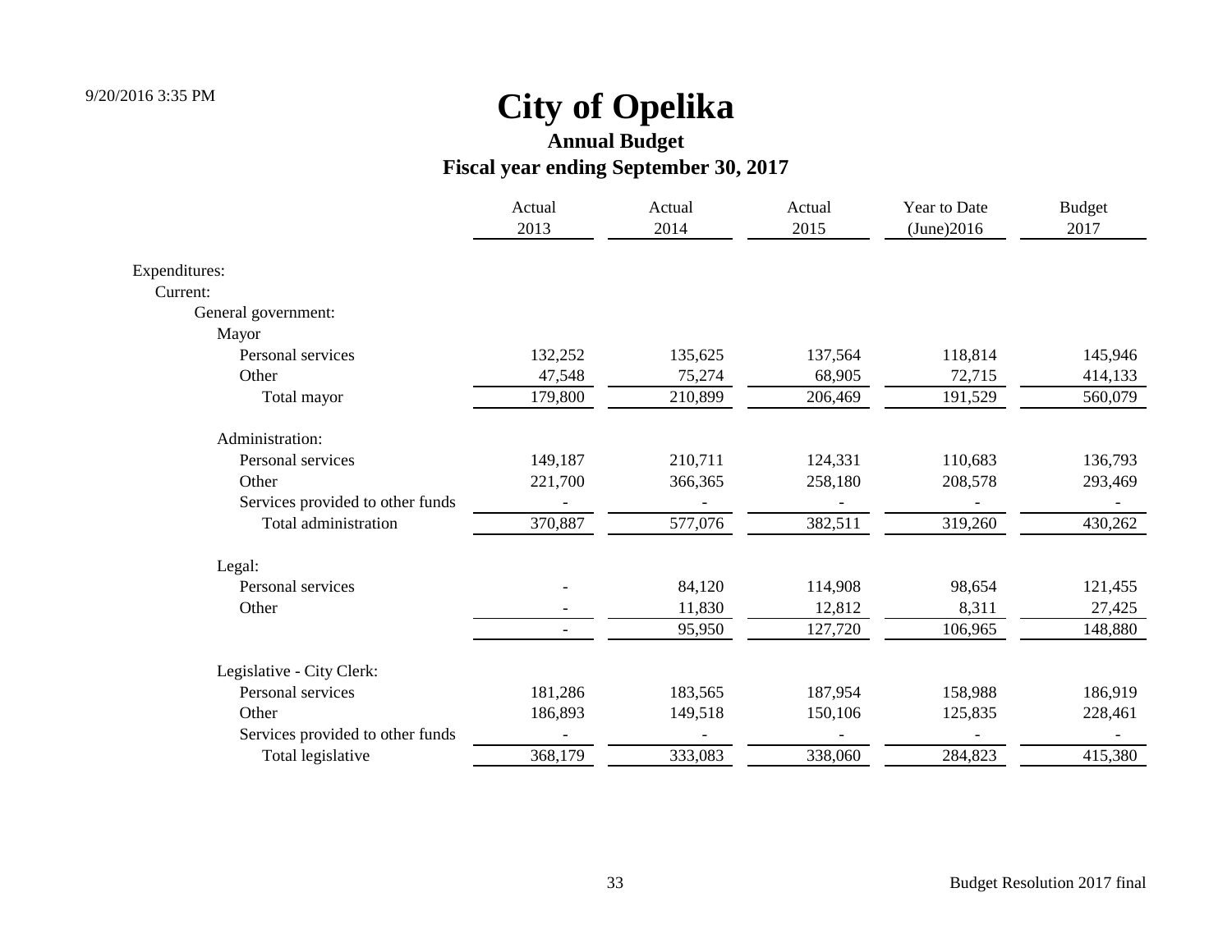# City of Opelika

## Annual Budget

### Fiscal year ending September 30, 2017

| | Actual 2013 | Actual 2014 | Actual 2015 | Year to Date (June)2016 | Budget 2017 |
|---|---|---|---|---|---|
| Expenditures: | | | | | |
| Current: | | | | | |
| General government: | | | | | |
| Mayor | | | | | |
| Personal services | 132,252 | 135,625 | 137,564 | 118,814 | 145,946 |
| Other | 47,548 | 75,274 | 68,905 | 72,715 | 414,133 |
| Total mayor | 179,800 | 210,899 | 206,469 | 191,529 | 560,079 |
| Administration: | | | | | |
| Personal services | 149,187 | 210,711 | 124,331 | 110,683 | 136,793 |
| Other | 221,700 | 366,365 | 258,180 | 208,578 | 293,469 |
| Services provided to other funds | - | - | - | - | - |
| Total administration | 370,887 | 577,076 | 382,511 | 319,260 | 430,262 |
| Legal: | | | | | |
| Personal services | - | 84,120 | 114,908 | 98,654 | 121,455 |
| Other | - | 11,830 | 12,812 | 8,311 | 27,425 |
| | - | 95,950 | 127,720 | 106,965 | 148,880 |
| Legislative - City Clerk: | | | | | |
| Personal services | 181,286 | 183,565 | 187,954 | 158,988 | 186,919 |
| Other | 186,893 | 149,518 | 150,106 | 125,835 | 228,461 |
| Services provided to other funds | - | - | - | - | - |
| Total legislative | 368,179 | 333,083 | 338,060 | 284,823 | 415,380 |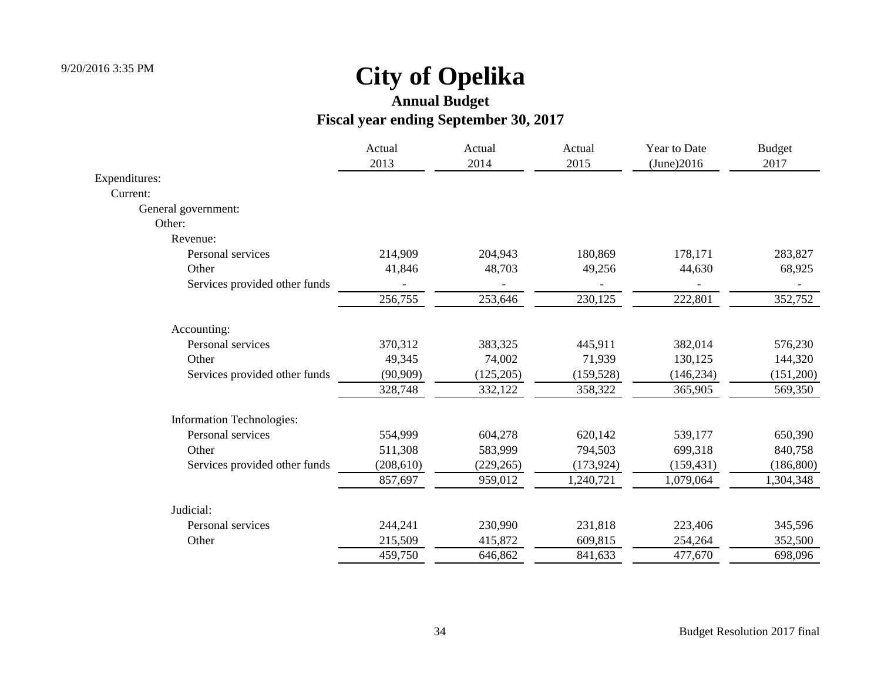# City of Opelika

## Annual Budget

### Fiscal year ending September 30, 2017

| | Actual 2013 | Actual 2014 | Actual 2015 | Year to Date (June)2016 | Budget 2017 |
|---|---|---|---|---|---|
| Expenditures: | | | | | |
| Current: | | | | | |
| General government: | | | | | |
| Other: | | | | | |
| Revenue: | | | | | |
| Personal services | 214,909 | 204,943 | 180,869 | 178,171 | 283,827 |
| Other | 41,846 | 48,703 | 49,256 | 44,630 | 68,925 |
| Services provided other funds | - | - | - | - | - |
| | 256,755 | 253,646 | 230,125 | 222,801 | 352,752 |
| Accounting: | | | | | |
| Personal services | 370,312 | 383,325 | 445,911 | 382,014 | 576,230 |
| Other | 49,345 | 74,002 | 71,939 | 130,125 | 144,320 |
| Services provided other funds | (90,909) | (125,205) | (159,528) | (146,234) | (151,200) |
| | 328,748 | 332,122 | 358,322 | 365,905 | 569,350 |
| Information Technologies: | | | | | |
| Personal services | 554,999 | 604,278 | 620,142 | 539,177 | 650,390 |
| Other | 511,308 | 583,999 | 794,503 | 699,318 | 840,758 |
| Services provided other funds | (208,610) | (229,265) | (173,924) | (159,431) | (186,800) |
| | 857,697 | 959,012 | 1,240,721 | 1,079,064 | 1,304,348 |
| Judicial: | | | | | |
| Personal services | 244,241 | 230,990 | 231,818 | 223,406 | 345,596 |
| Other | 215,509 | 415,872 | 609,815 | 254,264 | 352,500 |
| | 459,750 | 646,862 | 841,633 | 477,670 | 698,096 |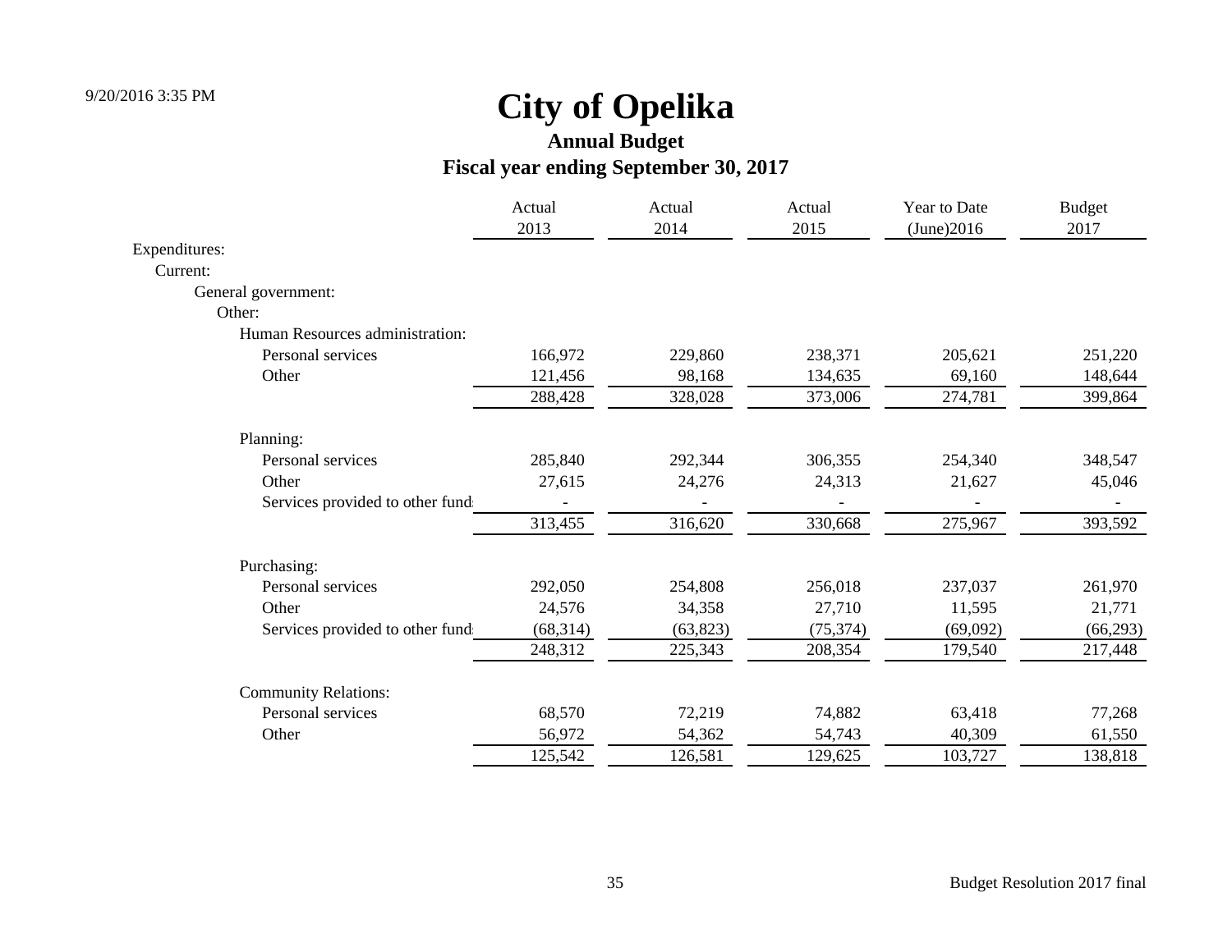9/20/2016 3:35 PM

# City of Opelika

## Annual Budget

## Fiscal year ending September 30, 2017

| | Actual 2013 | Actual 2014 | Actual 2015 | Year to Date (June)2016 | Budget 2017 |
|---|---|---|---|---|---|
| Expenditures: | | | | | |
| Current: | | | | | |
| General government: | | | | | |
| Other: | | | | | |
| Human Resources administration: | | | | | |
| Personal services | 166,972 | 229,860 | 238,371 | 205,621 | 251,220 |
| Other | 121,456 | 98,168 | 134,635 | 69,160 | 148,644 |
| | 288,428 | 328,028 | 373,006 | 274,781 | 399,864 |
| Planning: | | | | | |
| Personal services | 285,840 | 292,344 | 306,355 | 254,340 | 348,547 |
| Other | 27,615 | 24,276 | 24,313 | 21,627 | 45,046 |
| Services provided to other funds | - | - | - | - | - |
| | 313,455 | 316,620 | 330,668 | 275,967 | 393,592 |
| Purchasing: | | | | | |
| Personal services | 292,050 | 254,808 | 256,018 | 237,037 | 261,970 |
| Other | 24,576 | 34,358 | 27,710 | 11,595 | 21,771 |
| Services provided to other funds | (68,314) | (63,823) | (75,374) | (69,092) | (66,293) |
| | 248,312 | 225,343 | 208,354 | 179,540 | 217,448 |
| Community Relations: | | | | | |
| Personal services | 68,570 | 72,219 | 74,882 | 63,418 | 77,268 |
| Other | 56,972 | 54,362 | 54,743 | 40,309 | 61,550 |
| | 125,542 | 126,581 | 129,625 | 103,727 | 138,818 |

Budget Resolution 2017 final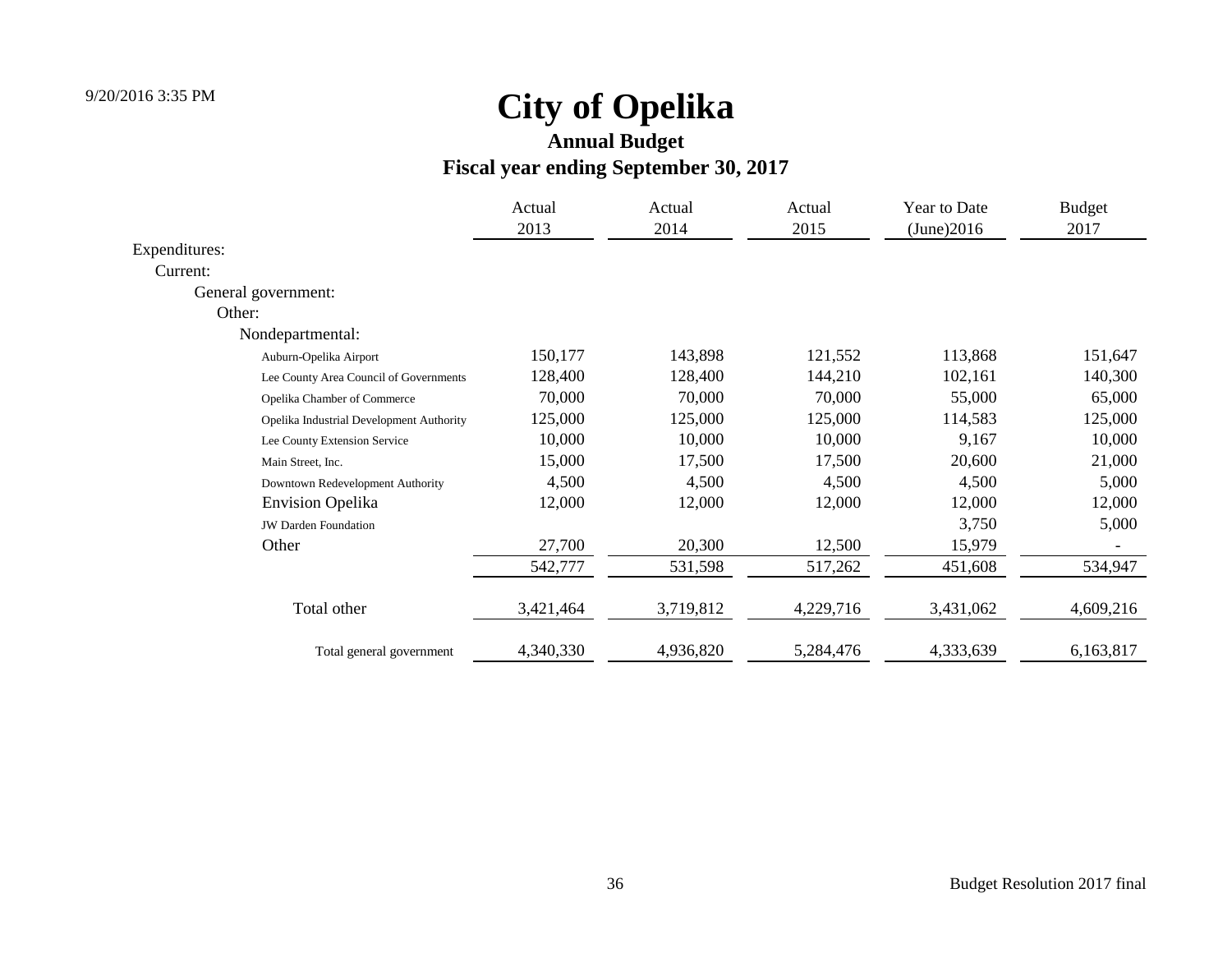9/20/2016 3:35 PM

# City of Opelika

## Annual Budget

## Fiscal year ending September 30, 2017

| | Actual 2013 | Actual 2014 | Actual 2015 | Year to Date (June)2016 | Budget 2017 |
|---|---|---|---|---|---|
| Expenditures: | | | | | |
| Current: | | | | | |
| General government: | | | | | |
| Other: | | | | | |
| Nondepartmental: | | | | | |
| Auburn-Opelika Airport | 150,177 | 143,898 | 121,552 | 113,868 | 151,647 |
| Lee County Area Council of Governments | 128,400 | 128,400 | 144,210 | 102,161 | 140,300 |
| Opelika Chamber of Commerce | 70,000 | 70,000 | 70,000 | 55,000 | 65,000 |
| Opelika Industrial Development Authority | 125,000 | 125,000 | 125,000 | 114,583 | 125,000 |
| Lee County Extension Service | 10,000 | 10,000 | 10,000 | 9,167 | 10,000 |
| Main Street, Inc. | 15,000 | 17,500 | 17,500 | 20,600 | 21,000 |
| Downtown Redevelopment Authority | 4,500 | 4,500 | 4,500 | 4,500 | 5,000 |
| Envision Opelika | 12,000 | 12,000 | 12,000 | 12,000 | 12,000 |
| JW Darden Foundation | | | | 3,750 | 5,000 |
| Other | 27,700 | 20,300 | 12,500 | 15,979 | - |
| | 542,777 | 531,598 | 517,262 | 451,608 | 534,947 |
| Total other | 3,421,464 | 3,719,812 | 4,229,716 | 3,431,062 | 4,609,216 |
| Total general government | 4,340,330 | 4,936,820 | 5,284,476 | 4,333,639 | 6,163,817 |

Budget Resolution 2017 final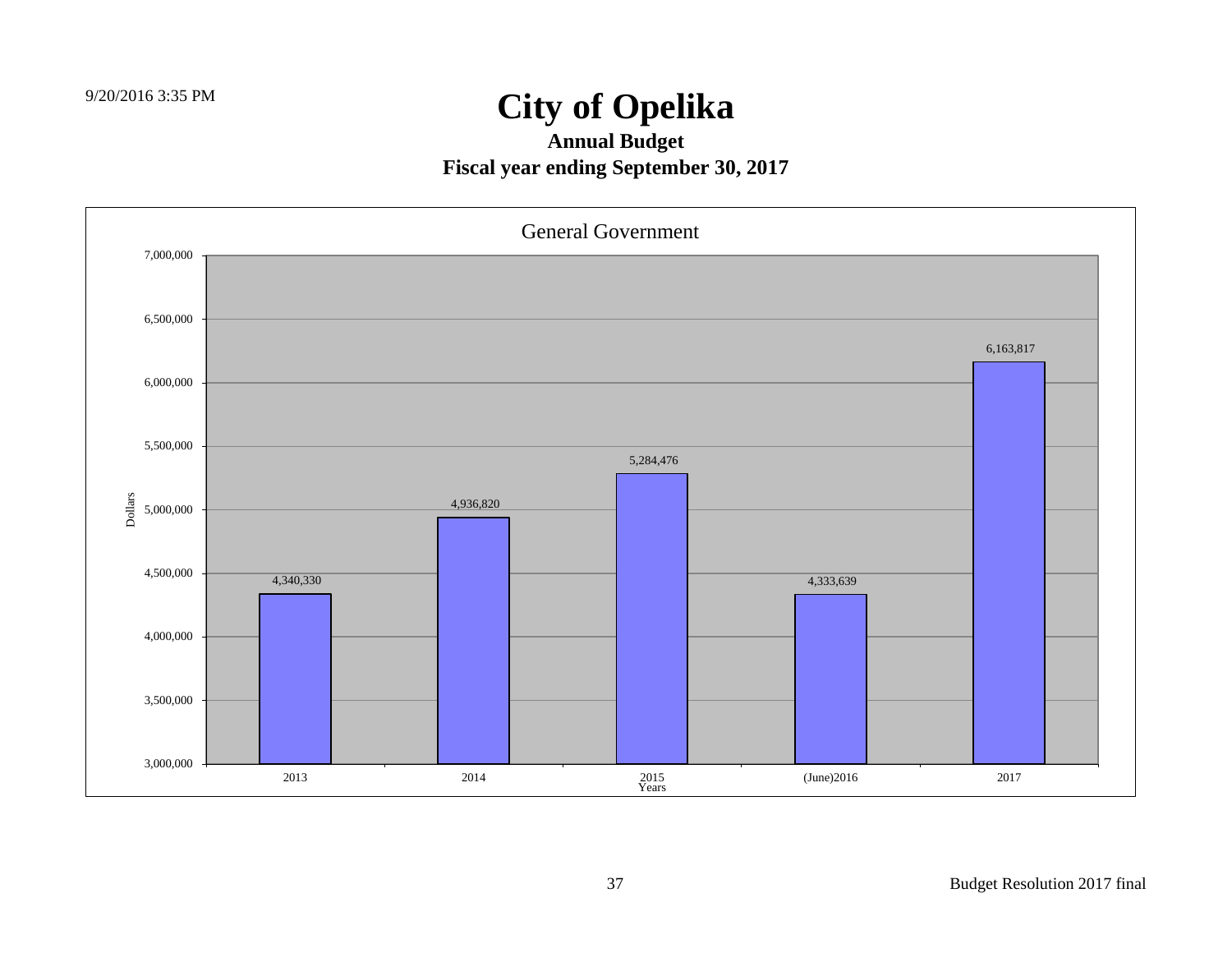# City of Opelika

## Annual Budget

## Fiscal year ending September 30, 2017

**General Government**

| Years | Dollars |
|---|---|
| 2013 | 4,340,330 |
| 2014 | 4,936,820 |
| 2015 | 5,284,476 |
| (June)2016 | 4,333,639 |
| 2017 | 6,163,817 |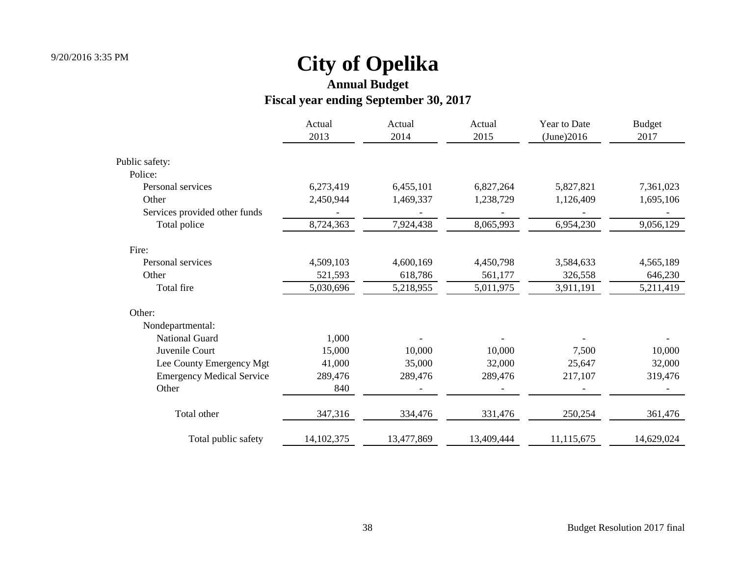# City of Opelika

## Annual Budget

## Fiscal year ending September 30, 2017

| | Actual 2013 | Actual 2014 | Actual 2015 | Year to Date (June)2016 | Budget 2017 |
|---|---|---|---|---|---|
| Public safety: | | | | | |
| Police: | | | | | |
| Personal services | 6,273,419 | 6,455,101 | 6,827,264 | 5,827,821 | 7,361,023 |
| Other | 2,450,944 | 1,469,337 | 1,238,729 | 1,126,409 | 1,695,106 |
| Services provided other funds | - | - | - | - | - |
| Total police | 8,724,363 | 7,924,438 | 8,065,993 | 6,954,230 | 9,056,129 |
| Fire: | | | | | |
| Personal services | 4,509,103 | 4,600,169 | 4,450,798 | 3,584,633 | 4,565,189 |
| Other | 521,593 | 618,786 | 561,177 | 326,558 | 646,230 |
| Total fire | 5,030,696 | 5,218,955 | 5,011,975 | 3,911,191 | 5,211,419 |
| Other: | | | | | |
| Nondepartmental: | | | | | |
| National Guard | 1,000 | - | - | - | - |
| Juvenile Court | 15,000 | 10,000 | 10,000 | 7,500 | 10,000 |
| Lee County Emergency Mgt | 41,000 | 35,000 | 32,000 | 25,647 | 32,000 |
| Emergency Medical Service | 289,476 | 289,476 | 289,476 | 217,107 | 319,476 |
| Other | 840 | - | - | - | - |
| Total other | 347,316 | 334,476 | 331,476 | 250,254 | 361,476 |
| Total public safety | 14,102,375 | 13,477,869 | 13,409,444 | 11,115,675 | 14,629,024 |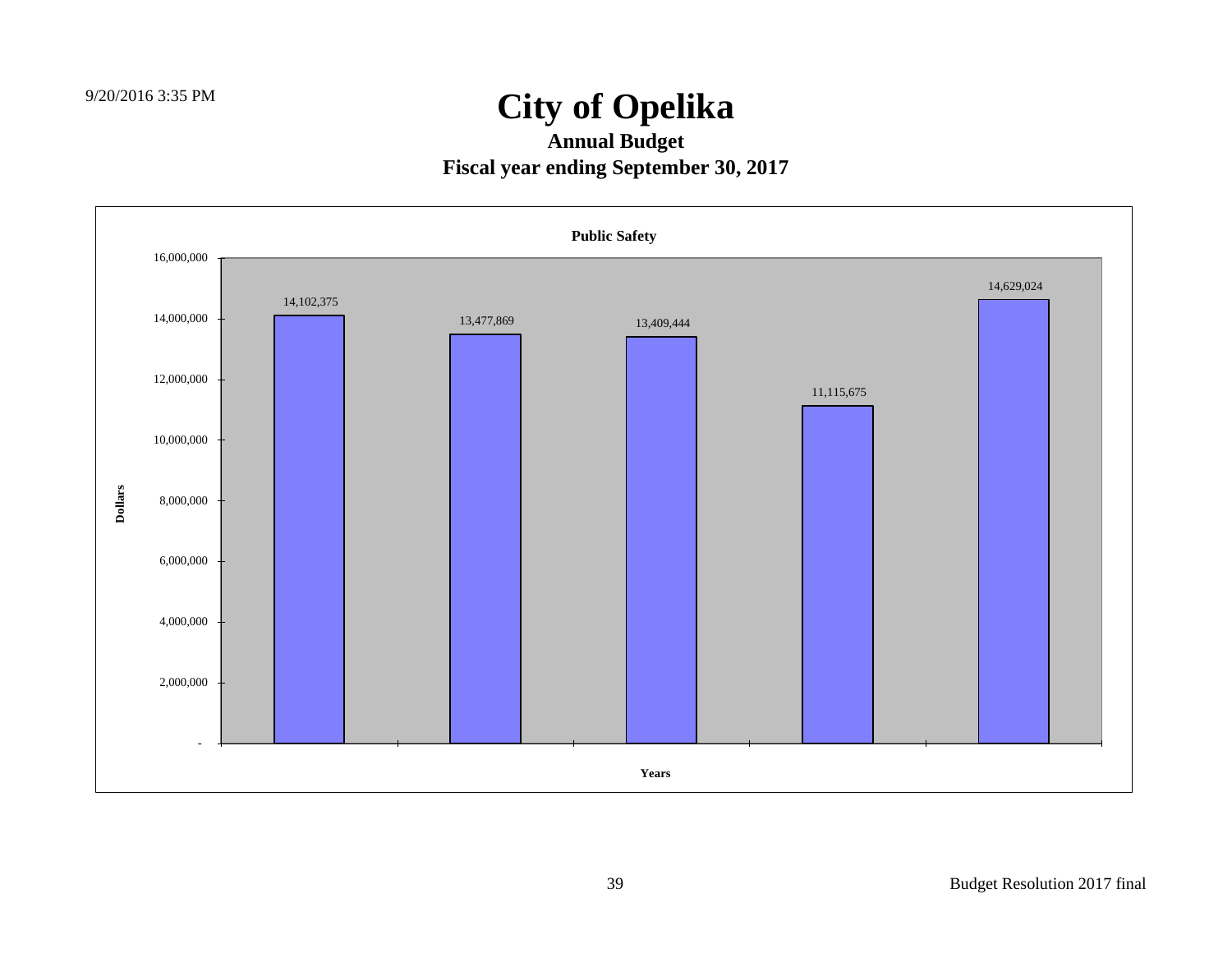# City of Opelika

## Annual Budget

## Fiscal year ending September 30, 2017

**Public Safety**

| Years | Dollars |
|---|---|
| | 14,102,375 |
| | 13,477,869 |
| | 13,409,444 |
| | 11,115,675 |
| | 14,629,024 |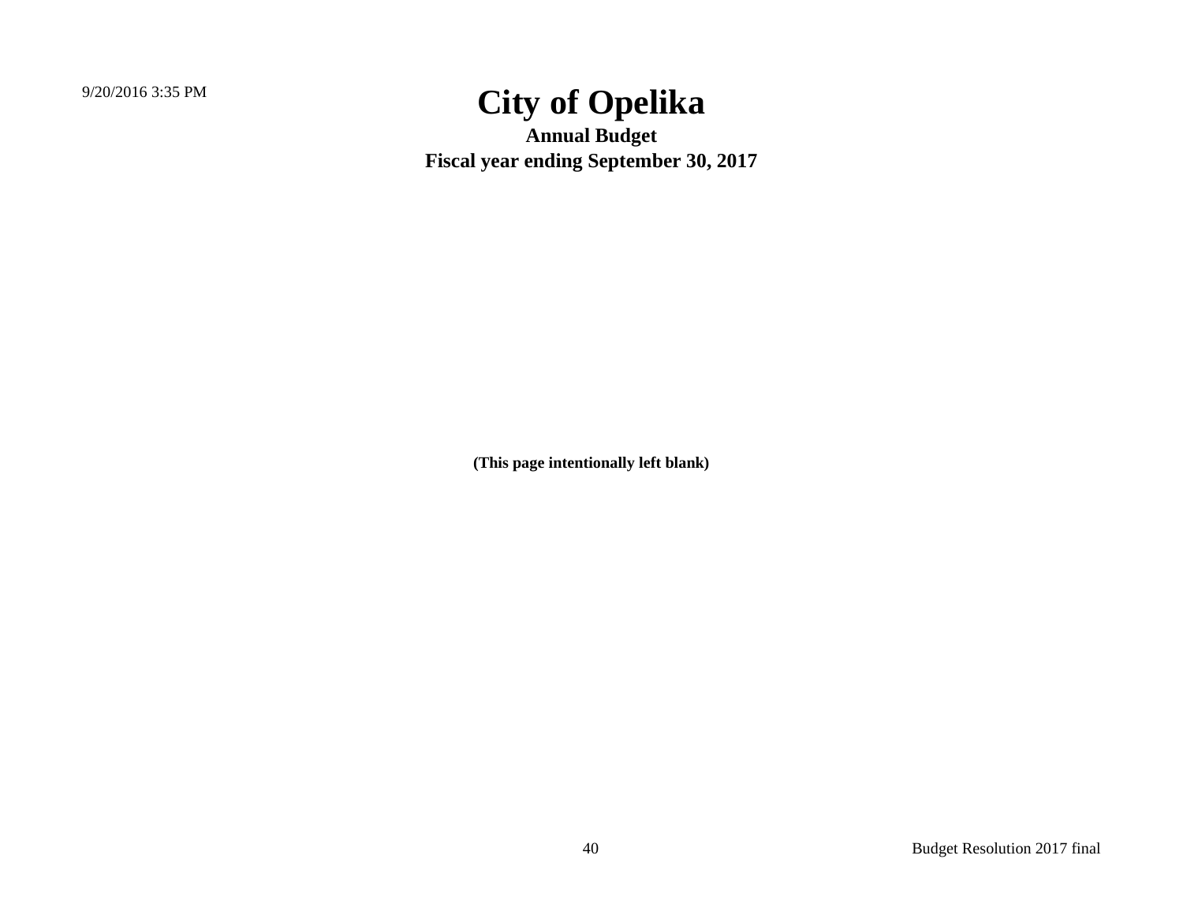# City of Opelika

**Annual Budget**

**Fiscal year ending September 30, 2017**

**(This page intentionally left blank)**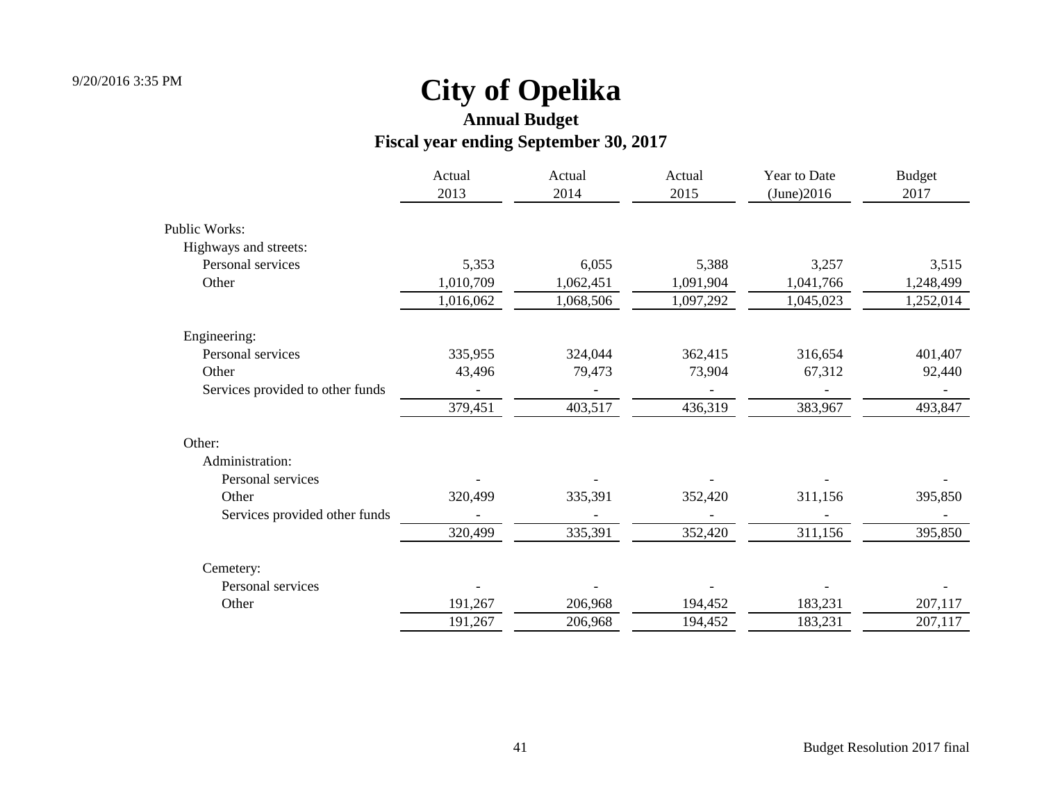# City of Opelika

## Annual Budget

## Fiscal year ending September 30, 2017

| | Actual 2013 | Actual 2014 | Actual 2015 | Year to Date (June)2016 | Budget 2017 |
|---|---|---|---|---|---|
| Public Works: | | | | | |
| Highways and streets: | | | | | |
| Personal services | 5,353 | 6,055 | 5,388 | 3,257 | 3,515 |
| Other | 1,010,709 | 1,062,451 | 1,091,904 | 1,041,766 | 1,248,499 |
| | 1,016,062 | 1,068,506 | 1,097,292 | 1,045,023 | 1,252,014 |
| Engineering: | | | | | |
| Personal services | 335,955 | 324,044 | 362,415 | 316,654 | 401,407 |
| Other | 43,496 | 79,473 | 73,904 | 67,312 | 92,440 |
| Services provided to other funds | - | - | - | - | - |
| | 379,451 | 403,517 | 436,319 | 383,967 | 493,847 |
| Other: | | | | | |
| Administration: | | | | | |
| Personal services | - | - | - | - | - |
| Other | 320,499 | 335,391 | 352,420 | 311,156 | 395,850 |
| Services provided other funds | - | - | - | - | - |
| | 320,499 | 335,391 | 352,420 | 311,156 | 395,850 |
| Cemetery: | | | | | |
| Personal services | - | - | - | - | - |
| Other | 191,267 | 206,968 | 194,452 | 183,231 | 207,117 |
| | 191,267 | 206,968 | 194,452 | 183,231 | 207,117 |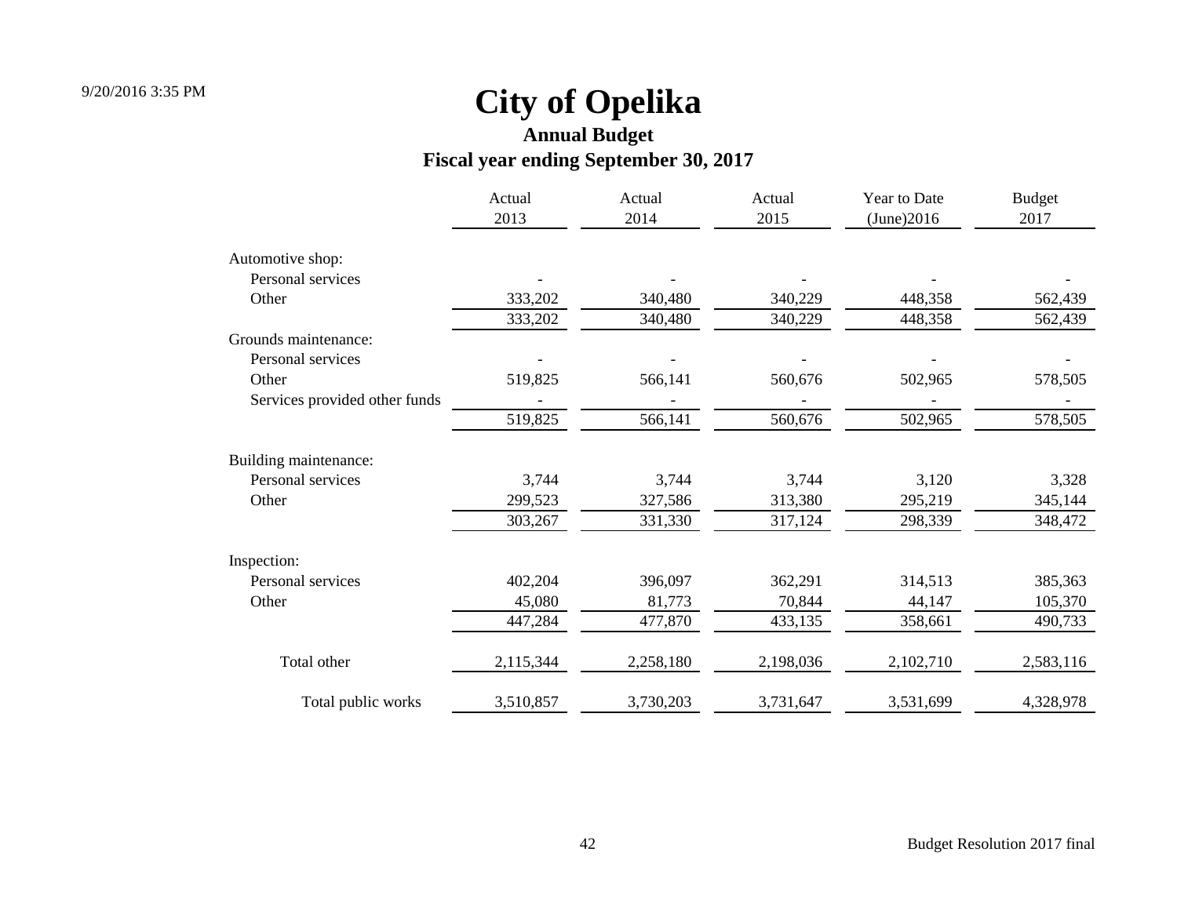# City of Opelika

## Annual Budget

### Fiscal year ending September 30, 2017

| | Actual 2013 | Actual 2014 | Actual 2015 | Year to Date (June)2016 | Budget 2017 |
|---|---|---|---|---|---|
| Automotive shop: | | | | | |
| Personal services | - | - | - | - | - |
| Other | 333,202 | 340,480 | 340,229 | 448,358 | 562,439 |
| | 333,202 | 340,480 | 340,229 | 448,358 | 562,439 |
| Grounds maintenance: | | | | | |
| Personal services | - | - | - | - | - |
| Other | 519,825 | 566,141 | 560,676 | 502,965 | 578,505 |
| Services provided other funds | - | - | - | - | - |
| | 519,825 | 566,141 | 560,676 | 502,965 | 578,505 |
| Building maintenance: | | | | | |
| Personal services | 3,744 | 3,744 | 3,744 | 3,120 | 3,328 |
| Other | 299,523 | 327,586 | 313,380 | 295,219 | 345,144 |
| | 303,267 | 331,330 | 317,124 | 298,339 | 348,472 |
| Inspection: | | | | | |
| Personal services | 402,204 | 396,097 | 362,291 | 314,513 | 385,363 |
| Other | 45,080 | 81,773 | 70,844 | 44,147 | 105,370 |
| | 447,284 | 477,870 | 433,135 | 358,661 | 490,733 |
| Total other | 2,115,344 | 2,258,180 | 2,198,036 | 2,102,710 | 2,583,116 |
| Total public works | 3,510,857 | 3,730,203 | 3,731,647 | 3,531,699 | 4,328,978 |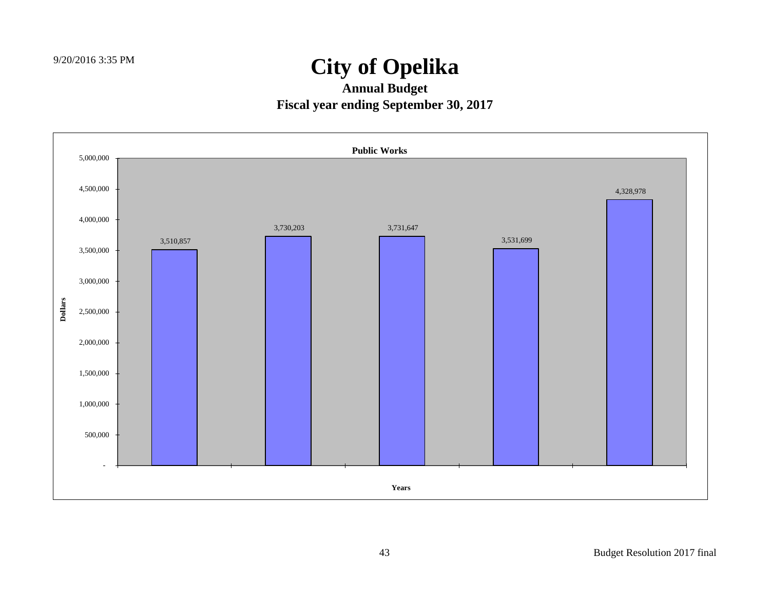# City of Opelika

## Annual Budget

## Fiscal year ending September 30, 2017

**Public Works**

| Years | Dollars |
|---|---|
| | 3,510,857 |
| | 3,730,203 |
| | 3,731,647 |
| | 3,531,699 |
| | 4,328,978 |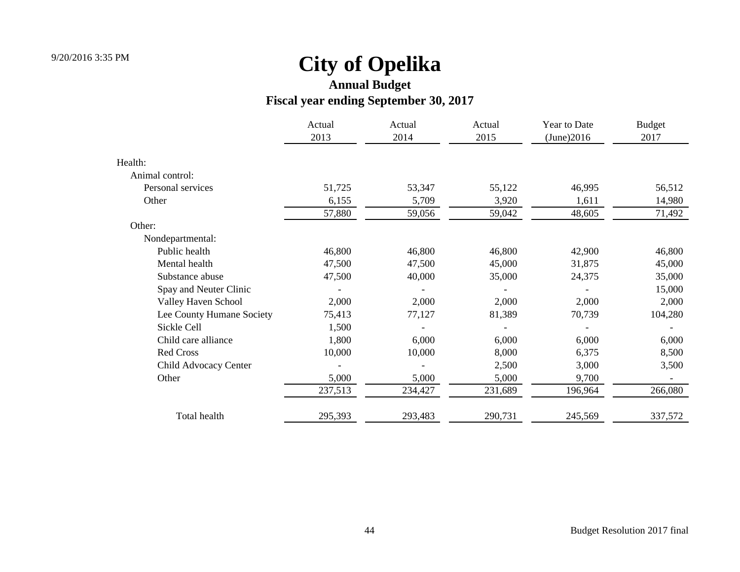# City of Opelika

## Annual Budget

### Fiscal year ending September 30, 2017

| | Actual 2013 | Actual 2014 | Actual 2015 | Year to Date (June)2016 | Budget 2017 |
|---|---|---|---|---|---|
| Health: | | | | | |
| Animal control: | | | | | |
| Personal services | 51,725 | 53,347 | 55,122 | 46,995 | 56,512 |
| Other | 6,155 | 5,709 | 3,920 | 1,611 | 14,980 |
| | 57,880 | 59,056 | 59,042 | 48,605 | 71,492 |
| Other: | | | | | |
| Nondepartmental: | | | | | |
| Public health | 46,800 | 46,800 | 46,800 | 42,900 | 46,800 |
| Mental health | 47,500 | 47,500 | 45,000 | 31,875 | 45,000 |
| Substance abuse | 47,500 | 40,000 | 35,000 | 24,375 | 35,000 |
| Spay and Neuter Clinic | - | - | - | - | 15,000 |
| Valley Haven School | 2,000 | 2,000 | 2,000 | 2,000 | 2,000 |
| Lee County Humane Society | 75,413 | 77,127 | 81,389 | 70,739 | 104,280 |
| Sickle Cell | 1,500 | - | - | - | - |
| Child care alliance | 1,800 | 6,000 | 6,000 | 6,000 | 6,000 |
| Red Cross | 10,000 | 10,000 | 8,000 | 6,375 | 8,500 |
| Child Advocacy Center | - | - | 2,500 | 3,000 | 3,500 |
| Other | 5,000 | 5,000 | 5,000 | 9,700 | - |
| | 237,513 | 234,427 | 231,689 | 196,964 | 266,080 |
| Total health | 295,393 | 293,483 | 290,731 | 245,569 | 337,572 |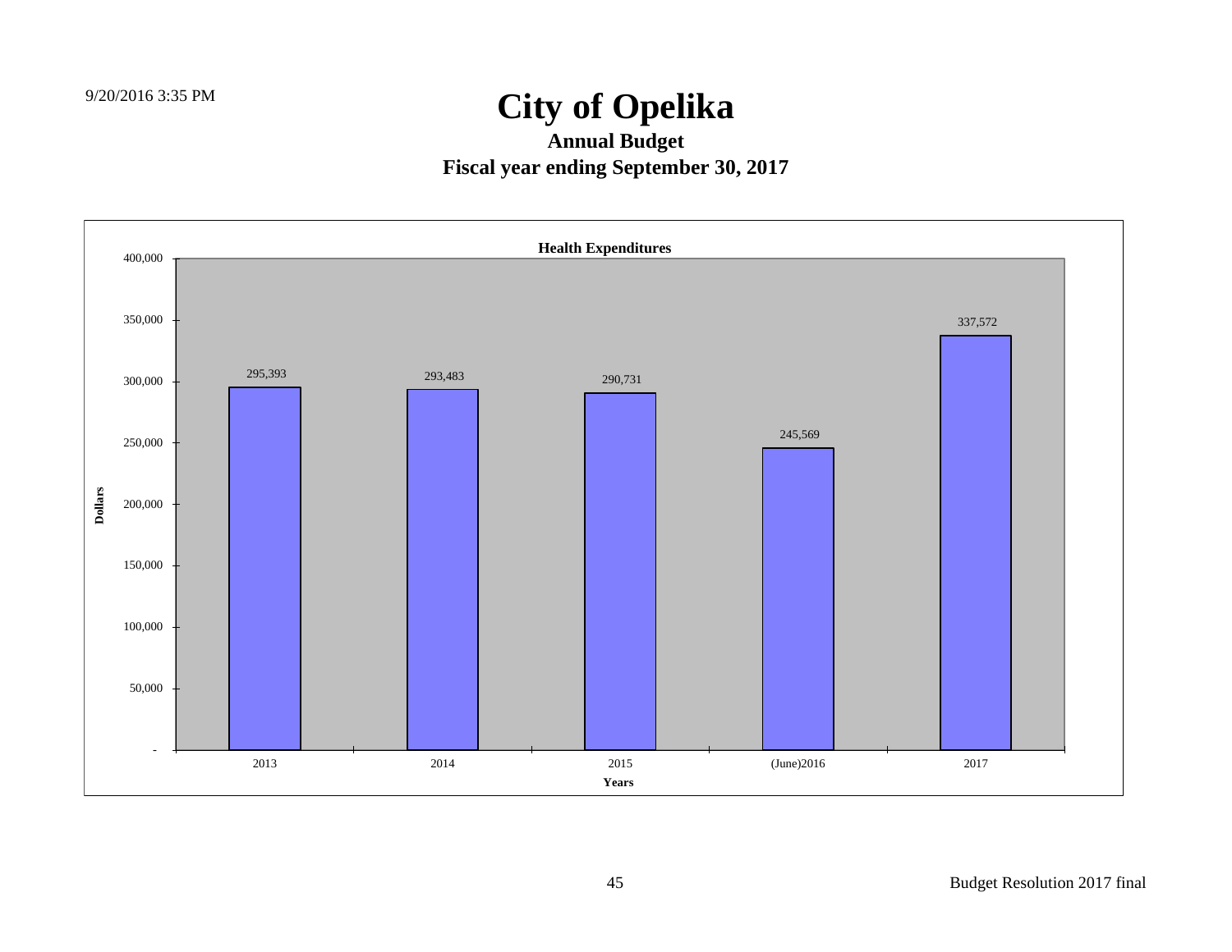# City of Opelika

## Annual Budget

## Fiscal year ending September 30, 2017

**Health Expenditures**

| Years | Dollars |
|---|---|
| 2013 | 295,393 |
| 2014 | 293,483 |
| 2015 | 290,731 |
| (June)2016 | 245,569 |
| 2017 | 337,572 |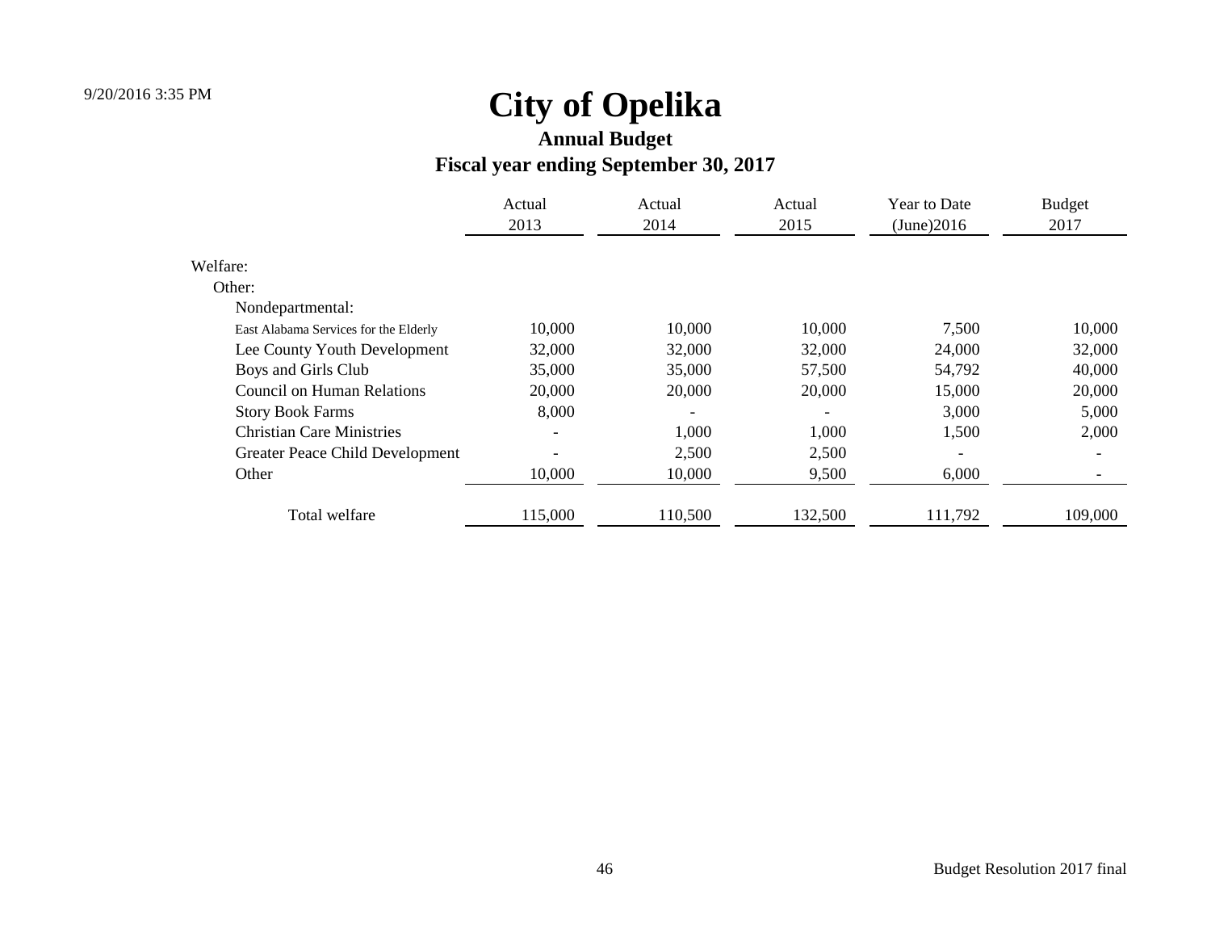# City of Opelika

## Annual Budget

### Fiscal year ending September 30, 2017

| | Actual 2013 | Actual 2014 | Actual 2015 | Year to Date (June)2016 | Budget 2017 |
|---|---|---|---|---|---|
| Welfare: | | | | | |
| Other: | | | | | |
| Nondepartmental: | | | | | |
| East Alabama Services for the Elderly | 10,000 | 10,000 | 10,000 | 7,500 | 10,000 |
| Lee County Youth Development | 32,000 | 32,000 | 32,000 | 24,000 | 32,000 |
| Boys and Girls Club | 35,000 | 35,000 | 57,500 | 54,792 | 40,000 |
| Council on Human Relations | 20,000 | 20,000 | 20,000 | 15,000 | 20,000 |
| Story Book Farms | 8,000 | - | - | 3,000 | 5,000 |
| Christian Care Ministries | - | 1,000 | 1,000 | 1,500 | 2,000 |
| Greater Peace Child Development | - | 2,500 | 2,500 | - | - |
| Other | 10,000 | 10,000 | 9,500 | 6,000 | - |
| Total welfare | 115,000 | 110,500 | 132,500 | 111,792 | 109,000 |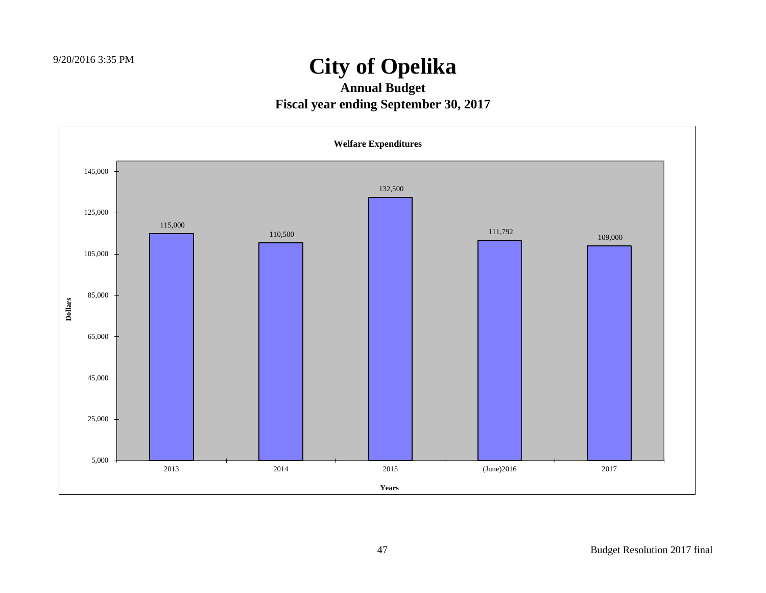# City of Opelika

## Annual Budget

## Fiscal year ending September 30, 2017

**Welfare Expenditures**

| Years | Dollars |
|---|---|
| 2013 | 115,000 |
| 2014 | 110,500 |
| 2015 | 132,500 |
| (June)2016 | 111,792 |
| 2017 | 109,000 |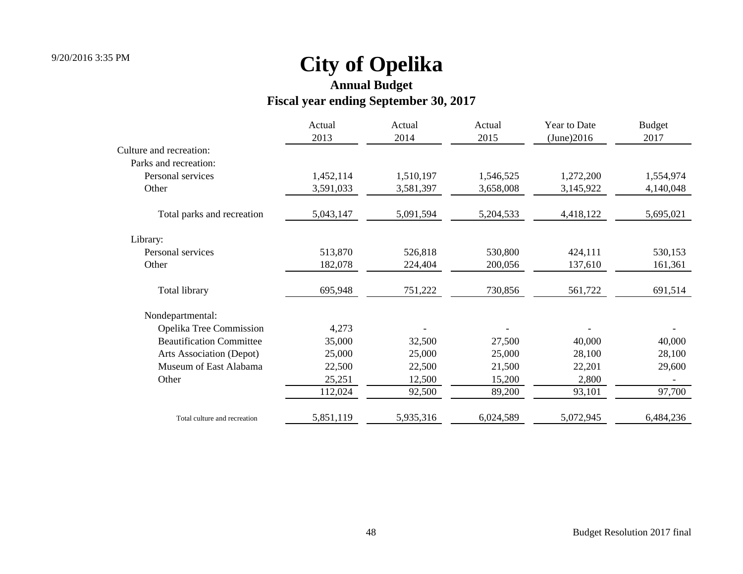# City of Opelika

## Annual Budget

## Fiscal year ending September 30, 2017

| | Actual 2013 | Actual 2014 | Actual 2015 | Year to Date (June)2016 | Budget 2017 |
|---|---|---|---|---|---|
| Culture and recreation: | | | | | |
| Parks and recreation: | | | | | |
| Personal services | 1,452,114 | 1,510,197 | 1,546,525 | 1,272,200 | 1,554,974 |
| Other | 3,591,033 | 3,581,397 | 3,658,008 | 3,145,922 | 4,140,048 |
| Total parks and recreation | 5,043,147 | 5,091,594 | 5,204,533 | 4,418,122 | 5,695,021 |
| Library: | | | | | |
| Personal services | 513,870 | 526,818 | 530,800 | 424,111 | 530,153 |
| Other | 182,078 | 224,404 | 200,056 | 137,610 | 161,361 |
| Total library | 695,948 | 751,222 | 730,856 | 561,722 | 691,514 |
| Nondepartmental: | | | | | |
| Opelika Tree Commission | 4,273 | - | - | - | - |
| Beautification Committee | 35,000 | 32,500 | 27,500 | 40,000 | 40,000 |
| Arts Association (Depot) | 25,000 | 25,000 | 25,000 | 28,100 | 28,100 |
| Museum of East Alabama | 22,500 | 22,500 | 21,500 | 22,201 | 29,600 |
| Other | 25,251 | 12,500 | 15,200 | 2,800 | - |
| | 112,024 | 92,500 | 89,200 | 93,101 | 97,700 |
| Total culture and recreation | 5,851,119 | 5,935,316 | 6,024,589 | 5,072,945 | 6,484,236 |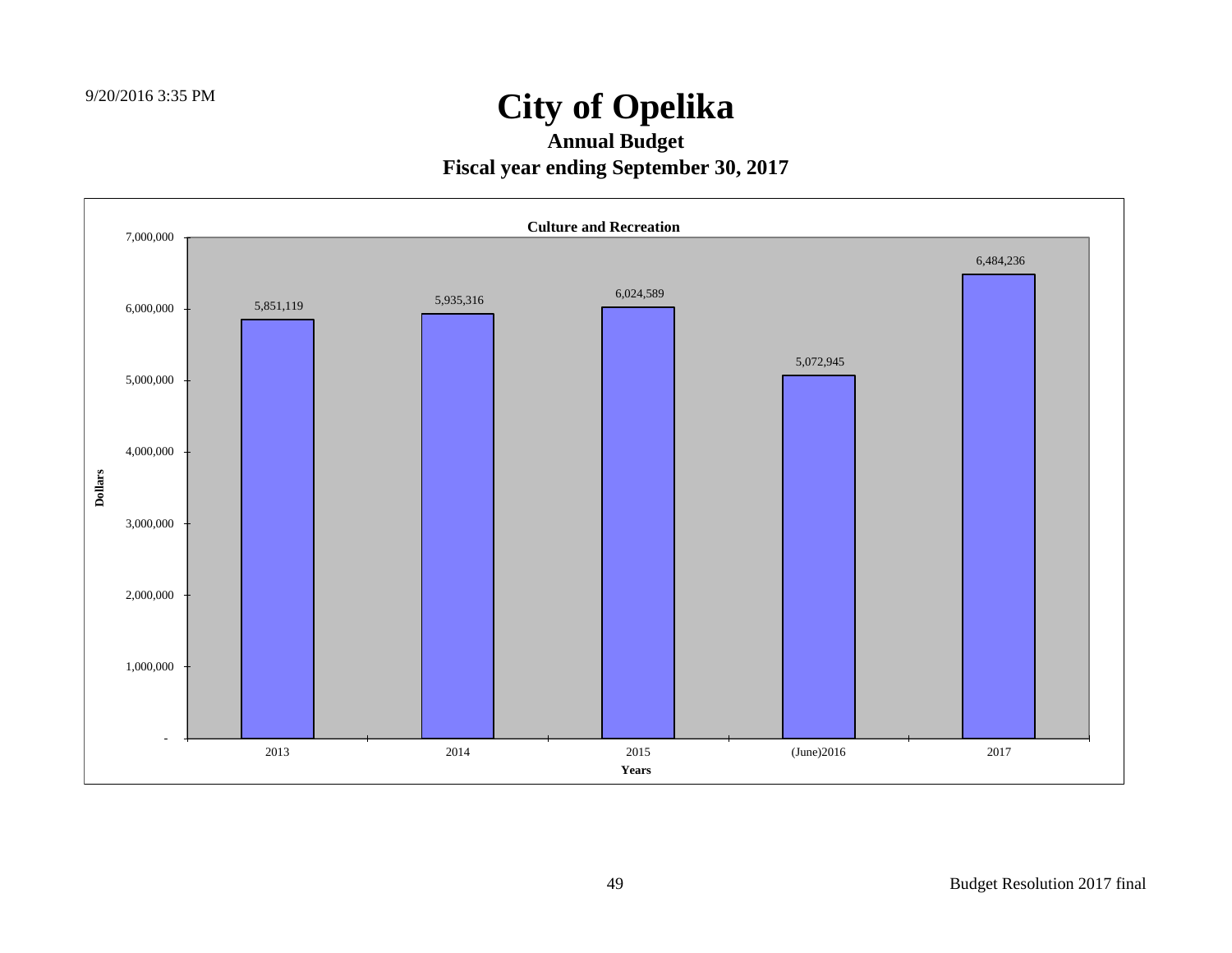# City of Opelika

## Annual Budget

## Fiscal year ending September 30, 2017

**Culture and Recreation**

| Years | Dollars |
|---|---|
| 2013 | 5,851,119 |
| 2014 | 5,935,316 |
| 2015 | 6,024,589 |
| (June)2016 | 5,072,945 |
| 2017 | 6,484,236 |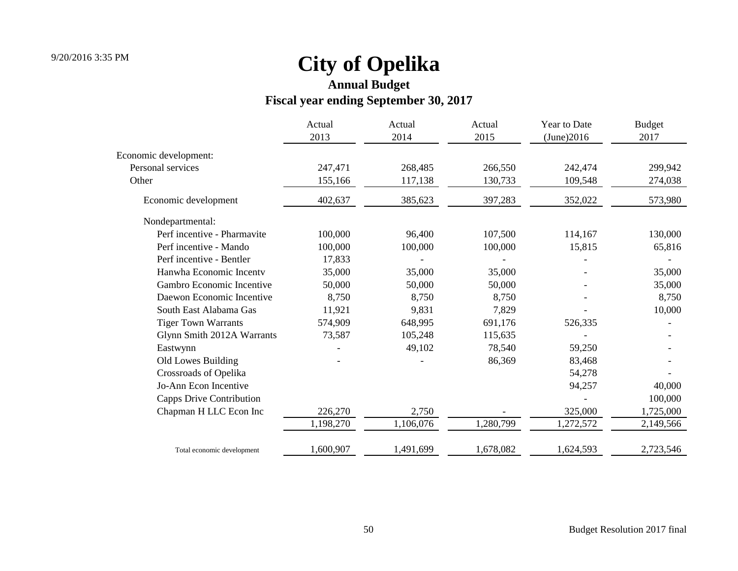# City of Opelika

## Annual Budget

## Fiscal year ending September 30, 2017

| | Actual 2013 | Actual 2014 | Actual 2015 | Year to Date (June)2016 | Budget 2017 |
|---|---|---|---|---|---|
| Economic development: | | | | | |
| Personal services | 247,471 | 268,485 | 266,550 | 242,474 | 299,942 |
| Other | 155,166 | 117,138 | 130,733 | 109,548 | 274,038 |
| Economic development | 402,637 | 385,623 | 397,283 | 352,022 | 573,980 |
| Nondepartmental: | | | | | |
| Perf incentive - Pharmavite | 100,000 | 96,400 | 107,500 | 114,167 | 130,000 |
| Perf incentive - Mando | 100,000 | 100,000 | 100,000 | 15,815 | 65,816 |
| Perf incentive - Bentler | 17,833 | - | - | - | - |
| Hanwha Economic Incentv | 35,000 | 35,000 | 35,000 | - | 35,000 |
| Gambro Economic Incentive | 50,000 | 50,000 | 50,000 | - | 35,000 |
| Daewon Economic Incentive | 8,750 | 8,750 | 8,750 | - | 8,750 |
| South East Alabama Gas | 11,921 | 9,831 | 7,829 | - | 10,000 |
| Tiger Town Warrants | 574,909 | 648,995 | 691,176 | 526,335 | - |
| Glynn Smith 2012A Warrants | 73,587 | 105,248 | 115,635 | - | - |
| Eastwynn | - | 49,102 | 78,540 | 59,250 | - |
| Old Lowes Building | - | - | 86,369 | 83,468 | - |
| Crossroads of Opelika | | | | 54,278 | - |
| Jo-Ann Econ Incentive | | | | 94,257 | 40,000 |
| Capps Drive Contribution | | | | - | 100,000 |
| Chapman H LLC Econ Inc | 226,270 | 2,750 | - | 325,000 | 1,725,000 |
| | 1,198,270 | 1,106,076 | 1,280,799 | 1,272,572 | 2,149,566 |
| Total economic development | 1,600,907 | 1,491,699 | 1,678,082 | 1,624,593 | 2,723,546 |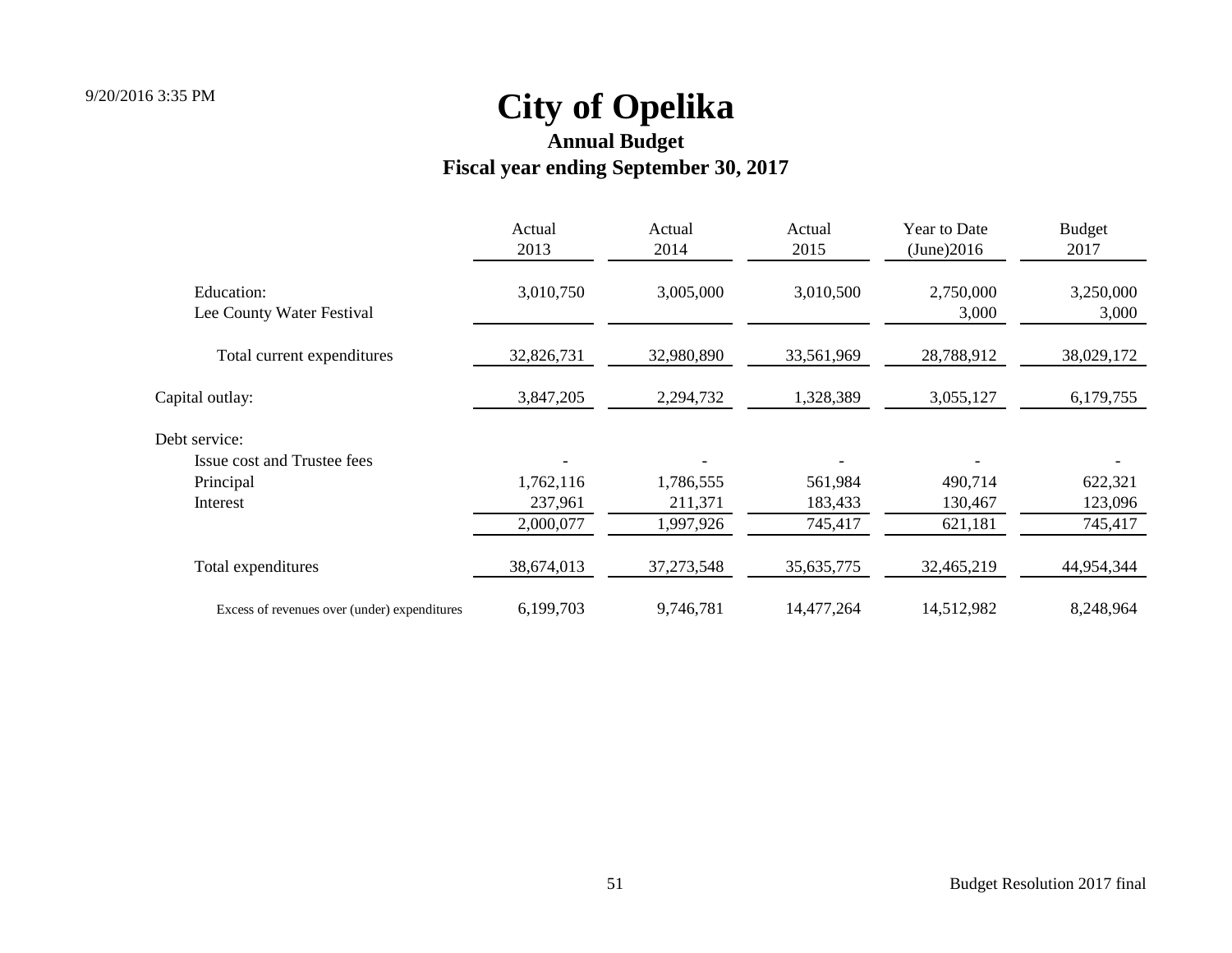# City of Opelika

## Annual Budget

### Fiscal year ending September 30, 2017

| | Actual 2013 | Actual 2014 | Actual 2015 | Year to Date (June)2016 | Budget 2017 |
|---|---|---|---|---|---|
| Education: | 3,010,750 | 3,005,000 | 3,010,500 | 2,750,000 | 3,250,000 |
| Lee County Water Festival | | | | 3,000 | 3,000 |
| Total current expenditures | 32,826,731 | 32,980,890 | 33,561,969 | 28,788,912 | 38,029,172 |
| Capital outlay: | 3,847,205 | 2,294,732 | 1,328,389 | 3,055,127 | 6,179,755 |
| Debt service: | | | | | |
| Issue cost and Trustee fees | - | - | - | - | - |
| Principal | 1,762,116 | 1,786,555 | 561,984 | 490,714 | 622,321 |
| Interest | 237,961 | 211,371 | 183,433 | 130,467 | 123,096 |
| | 2,000,077 | 1,997,926 | 745,417 | 621,181 | 745,417 |
| Total expenditures | 38,674,013 | 37,273,548 | 35,635,775 | 32,465,219 | 44,954,344 |
| Excess of revenues over (under) expenditures | 6,199,703 | 9,746,781 | 14,477,264 | 14,512,982 | 8,248,964 |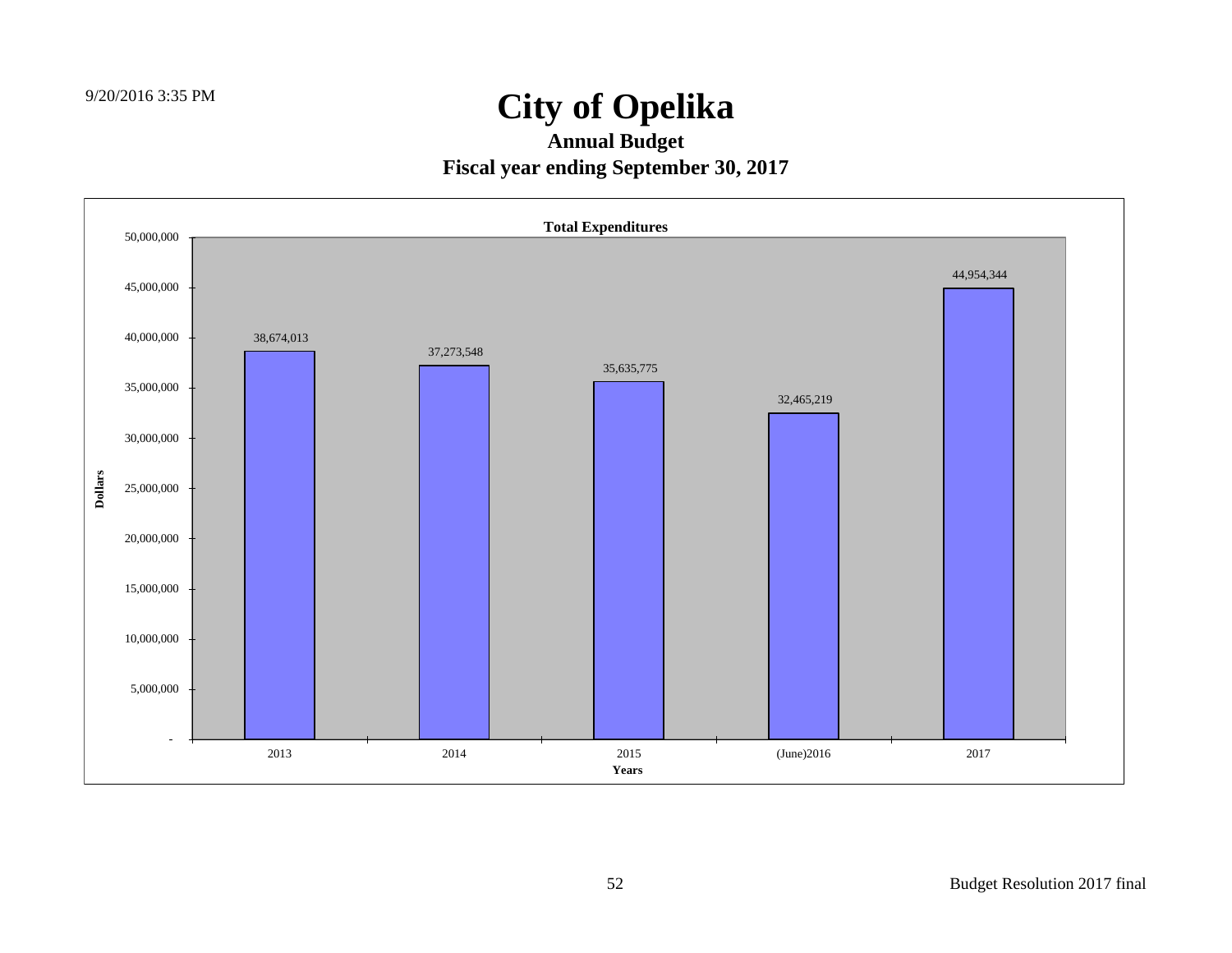# City of Opelika

## Annual Budget

## Fiscal year ending September 30, 2017

**Total Expenditures**

| Years | Dollars |
|---|---|
| 2013 | 38,674,013 |
| 2014 | 37,273,548 |
| 2015 | 35,635,775 |
| (June)2016 | 32,465,219 |
| 2017 | 44,954,344 |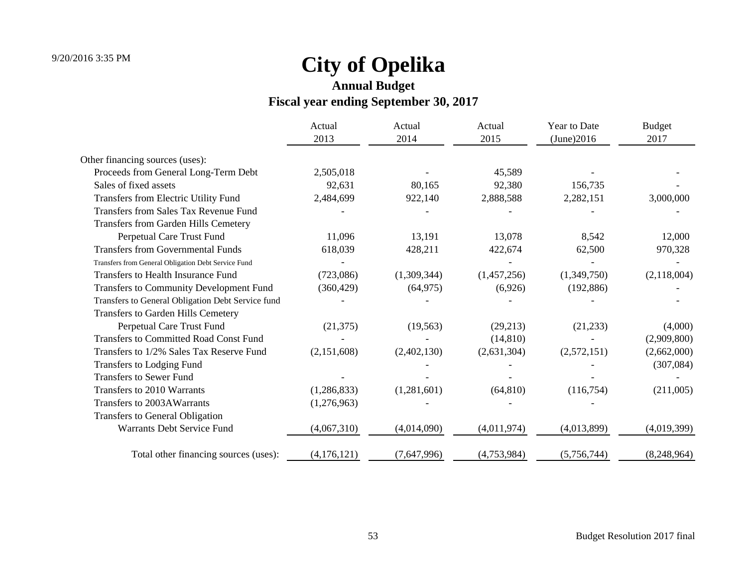# City of Opelika

## Annual Budget

### Fiscal year ending September 30, 2017

| | Actual 2013 | Actual 2014 | Actual 2015 | Year to Date (June)2016 | Budget 2017 |
|---|---|---|---|---|---|
| Other financing sources (uses): | | | | | |
| Proceeds from General Long-Term Debt | 2,505,018 | - | 45,589 | - | - |
| Sales of fixed assets | 92,631 | 80,165 | 92,380 | 156,735 | - |
| Transfers from Electric Utility Fund | 2,484,699 | 922,140 | 2,888,588 | 2,282,151 | 3,000,000 |
| Transfers from Sales Tax Revenue Fund | - | - | - | - | - |
| Transfers from Garden Hills Cemetery Perpetual Care Trust Fund | 11,096 | 13,191 | 13,078 | 8,542 | 12,000 |
| Transfers from Governmental Funds | 618,039 | 428,211 | 422,674 | 62,500 | 970,328 |
| Transfers from General Obligation Debt Service Fund | - | | - | - | - |
| Transfers to Health Insurance Fund | (723,086) | (1,309,344) | (1,457,256) | (1,349,750) | (2,118,004) |
| Transfers to Community Development Fund | (360,429) | (64,975) | (6,926) | (192,886) | - |
| Transfers to General Obligation Debt Service fund | - | - | - | - | - |
| Transfers to Garden Hills Cemetery Perpetual Care Trust Fund | (21,375) | (19,563) | (29,213) | (21,233) | (4,000) |
| Transfers to Committed Road Const Fund | - | - | (14,810) | - | (2,909,800) |
| Transfers to 1/2% Sales Tax Reserve Fund | (2,151,608) | (2,402,130) | (2,631,304) | (2,572,151) | (2,662,000) |
| Transfers to Lodging Fund | | - | - | - | (307,084) |
| Transfers to Sewer Fund | - | - | - | - | - |
| Transfers to 2010 Warrants | (1,286,833) | (1,281,601) | (64,810) | (116,754) | (211,005) |
| Transfers to 2003AWarrants | (1,276,963) | - | - | - | |
| Transfers to General Obligation Warrants Debt Service Fund | (4,067,310) | (4,014,090) | (4,011,974) | (4,013,899) | (4,019,399) |
| Total other financing sources (uses): | (4,176,121) | (7,647,996) | (4,753,984) | (5,756,744) | (8,248,964) |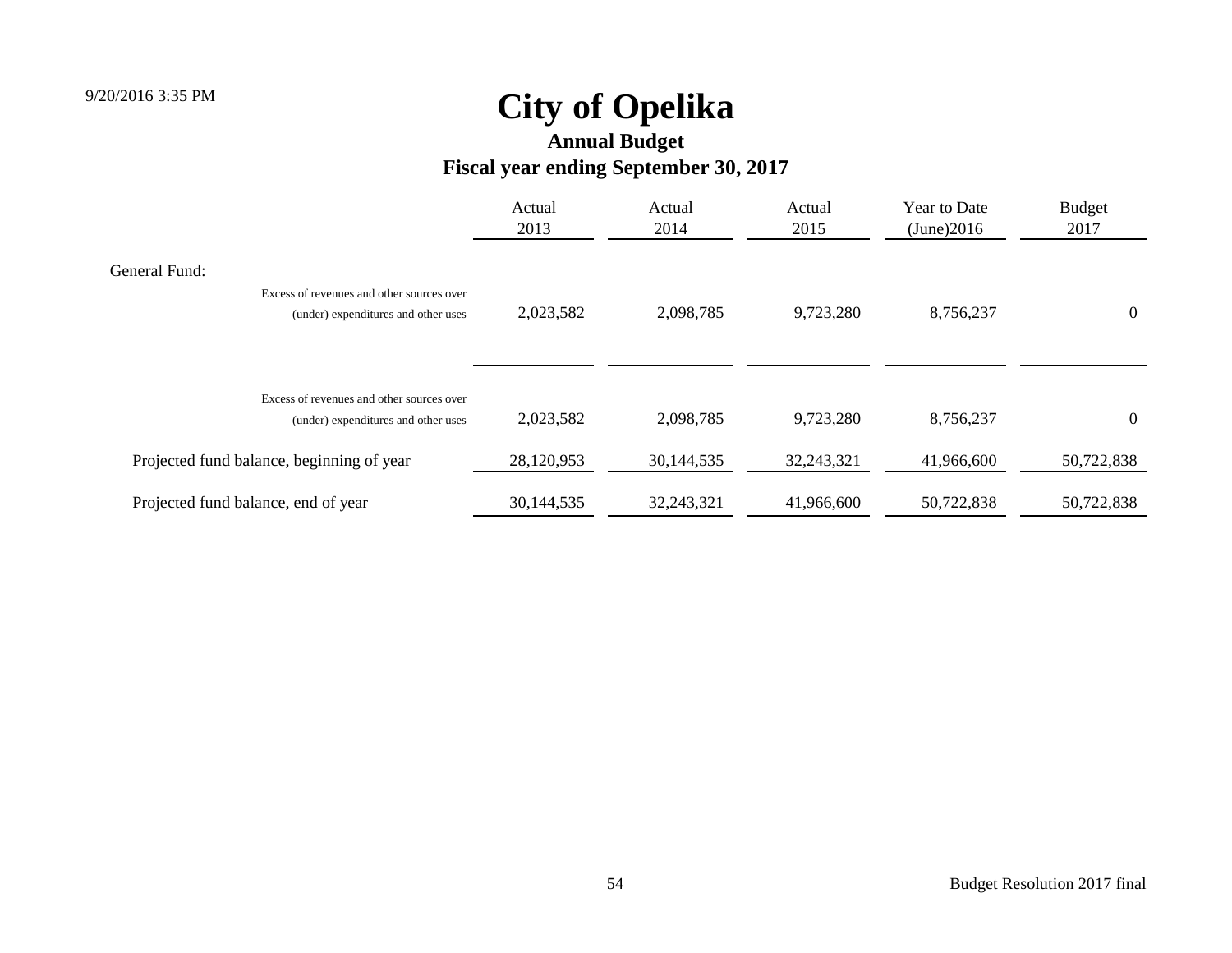# City of Opelika

## Annual Budget

## Fiscal year ending September 30, 2017

| | Actual 2013 | Actual 2014 | Actual 2015 | Year to Date (June)2016 | Budget 2017 |
|---|---|---|---|---|---|
| General Fund: | | | | | |
| Excess of revenues and other sources over (under) expenditures and other uses | 2,023,582 | 2,098,785 | 9,723,280 | 8,756,237 | 0 |
| | | | | | |
| Excess of revenues and other sources over (under) expenditures and other uses | 2,023,582 | 2,098,785 | 9,723,280 | 8,756,237 | 0 |
| Projected fund balance, beginning of year | 28,120,953 | 30,144,535 | 32,243,321 | 41,966,600 | 50,722,838 |
| Projected fund balance, end of year | 30,144,535 | 32,243,321 | 41,966,600 | 50,722,838 | 50,722,838 |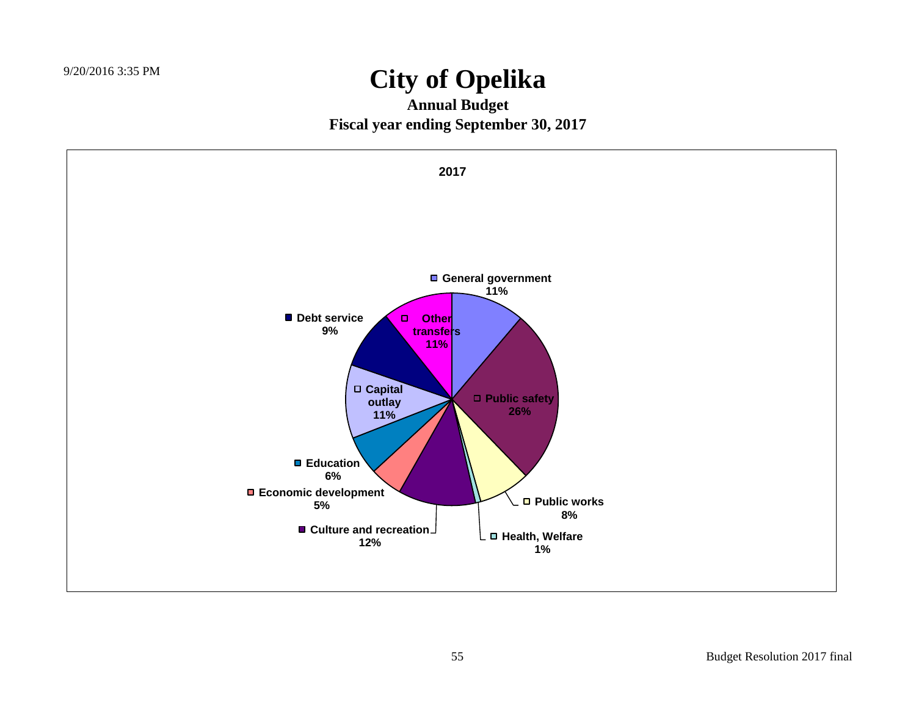# City of Opelika

**Annual Budget**

**Fiscal year ending September 30, 2017**

**2017**

| Category | Percent |
|---|---|
| General government | 11% |
| Public safety | 26% |
| Public works | 8% |
| Health, Welfare | 1% |
| Culture and recreation | 12% |
| Economic development | 5% |
| Education | 6% |
| Capital outlay | 11% |
| Debt service | 9% |
| Other transfers | 11% |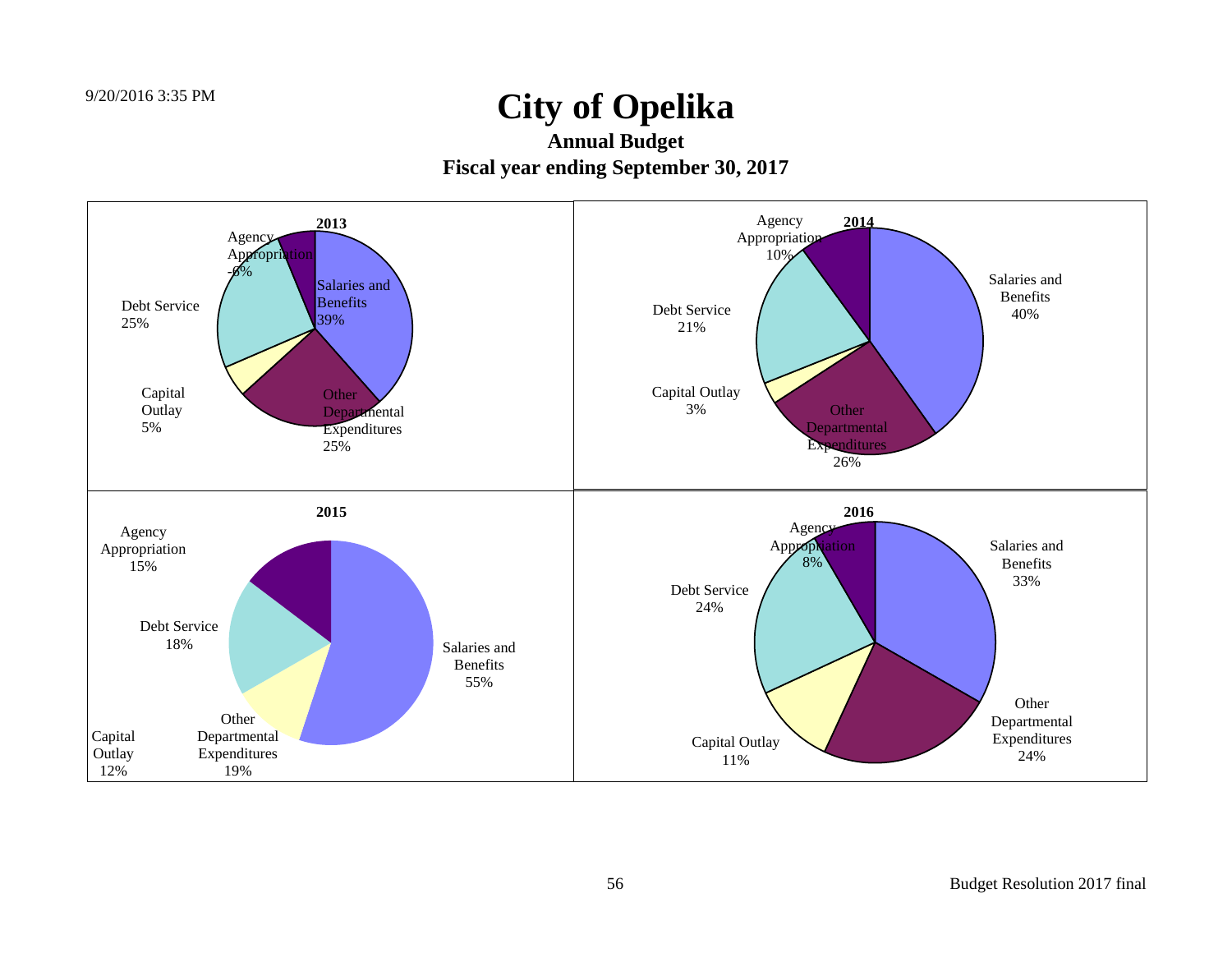# City of Opelika

## Annual Budget

## Fiscal year ending September 30, 2017

**2013**

- Agency Appropriation -6%
- Salaries and Benefits 39%
- Debt Service 25%
- Capital Outlay 5%
- Other Departmental Expenditures 25%

**2014**

- Agency Appropriation 10%
- Salaries and Benefits 40%
- Debt Service 21%
- Capital Outlay 3%
- Other Departmental Expenditures 26%

**2015**

- Agency Appropriation 15%
- Debt Service 18%
- Salaries and Benefits 55%
- Capital Outlay 12%
- Other Departmental Expenditures 19%

**2016**

- Agency Appropriation 8%
- Salaries and Benefits 33%
- Debt Service 24%
- Other Departmental Expenditures 24%
- Capital Outlay 11%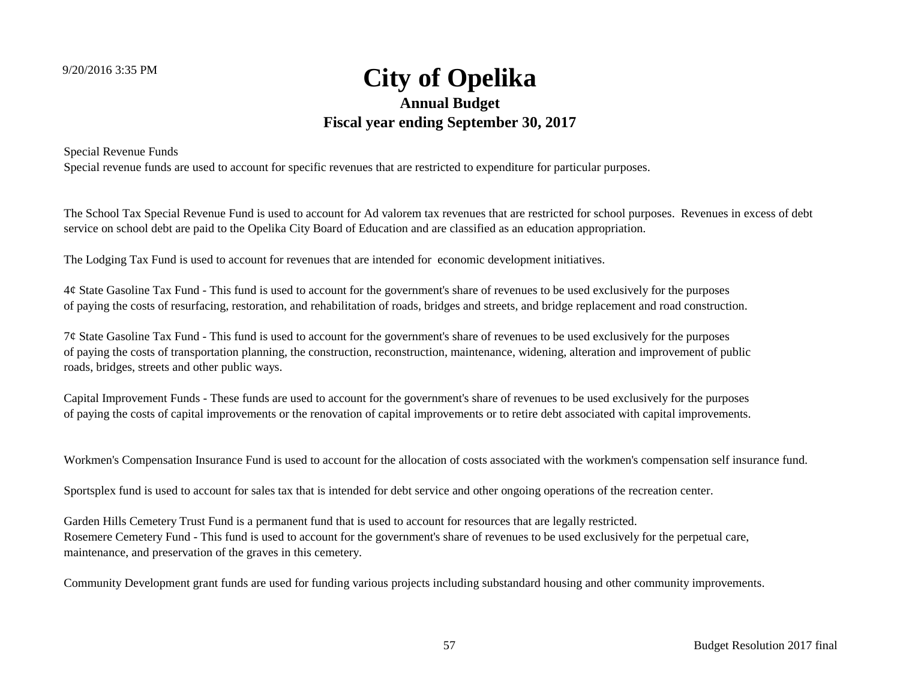# City of Opelika

### Annual Budget

### Fiscal year ending September 30, 2017

Special Revenue Funds
Special revenue funds are used to account for specific revenues that are restricted to expenditure for particular purposes.

The School Tax Special Revenue Fund is used to account for Ad valorem tax revenues that are restricted for school purposes. Revenues in excess of debt service on school debt are paid to the Opelika City Board of Education and are classified as an education appropriation.

The Lodging Tax Fund is used to account for revenues that are intended for economic development initiatives.

4¢ State Gasoline Tax Fund - This fund is used to account for the government's share of revenues to be used exclusively for the purposes of paying the costs of resurfacing, restoration, and rehabilitation of roads, bridges and streets, and bridge replacement and road construction.

7¢ State Gasoline Tax Fund - This fund is used to account for the government's share of revenues to be used exclusively for the purposes of paying the costs of transportation planning, the construction, reconstruction, maintenance, widening, alteration and improvement of public roads, bridges, streets and other public ways.

Capital Improvement Funds - These funds are used to account for the government's share of revenues to be used exclusively for the purposes of paying the costs of capital improvements or the renovation of capital improvements or to retire debt associated with capital improvements.

Workmen's Compensation Insurance Fund is used to account for the allocation of costs associated with the workmen's compensation self insurance fund.

Sportsplex fund is used to account for sales tax that is intended for debt service and other ongoing operations of the recreation center.

Garden Hills Cemetery Trust Fund is a permanent fund that is used to account for resources that are legally restricted.
Rosemere Cemetery Fund - This fund is used to account for the government's share of revenues to be used exclusively for the perpetual care, maintenance, and preservation of the graves in this cemetery.

Community Development grant funds are used for funding various projects including substandard housing and other community improvements.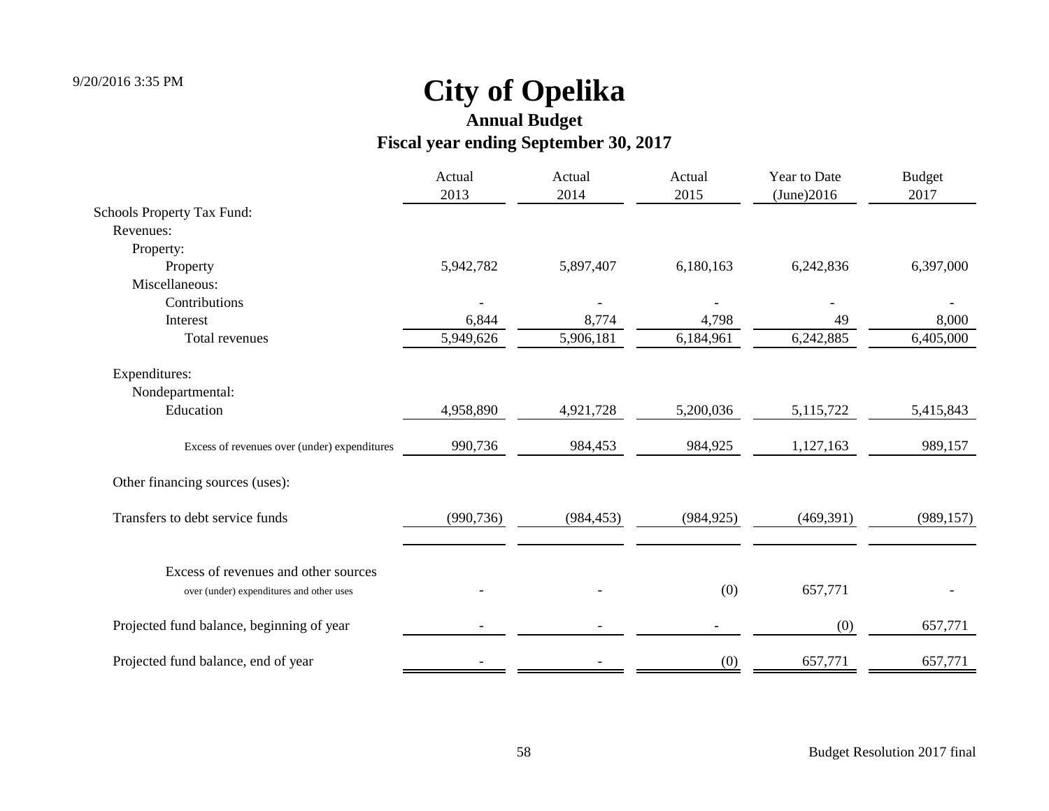# City of Opelika

## Annual Budget

## Fiscal year ending September 30, 2017

| | Actual 2013 | Actual 2014 | Actual 2015 | Year to Date (June)2016 | Budget 2017 |
|---|---|---|---|---|---|
| Schools Property Tax Fund: | | | | | |
| Revenues: | | | | | |
| Property: | | | | | |
| Property | 5,942,782 | 5,897,407 | 6,180,163 | 6,242,836 | 6,397,000 |
| Miscellaneous: | | | | | |
| Contributions | - | - | - | - | - |
| Interest | 6,844 | 8,774 | 4,798 | 49 | 8,000 |
| Total revenues | 5,949,626 | 5,906,181 | 6,184,961 | 6,242,885 | 6,405,000 |
| Expenditures: | | | | | |
| Nondepartmental: | | | | | |
| Education | 4,958,890 | 4,921,728 | 5,200,036 | 5,115,722 | 5,415,843 |
| Excess of revenues over (under) expenditures | 990,736 | 984,453 | 984,925 | 1,127,163 | 989,157 |
| Other financing sources (uses): | | | | | |
| Transfers to debt service funds | (990,736) | (984,453) | (984,925) | (469,391) | (989,157) |
| Excess of revenues and other sources over (under) expenditures and other uses | - | - | (0) | 657,771 | - |
| Projected fund balance, beginning of year | - | - | - | (0) | 657,771 |
| Projected fund balance, end of year | - | - | (0) | 657,771 | 657,771 |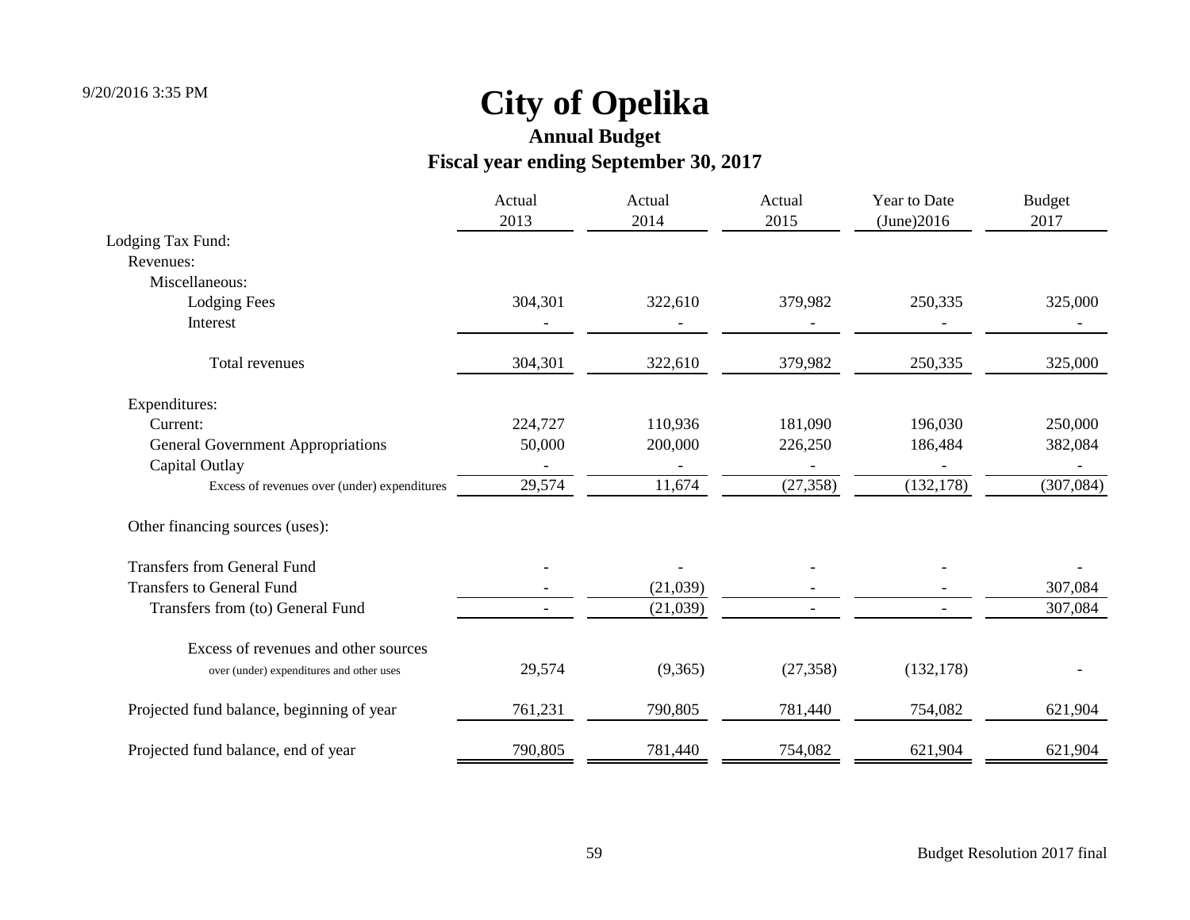9/20/2016 3:35 PM

# City of Opelika

## Annual Budget

## Fiscal year ending September 30, 2017

| | Actual 2013 | Actual 2014 | Actual 2015 | Year to Date (June)2016 | Budget 2017 |
|---|---|---|---|---|---|
| Lodging Tax Fund: | | | | | |
| Revenues: | | | | | |
| Miscellaneous: | | | | | |
| Lodging Fees | 304,301 | 322,610 | 379,982 | 250,335 | 325,000 |
| Interest | - | - | - | - | - |
| Total revenues | 304,301 | 322,610 | 379,982 | 250,335 | 325,000 |
| Expenditures: | | | | | |
| Current: | 224,727 | 110,936 | 181,090 | 196,030 | 250,000 |
| General Government Appropriations | 50,000 | 200,000 | 226,250 | 186,484 | 382,084 |
| Capital Outlay | - | - | - | - | - |
| Excess of revenues over (under) expenditures | 29,574 | 11,674 | (27,358) | (132,178) | (307,084) |
| Other financing sources (uses): | | | | | |
| Transfers from General Fund | - | - | - | - | - |
| Transfers to General Fund | - | (21,039) | - | - | 307,084 |
| Transfers from (to) General Fund | - | (21,039) | - | - | 307,084 |
| Excess of revenues and other sources over (under) expenditures and other uses | 29,574 | (9,365) | (27,358) | (132,178) | - |
| Projected fund balance, beginning of year | 761,231 | 790,805 | 781,440 | 754,082 | 621,904 |
| Projected fund balance, end of year | 790,805 | 781,440 | 754,082 | 621,904 | 621,904 |

Budget Resolution 2017 final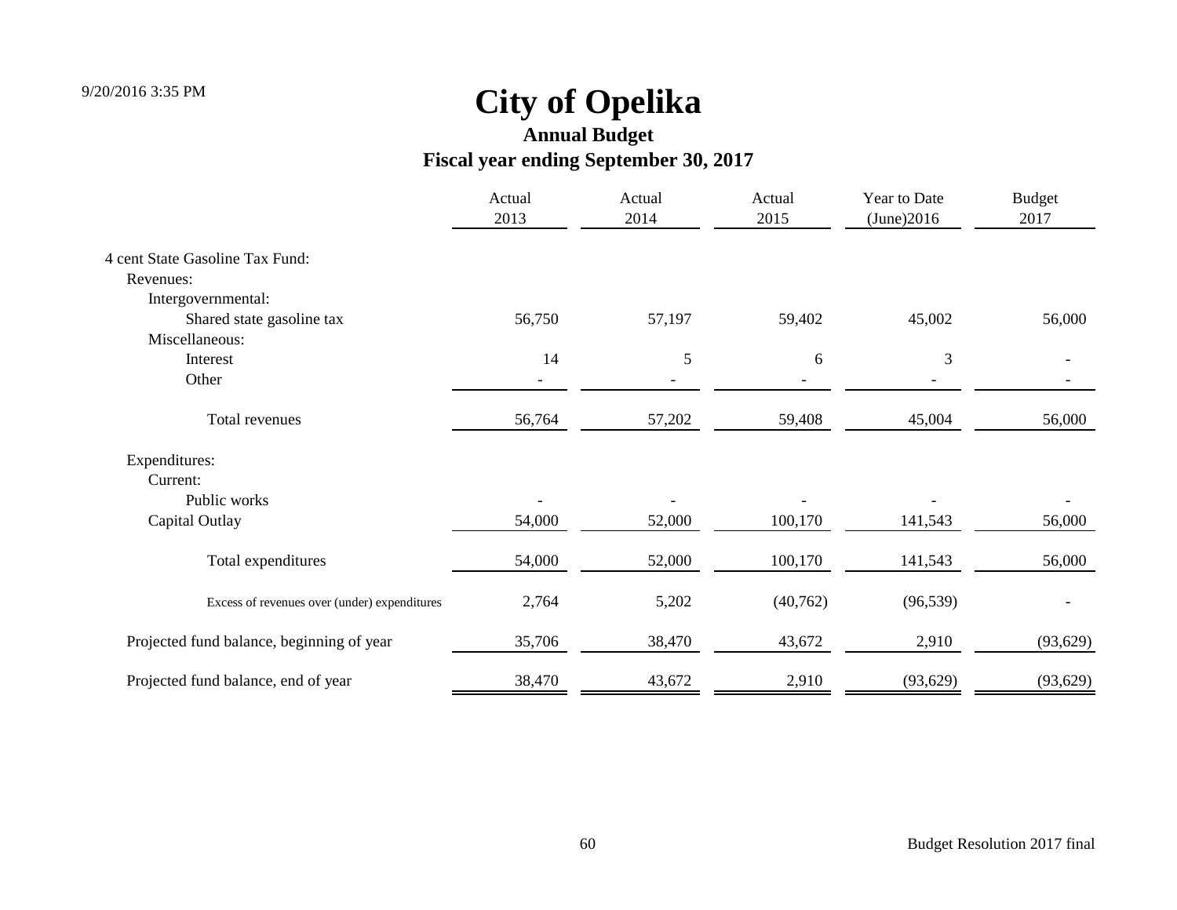9/20/2016 3:35 PM

# City of Opelika

## Annual Budget

## Fiscal year ending September 30, 2017

| | Actual 2013 | Actual 2014 | Actual 2015 | Year to Date (June)2016 | Budget 2017 |
|---|---|---|---|---|---|
| 4 cent State Gasoline Tax Fund: | | | | | |
| Revenues: | | | | | |
| Intergovernmental: | | | | | |
| Shared state gasoline tax | 56,750 | 57,197 | 59,402 | 45,002 | 56,000 |
| Miscellaneous: | | | | | |
| Interest | 14 | 5 | 6 | 3 | - |
| Other | - | - | - | - | - |
| Total revenues | 56,764 | 57,202 | 59,408 | 45,004 | 56,000 |
| Expenditures: | | | | | |
| Current: | | | | | |
| Public works | - | - | - | - | - |
| Capital Outlay | 54,000 | 52,000 | 100,170 | 141,543 | 56,000 |
| Total expenditures | 54,000 | 52,000 | 100,170 | 141,543 | 56,000 |
| Excess of revenues over (under) expenditures | 2,764 | 5,202 | (40,762) | (96,539) | - |
| Projected fund balance, beginning of year | 35,706 | 38,470 | 43,672 | 2,910 | (93,629) |
| Projected fund balance, end of year | 38,470 | 43,672 | 2,910 | (93,629) | (93,629) |

Budget Resolution 2017 final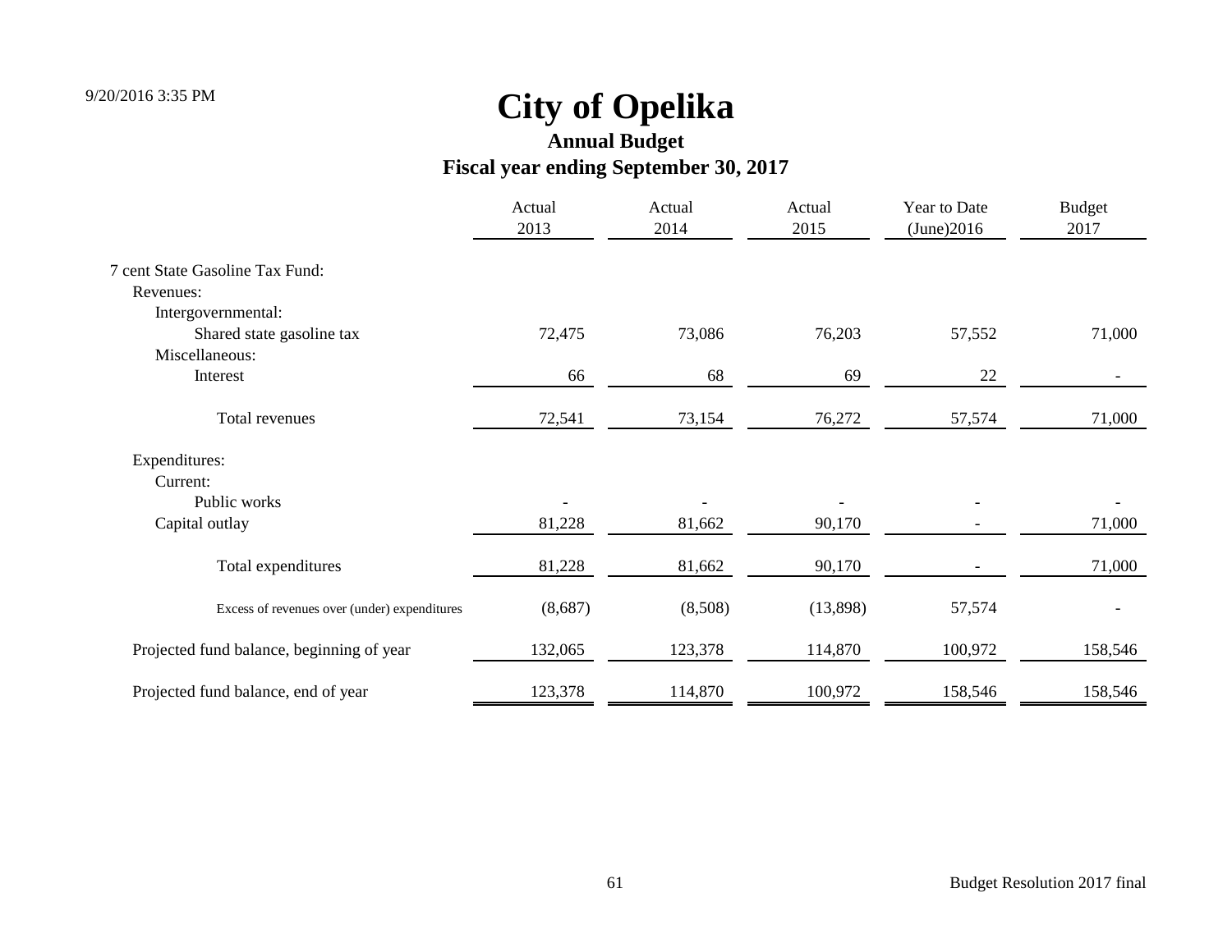# City of Opelika

## Annual Budget

### Fiscal year ending September 30, 2017

| | Actual 2013 | Actual 2014 | Actual 2015 | Year to Date (June)2016 | Budget 2017 |
|---|---|---|---|---|---|
| 7 cent State Gasoline Tax Fund: | | | | | |
| Revenues: | | | | | |
| Intergovernmental: | | | | | |
| Shared state gasoline tax | 72,475 | 73,086 | 76,203 | 57,552 | 71,000 |
| Miscellaneous: | | | | | |
| Interest | 66 | 68 | 69 | 22 | - |
| Total revenues | 72,541 | 73,154 | 76,272 | 57,574 | 71,000 |
| Expenditures: | | | | | |
| Current: | | | | | |
| Public works | - | - | - | - | - |
| Capital outlay | 81,228 | 81,662 | 90,170 | - | 71,000 |
| Total expenditures | 81,228 | 81,662 | 90,170 | - | 71,000 |
| Excess of revenues over (under) expenditures | (8,687) | (8,508) | (13,898) | 57,574 | - |
| Projected fund balance, beginning of year | 132,065 | 123,378 | 114,870 | 100,972 | 158,546 |
| Projected fund balance, end of year | 123,378 | 114,870 | 100,972 | 158,546 | 158,546 |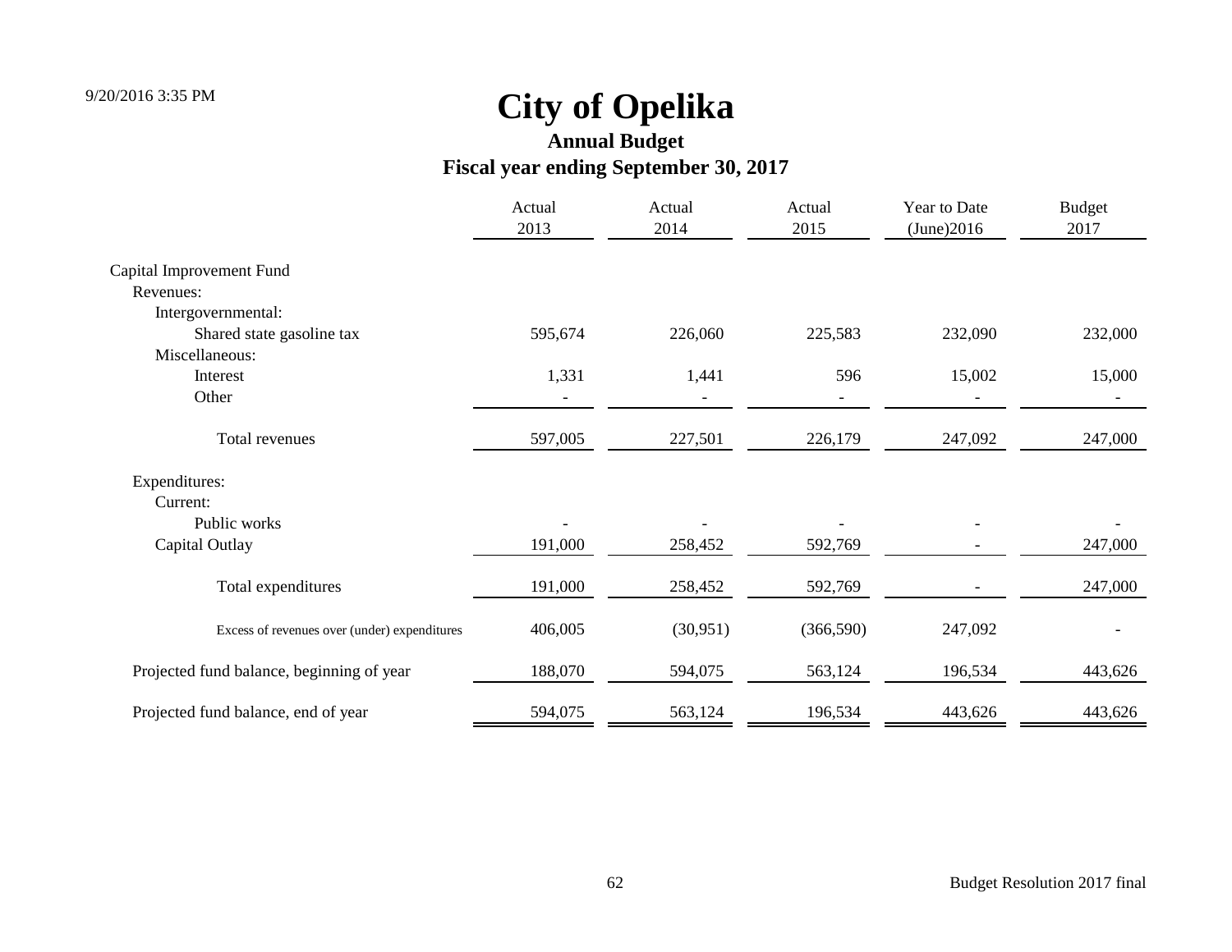# City of Opelika

## Annual Budget

## Fiscal year ending September 30, 2017

| | Actual 2013 | Actual 2014 | Actual 2015 | Year to Date (June)2016 | Budget 2017 |
|---|---|---|---|---|---|
| Capital Improvement Fund | | | | | |
| Revenues: | | | | | |
| Intergovernmental: | | | | | |
| Shared state gasoline tax | 595,674 | 226,060 | 225,583 | 232,090 | 232,000 |
| Miscellaneous: | | | | | |
| Interest | 1,331 | 1,441 | 596 | 15,002 | 15,000 |
| Other | - | - | - | - | - |
| Total revenues | 597,005 | 227,501 | 226,179 | 247,092 | 247,000 |
| Expenditures: | | | | | |
| Current: | | | | | |
| Public works | - | - | - | - | - |
| Capital Outlay | 191,000 | 258,452 | 592,769 | - | 247,000 |
| Total expenditures | 191,000 | 258,452 | 592,769 | - | 247,000 |
| Excess of revenues over (under) expenditures | 406,005 | (30,951) | (366,590) | 247,092 | - |
| Projected fund balance, beginning of year | 188,070 | 594,075 | 563,124 | 196,534 | 443,626 |
| Projected fund balance, end of year | 594,075 | 563,124 | 196,534 | 443,626 | 443,626 |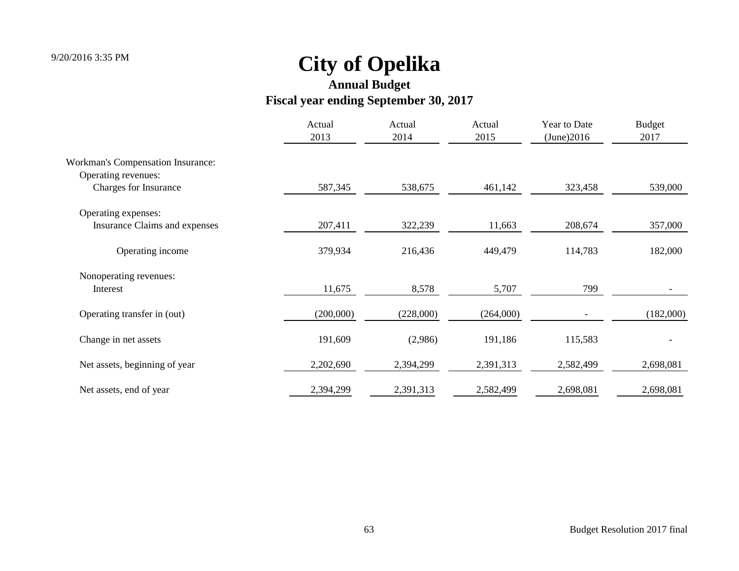# City of Opelika

## Annual Budget

### Fiscal year ending September 30, 2017

| | Actual 2013 | Actual 2014 | Actual 2015 | Year to Date (June)2016 | Budget 2017 |
|---|---|---|---|---|---|
| Workman's Compensation Insurance: | | | | | |
| Operating revenues: | | | | | |
| Charges for Insurance | 587,345 | 538,675 | 461,142 | 323,458 | 539,000 |
| Operating expenses: | | | | | |
| Insurance Claims and expenses | 207,411 | 322,239 | 11,663 | 208,674 | 357,000 |
| Operating income | 379,934 | 216,436 | 449,479 | 114,783 | 182,000 |
| Nonoperating revenues: | | | | | |
| Interest | 11,675 | 8,578 | 5,707 | 799 | - |
| Operating transfer in (out) | (200,000) | (228,000) | (264,000) | - | (182,000) |
| Change in net assets | 191,609 | (2,986) | 191,186 | 115,583 | - |
| Net assets, beginning of year | 2,202,690 | 2,394,299 | 2,391,313 | 2,582,499 | 2,698,081 |
| Net assets, end of year | 2,394,299 | 2,391,313 | 2,582,499 | 2,698,081 | 2,698,081 |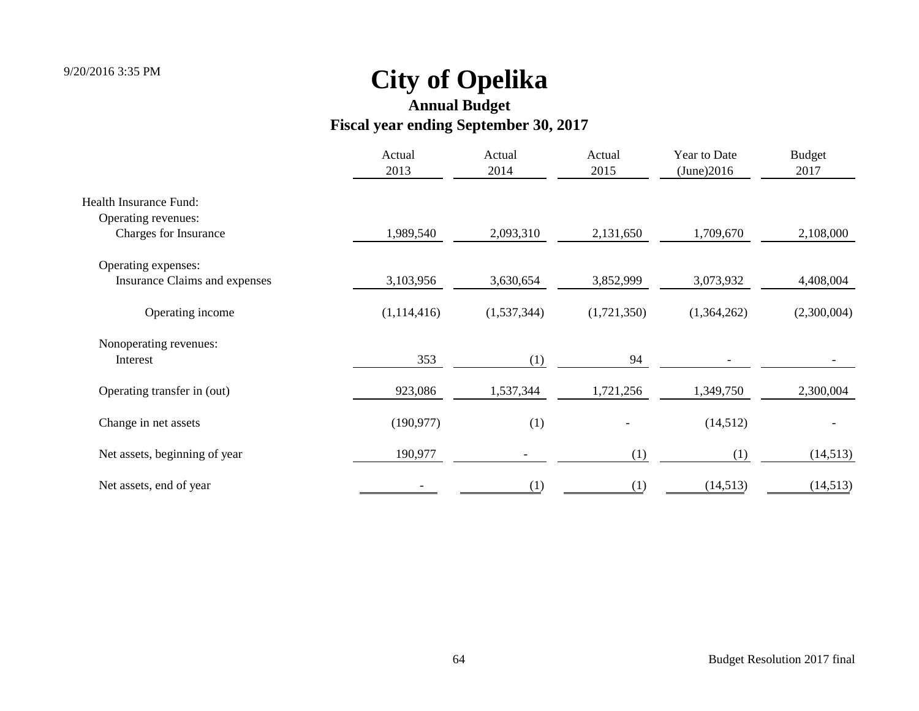# City of Opelika

## Annual Budget

## Fiscal year ending September 30, 2017

| | Actual 2013 | Actual 2014 | Actual 2015 | Year to Date (June)2016 | Budget 2017 |
|---|---|---|---|---|---|
| Health Insurance Fund: | | | | | |
| Operating revenues: | | | | | |
| Charges for Insurance | 1,989,540 | 2,093,310 | 2,131,650 | 1,709,670 | 2,108,000 |
| Operating expenses: | | | | | |
| Insurance Claims and expenses | 3,103,956 | 3,630,654 | 3,852,999 | 3,073,932 | 4,408,004 |
| Operating income | (1,114,416) | (1,537,344) | (1,721,350) | (1,364,262) | (2,300,004) |
| Nonoperating revenues: | | | | | |
| Interest | 353 | (1) | 94 | - | - |
| Operating transfer in (out) | 923,086 | 1,537,344 | 1,721,256 | 1,349,750 | 2,300,004 |
| Change in net assets | (190,977) | (1) | - | (14,512) | - |
| Net assets, beginning of year | 190,977 | - | (1) | (1) | (14,513) |
| Net assets, end of year | - | (1) | (1) | (14,513) | (14,513) |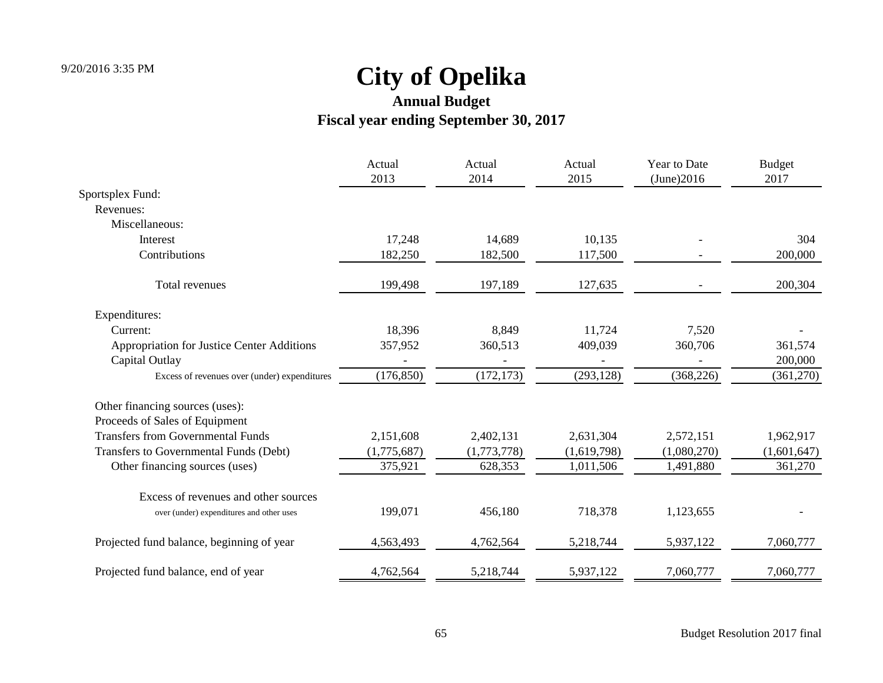# City of Opelika

## Annual Budget

## Fiscal year ending September 30, 2017

| | Actual 2013 | Actual 2014 | Actual 2015 | Year to Date (June)2016 | Budget 2017 |
|---|---|---|---|---|---|
| Sportsplex Fund: | | | | | |
| Revenues: | | | | | |
| Miscellaneous: | | | | | |
| Interest | 17,248 | 14,689 | 10,135 | - | 304 |
| Contributions | 182,250 | 182,500 | 117,500 | - | 200,000 |
| Total revenues | 199,498 | 197,189 | 127,635 | - | 200,304 |
| Expenditures: | | | | | |
| Current: | 18,396 | 8,849 | 11,724 | 7,520 | - |
| Appropriation for Justice Center Additions | 357,952 | 360,513 | 409,039 | 360,706 | 361,574 |
| Capital Outlay | - | - | - | - | 200,000 |
| Excess of revenues over (under) expenditures | (176,850) | (172,173) | (293,128) | (368,226) | (361,270) |
| Other financing sources (uses): | | | | | |
| Proceeds of Sales of Equipment | | | | | |
| Transfers from Governmental Funds | 2,151,608 | 2,402,131 | 2,631,304 | 2,572,151 | 1,962,917 |
| Transfers to Governmental Funds (Debt) | (1,775,687) | (1,773,778) | (1,619,798) | (1,080,270) | (1,601,647) |
| Other financing sources (uses) | 375,921 | 628,353 | 1,011,506 | 1,491,880 | 361,270 |
| Excess of revenues and other sources over (under) expenditures and other uses | 199,071 | 456,180 | 718,378 | 1,123,655 | - |
| Projected fund balance, beginning of year | 4,563,493 | 4,762,564 | 5,218,744 | 5,937,122 | 7,060,777 |
| Projected fund balance, end of year | 4,762,564 | 5,218,744 | 5,937,122 | 7,060,777 | 7,060,777 |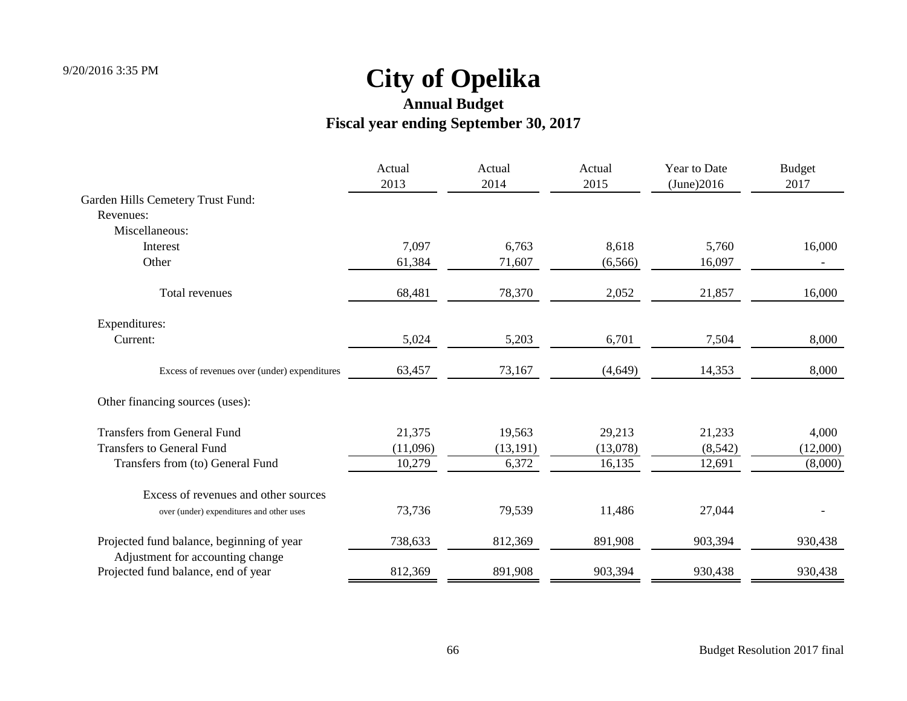# City of Opelika

## Annual Budget

## Fiscal year ending September 30, 2017

| | Actual 2013 | Actual 2014 | Actual 2015 | Year to Date (June)2016 | Budget 2017 |
|---|---|---|---|---|---|
| Garden Hills Cemetery Trust Fund: | | | | | |
| Revenues: | | | | | |
| Miscellaneous: | | | | | |
| Interest | 7,097 | 6,763 | 8,618 | 5,760 | 16,000 |
| Other | 61,384 | 71,607 | (6,566) | 16,097 | - |
| Total revenues | 68,481 | 78,370 | 2,052 | 21,857 | 16,000 |
| Expenditures: | | | | | |
| Current: | 5,024 | 5,203 | 6,701 | 7,504 | 8,000 |
| Excess of revenues over (under) expenditures | 63,457 | 73,167 | (4,649) | 14,353 | 8,000 |
| Other financing sources (uses): | | | | | |
| Transfers from General Fund | 21,375 | 19,563 | 29,213 | 21,233 | 4,000 |
| Transfers to General Fund | (11,096) | (13,191) | (13,078) | (8,542) | (12,000) |
| Transfers from (to) General Fund | 10,279 | 6,372 | 16,135 | 12,691 | (8,000) |
| Excess of revenues and other sources over (under) expenditures and other uses | 73,736 | 79,539 | 11,486 | 27,044 | - |
| Projected fund balance, beginning of year | 738,633 | 812,369 | 891,908 | 903,394 | 930,438 |
| Adjustment for accounting change | | | | | |
| Projected fund balance, end of year | 812,369 | 891,908 | 903,394 | 930,438 | 930,438 |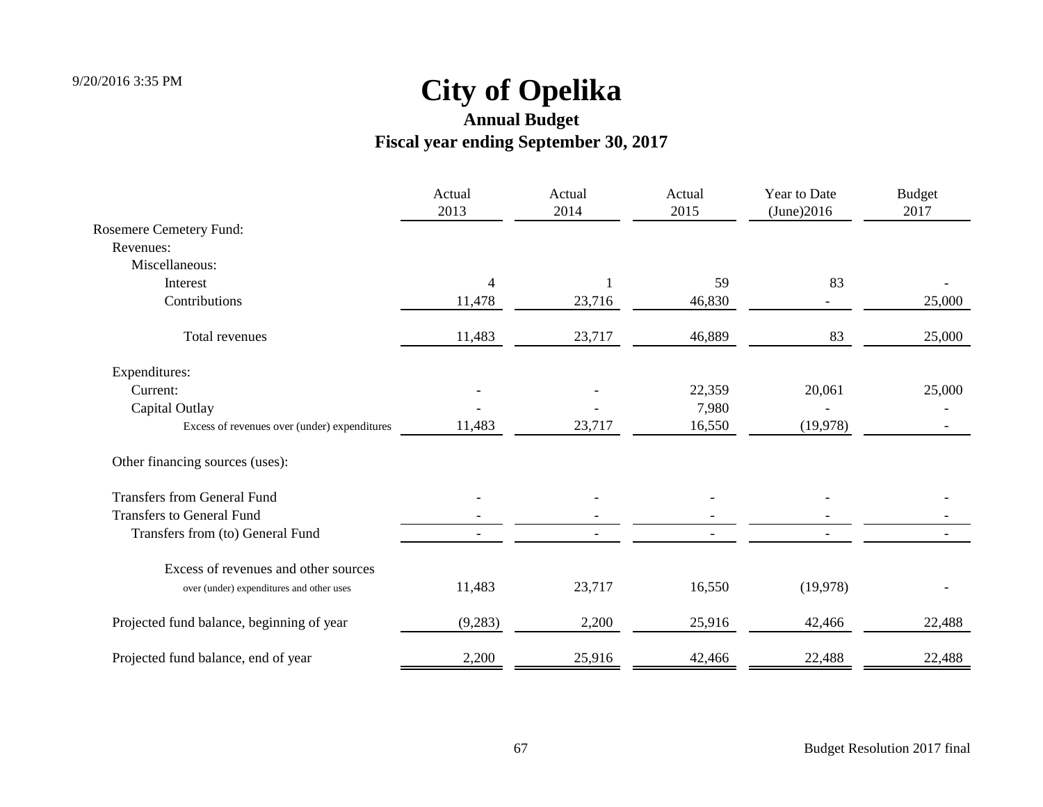# City of Opelika

## Annual Budget

### Fiscal year ending September 30, 2017

| | Actual 2013 | Actual 2014 | Actual 2015 | Year to Date (June)2016 | Budget 2017 |
|---|---|---|---|---|---|
| Rosemere Cemetery Fund: | | | | | |
| Revenues: | | | | | |
| Miscellaneous: | | | | | |
| Interest | 4 | 1 | 59 | 83 | - |
| Contributions | 11,478 | 23,716 | 46,830 | - | 25,000 |
| Total revenues | 11,483 | 23,717 | 46,889 | 83 | 25,000 |
| Expenditures: | | | | | |
| Current: | - | - | 22,359 | 20,061 | 25,000 |
| Capital Outlay | - | - | 7,980 | - | - |
| Excess of revenues over (under) expenditures | 11,483 | 23,717 | 16,550 | (19,978) | - |
| Other financing sources (uses): | | | | | |
| Transfers from General Fund | - | - | - | - | - |
| Transfers to General Fund | - | - | - | - | - |
| Transfers from (to) General Fund | - | - | - | - | - |
| Excess of revenues and other sources over (under) expenditures and other uses | 11,483 | 23,717 | 16,550 | (19,978) | - |
| Projected fund balance, beginning of year | (9,283) | 2,200 | 25,916 | 42,466 | 22,488 |
| Projected fund balance, end of year | 2,200 | 25,916 | 42,466 | 22,488 | 22,488 |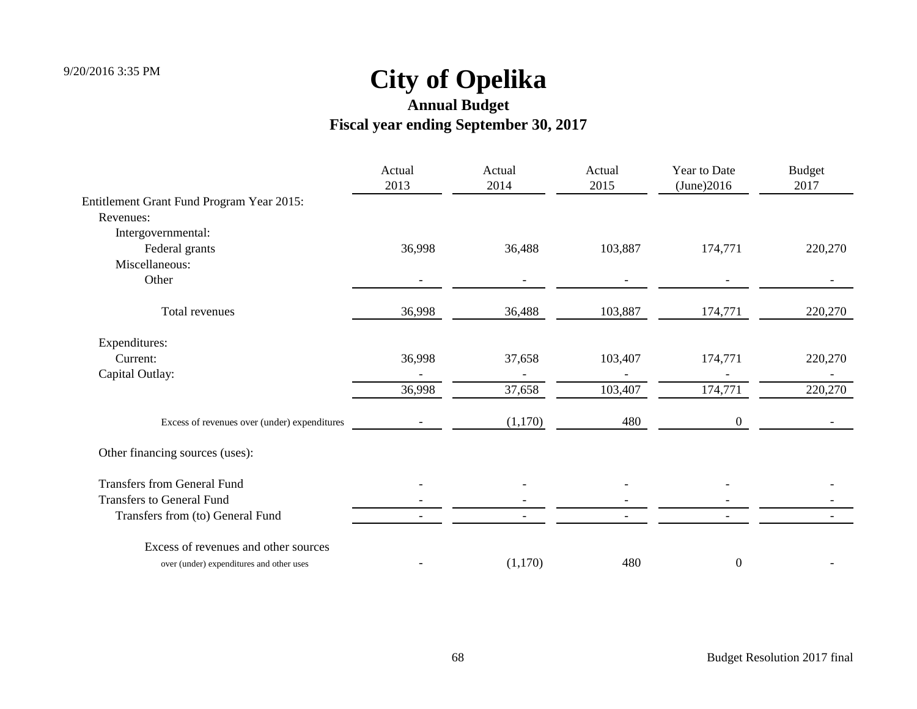# City of Opelika

## Annual Budget

## Fiscal year ending September 30, 2017

| | Actual 2013 | Actual 2014 | Actual 2015 | Year to Date (June)2016 | Budget 2017 |
|---|---|---|---|---|---|
| Entitlement Grant Fund Program Year 2015: | | | | | |
| Revenues: | | | | | |
| Intergovernmental: | | | | | |
| Federal grants | 36,998 | 36,488 | 103,887 | 174,771 | 220,270 |
| Miscellaneous: | | | | | |
| Other | - | - | - | - | - |
| Total revenues | 36,998 | 36,488 | 103,887 | 174,771 | 220,270 |
| Expenditures: | | | | | |
| Current: | 36,998 | 37,658 | 103,407 | 174,771 | 220,270 |
| Capital Outlay: | - | - | - | - | - |
| | 36,998 | 37,658 | 103,407 | 174,771 | 220,270 |
| Excess of revenues over (under) expenditures | - | (1,170) | 480 | 0 | - |
| Other financing sources (uses): | | | | | |
| Transfers from General Fund | - | - | - | - | - |
| Transfers to General Fund | - | - | - | - | - |
| Transfers from (to) General Fund | - | - | - | - | - |
| Excess of revenues and other sources over (under) expenditures and other uses | - | (1,170) | 480 | 0 | - |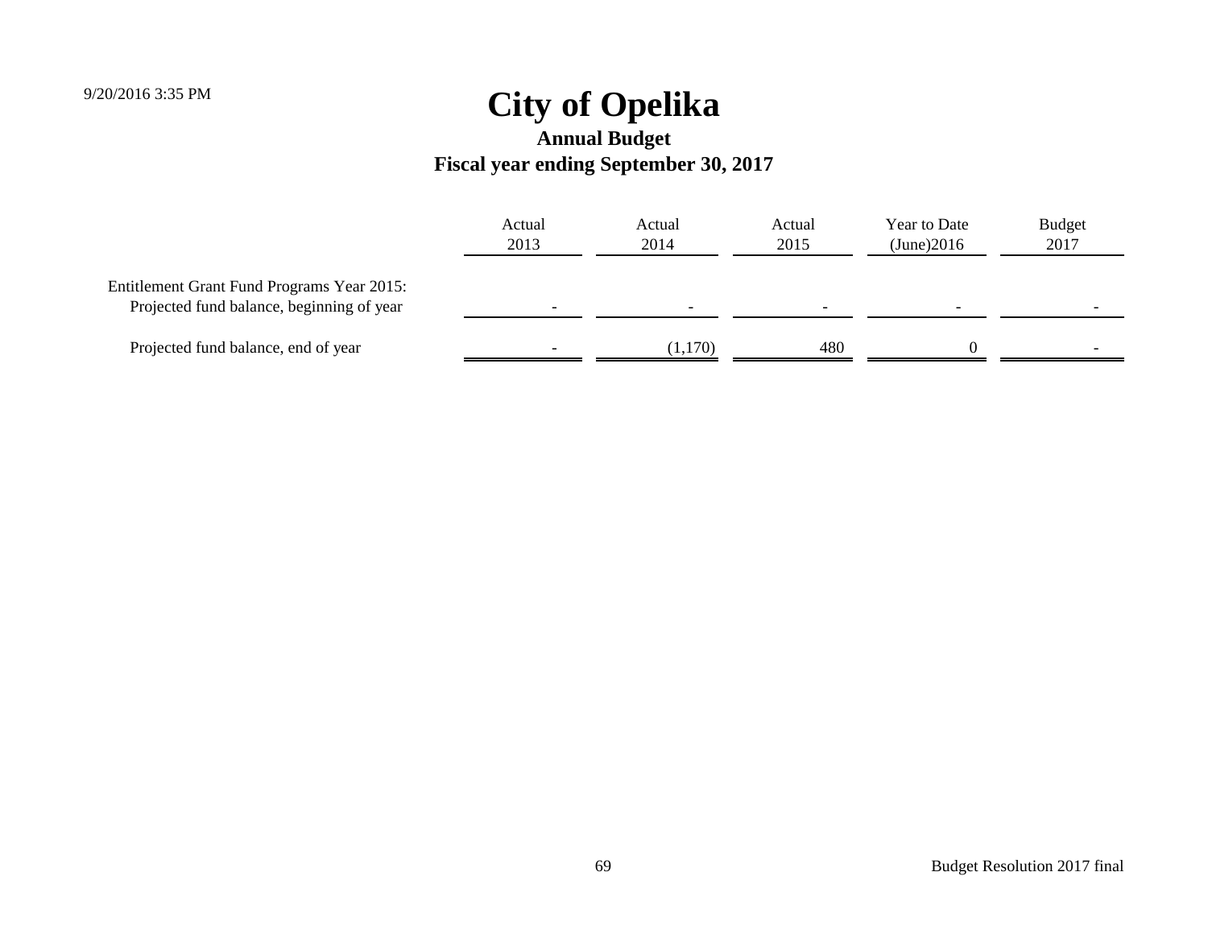# City of Opelika

## Annual Budget

### Fiscal year ending September 30, 2017

| | Actual 2013 | Actual 2014 | Actual 2015 | Year to Date (June)2016 | Budget 2017 |
|---|---|---|---|---|---|
| Entitlement Grant Fund Programs Year 2015: | | | | | |
| Projected fund balance, beginning of year | - | - | - | - | - |
| Projected fund balance, end of year | - | (1,170) | 480 | 0 | - |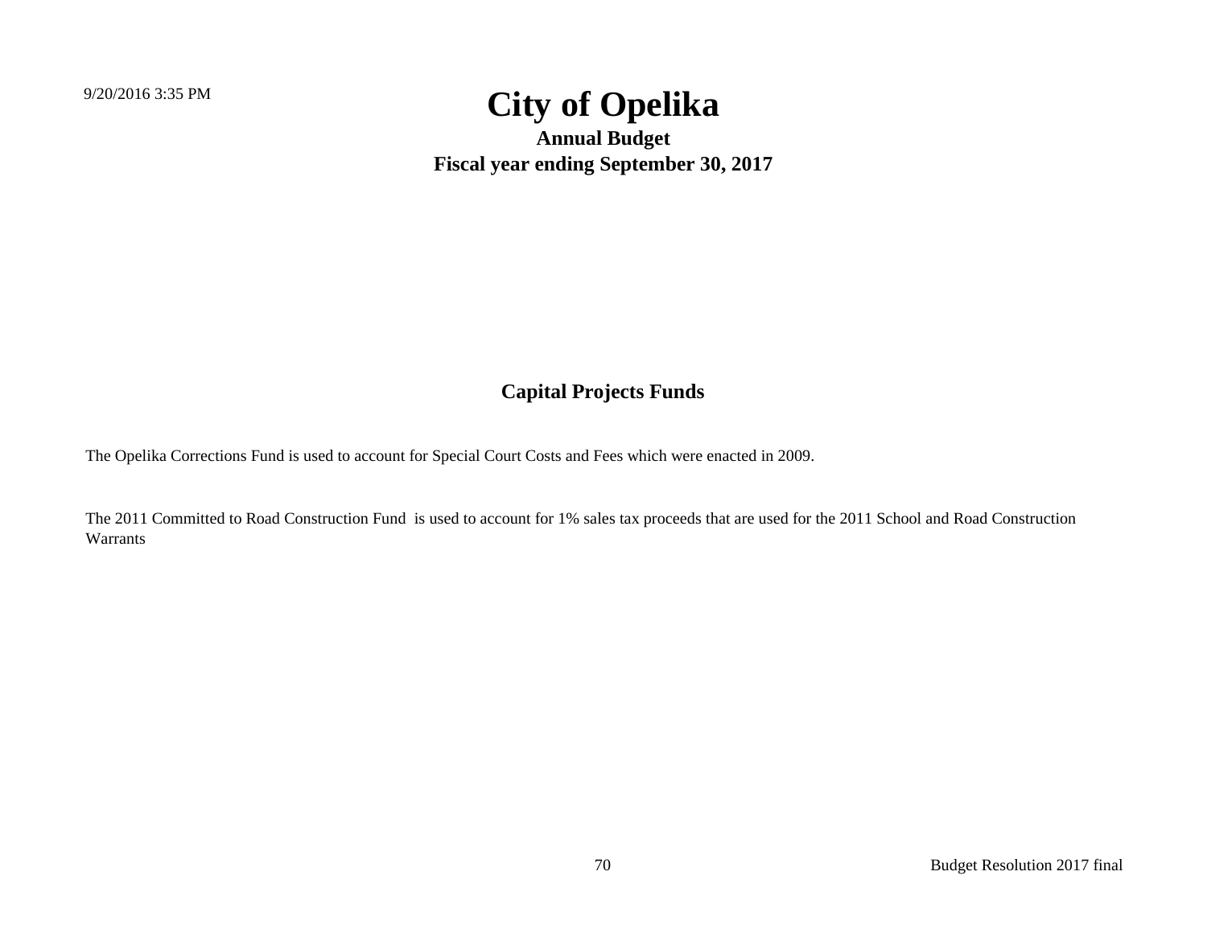# City of Opelika

## Annual Budget

## Fiscal year ending September 30, 2017

## Capital Projects Funds

The Opelika Corrections Fund is used to account for Special Court Costs and Fees which were enacted in 2009.

The 2011 Committed to Road Construction Fund is used to account for 1% sales tax proceeds that are used for the 2011 School and Road Construction Warrants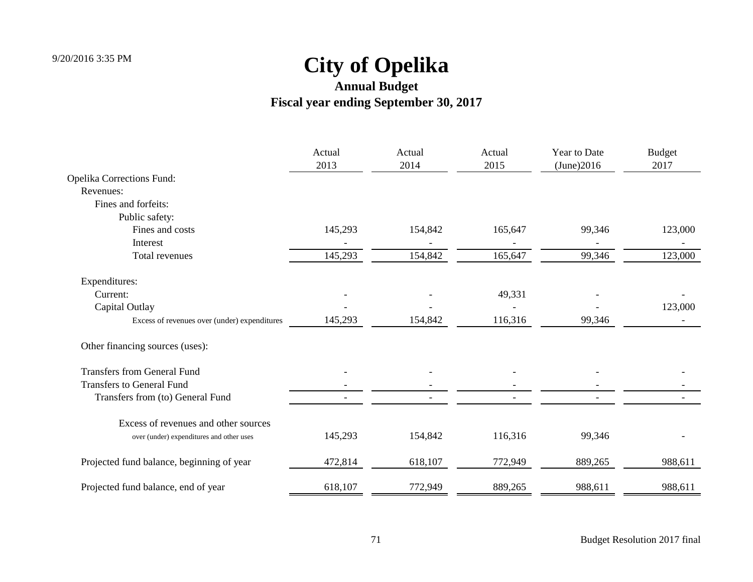# City of Opelika

## Annual Budget

## Fiscal year ending September 30, 2017

| | Actual 2013 | Actual 2014 | Actual 2015 | Year to Date (June)2016 | Budget 2017 |
|---|---|---|---|---|---|
| Opelika Corrections Fund: | | | | | |
| Revenues: | | | | | |
| Fines and forfeits: | | | | | |
| Public safety: | | | | | |
| Fines and costs | 145,293 | 154,842 | 165,647 | 99,346 | 123,000 |
| Interest | - | - | - | - | - |
| Total revenues | 145,293 | 154,842 | 165,647 | 99,346 | 123,000 |
| Expenditures: | | | | | |
| Current: | - | - | 49,331 | - | - |
| Capital Outlay | - | - | - | - | 123,000 |
| Excess of revenues over (under) expenditures | 145,293 | 154,842 | 116,316 | 99,346 | - |
| Other financing sources (uses): | | | | | |
| Transfers from General Fund | - | - | - | - | - |
| Transfers to General Fund | - | - | - | - | - |
| Transfers from (to) General Fund | - | - | - | - | - |
| Excess of revenues and other sources over (under) expenditures and other uses | 145,293 | 154,842 | 116,316 | 99,346 | - |
| Projected fund balance, beginning of year | 472,814 | 618,107 | 772,949 | 889,265 | 988,611 |
| Projected fund balance, end of year | 618,107 | 772,949 | 889,265 | 988,611 | 988,611 |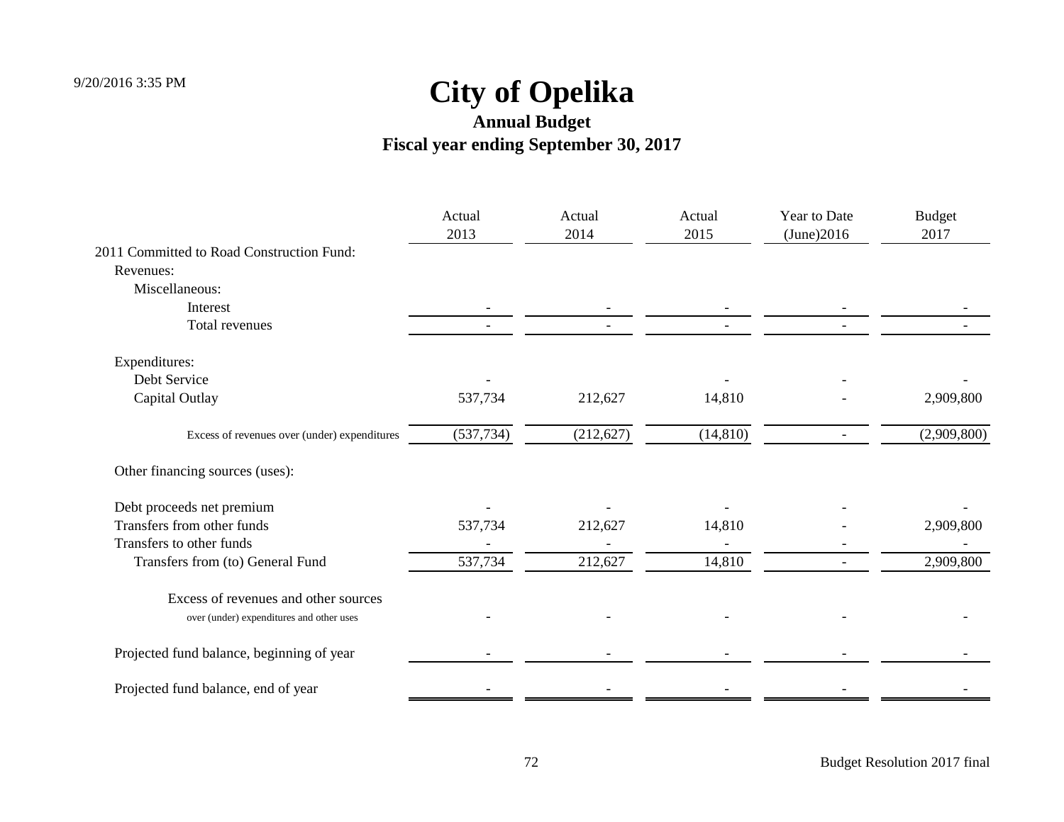# City of Opelika

## Annual Budget

## Fiscal year ending September 30, 2017

| | Actual 2013 | Actual 2014 | Actual 2015 | Year to Date (June)2016 | Budget 2017 |
|---|---|---|---|---|---|
| 2011 Committed to Road Construction Fund: | | | | | |
| Revenues: | | | | | |
| Miscellaneous: | | | | | |
| Interest | - | - | - | - | - |
| Total revenues | - | - | - | - | - |
| Expenditures: | | | | | |
| Debt Service | - | | - | - | - |
| Capital Outlay | 537,734 | 212,627 | 14,810 | - | 2,909,800 |
| Excess of revenues over (under) expenditures | (537,734) | (212,627) | (14,810) | - | (2,909,800) |
| Other financing sources (uses): | | | | | |
| Debt proceeds net premium | - | - | - | - | - |
| Transfers from other funds | 537,734 | 212,627 | 14,810 | - | 2,909,800 |
| Transfers to other funds | - | - | - | - | - |
| Transfers from (to) General Fund | 537,734 | 212,627 | 14,810 | - | 2,909,800 |
| Excess of revenues and other sources over (under) expenditures and other uses | - | - | - | - | - |
| Projected fund balance, beginning of year | - | - | - | - | - |
| Projected fund balance, end of year | - | - | - | - | - |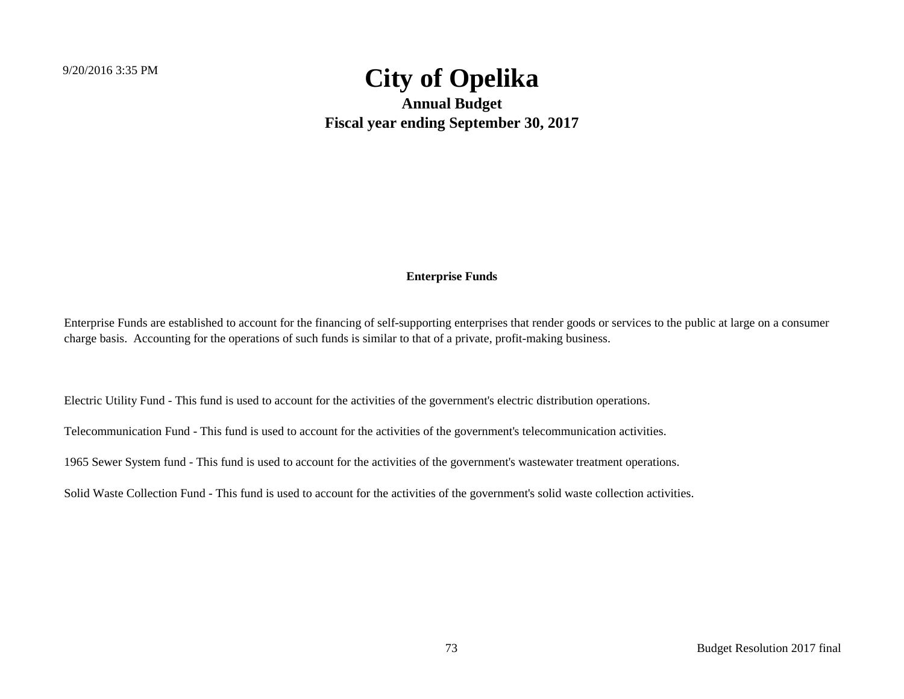# City of Opelika

## Annual Budget

## Fiscal year ending September 30, 2017

**Enterprise Funds**

Enterprise Funds are established to account for the financing of self-supporting enterprises that render goods or services to the public at large on a consumer charge basis. Accounting for the operations of such funds is similar to that of a private, profit-making business.

Electric Utility Fund - This fund is used to account for the activities of the government's electric distribution operations.

Telecommunication Fund - This fund is used to account for the activities of the government's telecommunication activities.

1965 Sewer System fund - This fund is used to account for the activities of the government's wastewater treatment operations.

Solid Waste Collection Fund - This fund is used to account for the activities of the government's solid waste collection activities.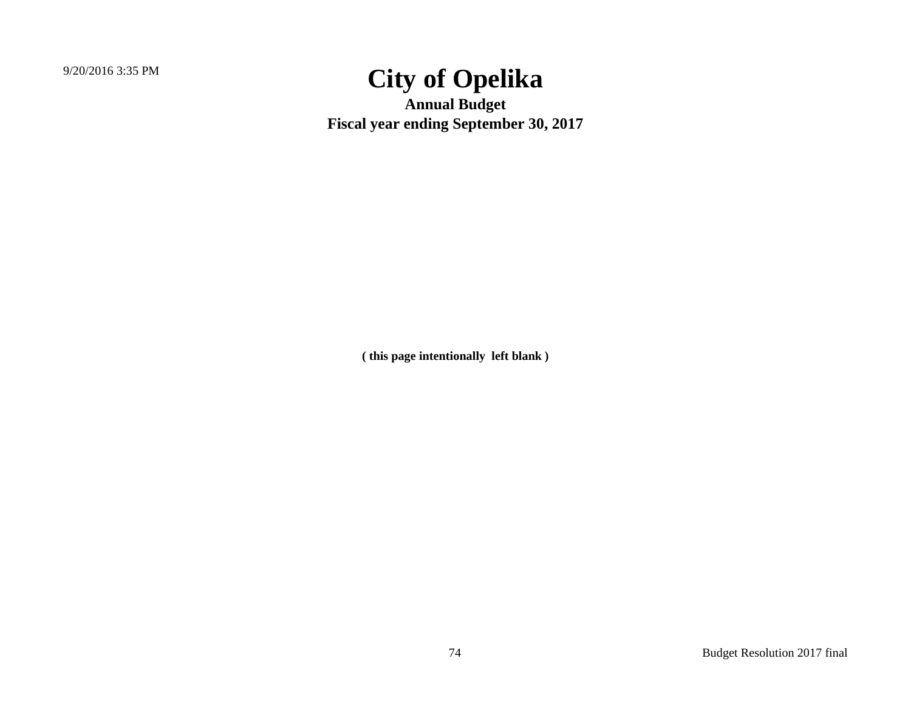# City of Opelika

**Annual Budget**

**Fiscal year ending September 30, 2017**

**( this page intentionally left blank )**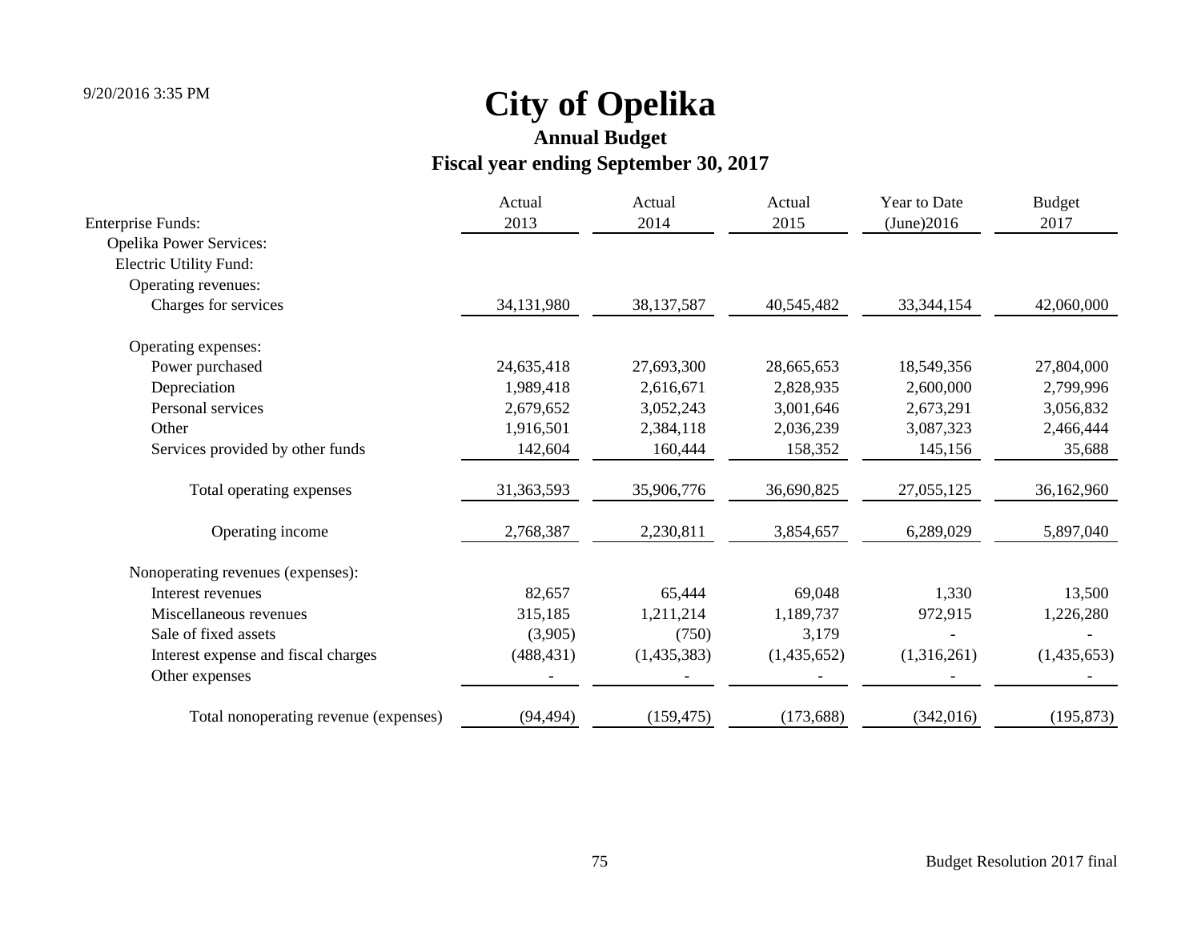# City of Opelika

## Annual Budget

## Fiscal year ending September 30, 2017

| Enterprise Funds: | Actual 2013 | Actual 2014 | Actual 2015 | Year to Date (June)2016 | Budget 2017 |
|---|---|---|---|---|---|
| Opelika Power Services: | | | | | |
| Electric Utility Fund: | | | | | |
| Operating revenues: | | | | | |
| Charges for services | 34,131,980 | 38,137,587 | 40,545,482 | 33,344,154 | 42,060,000 |
| Operating expenses: | | | | | |
| Power purchased | 24,635,418 | 27,693,300 | 28,665,653 | 18,549,356 | 27,804,000 |
| Depreciation | 1,989,418 | 2,616,671 | 2,828,935 | 2,600,000 | 2,799,996 |
| Personal services | 2,679,652 | 3,052,243 | 3,001,646 | 2,673,291 | 3,056,832 |
| Other | 1,916,501 | 2,384,118 | 2,036,239 | 3,087,323 | 2,466,444 |
| Services provided by other funds | 142,604 | 160,444 | 158,352 | 145,156 | 35,688 |
| Total operating expenses | 31,363,593 | 35,906,776 | 36,690,825 | 27,055,125 | 36,162,960 |
| Operating income | 2,768,387 | 2,230,811 | 3,854,657 | 6,289,029 | 5,897,040 |
| Nonoperating revenues (expenses): | | | | | |
| Interest revenues | 82,657 | 65,444 | 69,048 | 1,330 | 13,500 |
| Miscellaneous revenues | 315,185 | 1,211,214 | 1,189,737 | 972,915 | 1,226,280 |
| Sale of fixed assets | (3,905) | (750) | 3,179 | - | - |
| Interest expense and fiscal charges | (488,431) | (1,435,383) | (1,435,652) | (1,316,261) | (1,435,653) |
| Other expenses | - | - | - | - | - |
| Total nonoperating revenue (expenses) | (94,494) | (159,475) | (173,688) | (342,016) | (195,873) |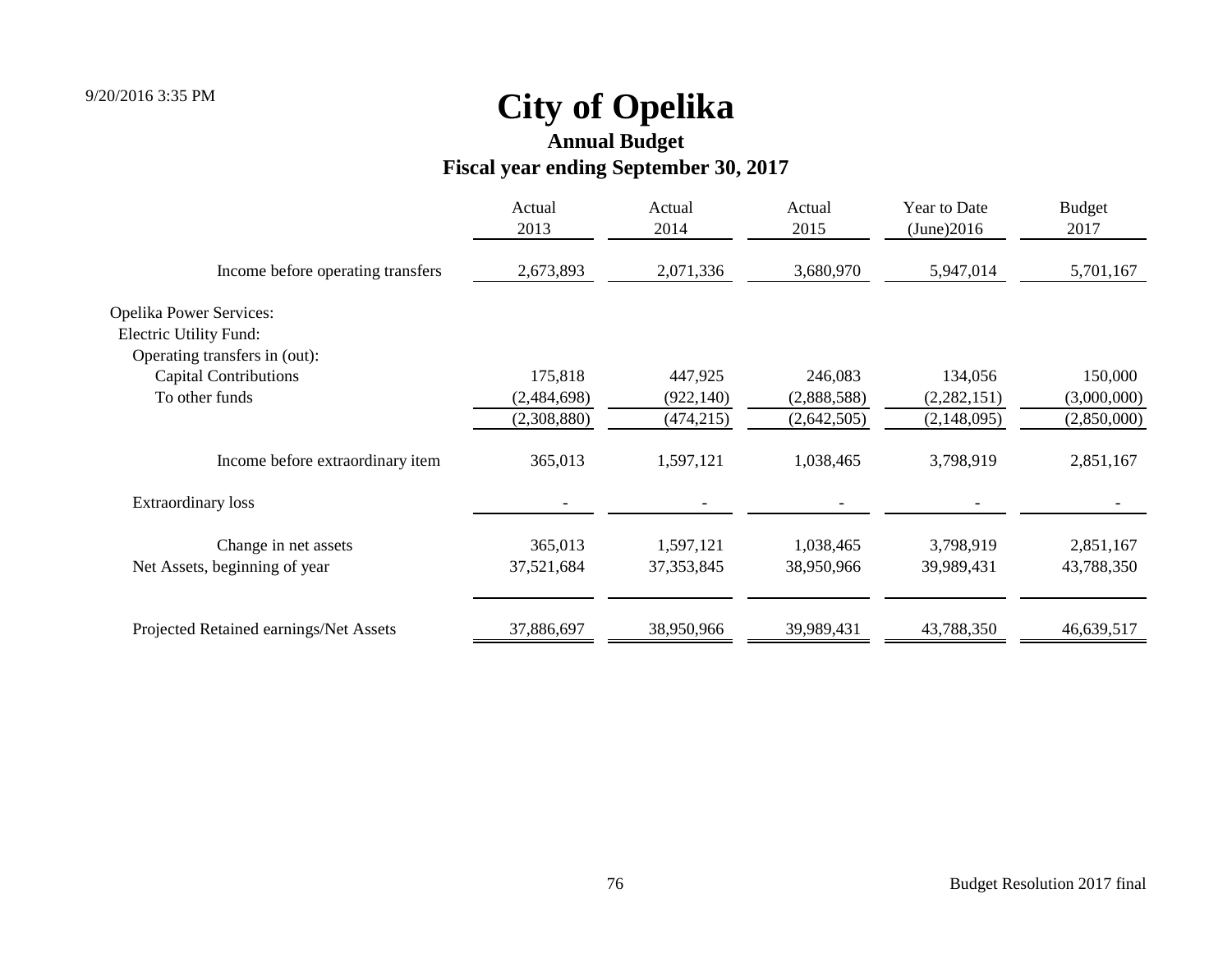# City of Opelika

## Annual Budget

### Fiscal year ending September 30, 2017

| | Actual 2013 | Actual 2014 | Actual 2015 | Year to Date (June)2016 | Budget 2017 |
|---|---|---|---|---|---|
| Income before operating transfers | 2,673,893 | 2,071,336 | 3,680,970 | 5,947,014 | 5,701,167 |
| Opelika Power Services: | | | | | |
| Electric Utility Fund: | | | | | |
| Operating transfers in (out): | | | | | |
| Capital Contributions | 175,818 | 447,925 | 246,083 | 134,056 | 150,000 |
| To other funds | (2,484,698) | (922,140) | (2,888,588) | (2,282,151) | (3,000,000) |
| | (2,308,880) | (474,215) | (2,642,505) | (2,148,095) | (2,850,000) |
| Income before extraordinary item | 365,013 | 1,597,121 | 1,038,465 | 3,798,919 | 2,851,167 |
| Extraordinary loss | - | - | - | - | - |
| Change in net assets | 365,013 | 1,597,121 | 1,038,465 | 3,798,919 | 2,851,167 |
| Net Assets, beginning of year | 37,521,684 | 37,353,845 | 38,950,966 | 39,989,431 | 43,788,350 |
| Projected Retained earnings/Net Assets | 37,886,697 | 38,950,966 | 39,989,431 | 43,788,350 | 46,639,517 |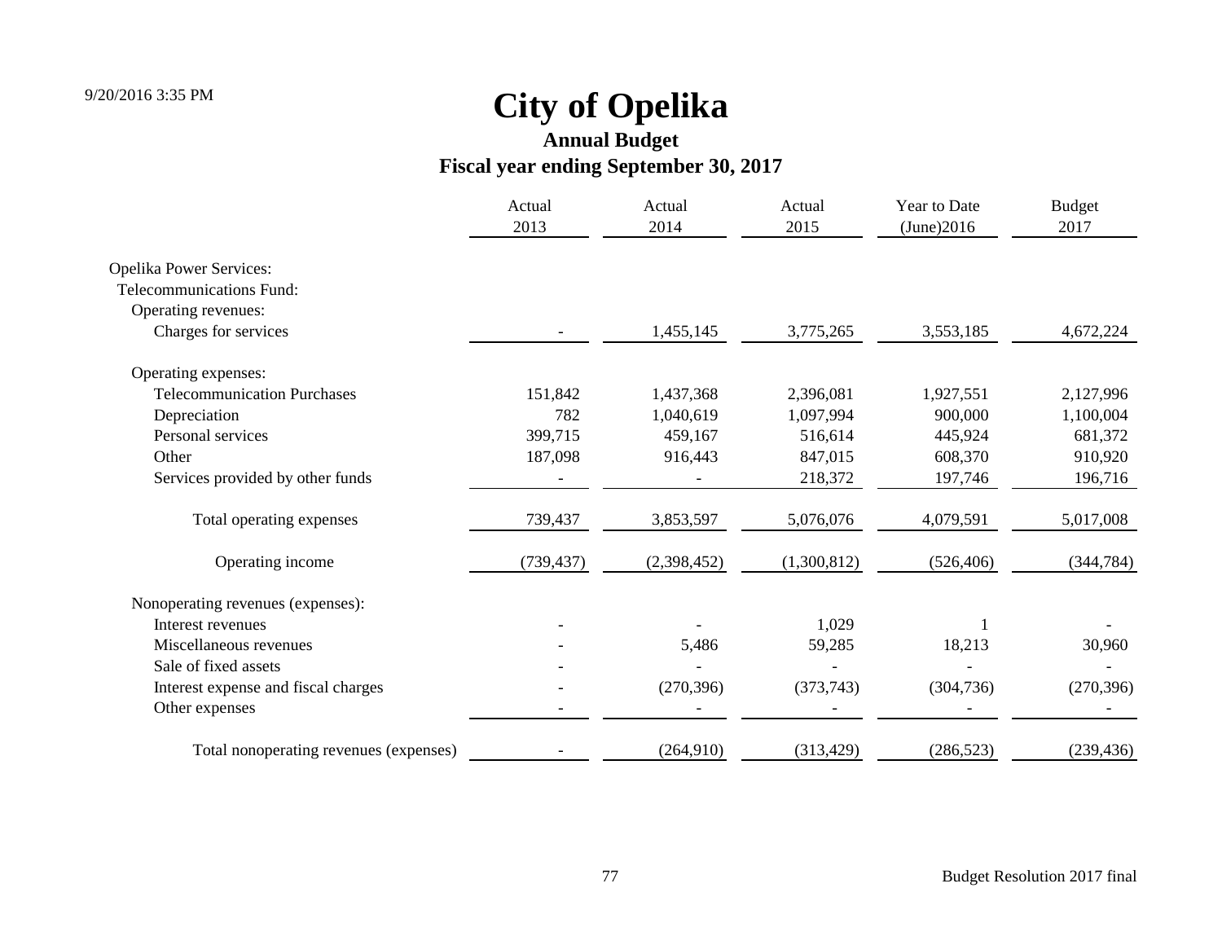# City of Opelika

## Annual Budget

### Fiscal year ending September 30, 2017

| | Actual 2013 | Actual 2014 | Actual 2015 | Year to Date (June)2016 | Budget 2017 |
|---|---|---|---|---|---|
| Opelika Power Services: | | | | | |
| Telecommunications Fund: | | | | | |
| Operating revenues: | | | | | |
| Charges for services | - | 1,455,145 | 3,775,265 | 3,553,185 | 4,672,224 |
| Operating expenses: | | | | | |
| Telecommunication Purchases | 151,842 | 1,437,368 | 2,396,081 | 1,927,551 | 2,127,996 |
| Depreciation | 782 | 1,040,619 | 1,097,994 | 900,000 | 1,100,004 |
| Personal services | 399,715 | 459,167 | 516,614 | 445,924 | 681,372 |
| Other | 187,098 | 916,443 | 847,015 | 608,370 | 910,920 |
| Services provided by other funds | - | - | 218,372 | 197,746 | 196,716 |
| Total operating expenses | 739,437 | 3,853,597 | 5,076,076 | 4,079,591 | 5,017,008 |
| Operating income | (739,437) | (2,398,452) | (1,300,812) | (526,406) | (344,784) |
| Nonoperating revenues (expenses): | | | | | |
| Interest revenues | - | - | 1,029 | 1 | - |
| Miscellaneous revenues | - | 5,486 | 59,285 | 18,213 | 30,960 |
| Sale of fixed assets | - | - | - | - | - |
| Interest expense and fiscal charges | - | (270,396) | (373,743) | (304,736) | (270,396) |
| Other expenses | - | - | - | - | - |
| Total nonoperating revenues (expenses) | - | (264,910) | (313,429) | (286,523) | (239,436) |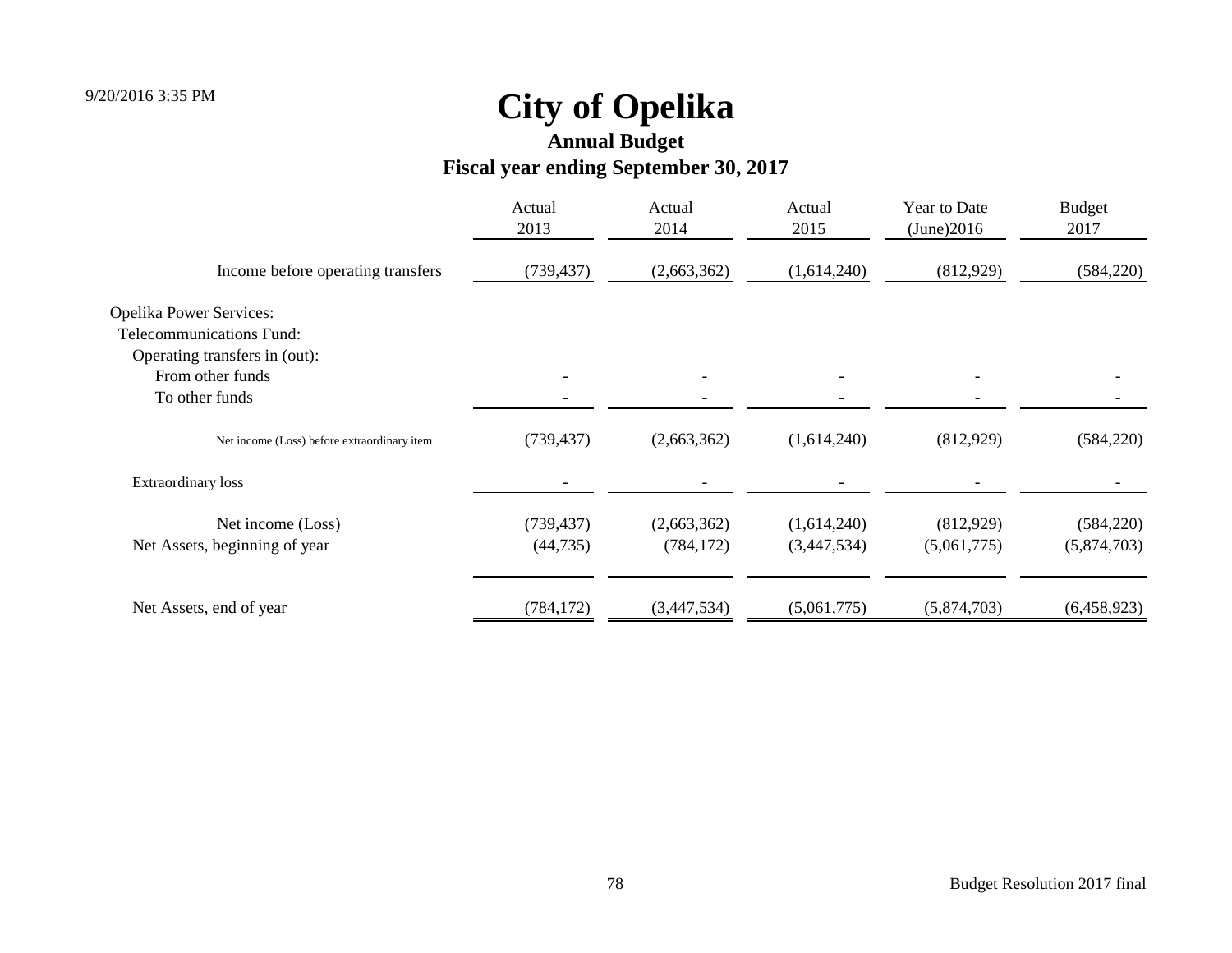# City of Opelika

## Annual Budget

## Fiscal year ending September 30, 2017

| | Actual 2013 | Actual 2014 | Actual 2015 | Year to Date (June)2016 | Budget 2017 |
|---|---|---|---|---|---|
| Income before operating transfers | (739,437) | (2,663,362) | (1,614,240) | (812,929) | (584,220) |
| Opelika Power Services: | | | | | |
| Telecommunications Fund: | | | | | |
| Operating transfers in (out): | | | | | |
| From other funds | - | - | - | - | - |
| To other funds | - | - | - | - | - |
| Net income (Loss) before extraordinary item | (739,437) | (2,663,362) | (1,614,240) | (812,929) | (584,220) |
| Extraordinary loss | - | - | - | - | - |
| Net income (Loss) | (739,437) | (2,663,362) | (1,614,240) | (812,929) | (584,220) |
| Net Assets, beginning of year | (44,735) | (784,172) | (3,447,534) | (5,061,775) | (5,874,703) |
| Net Assets, end of year | (784,172) | (3,447,534) | (5,061,775) | (5,874,703) | (6,458,923) |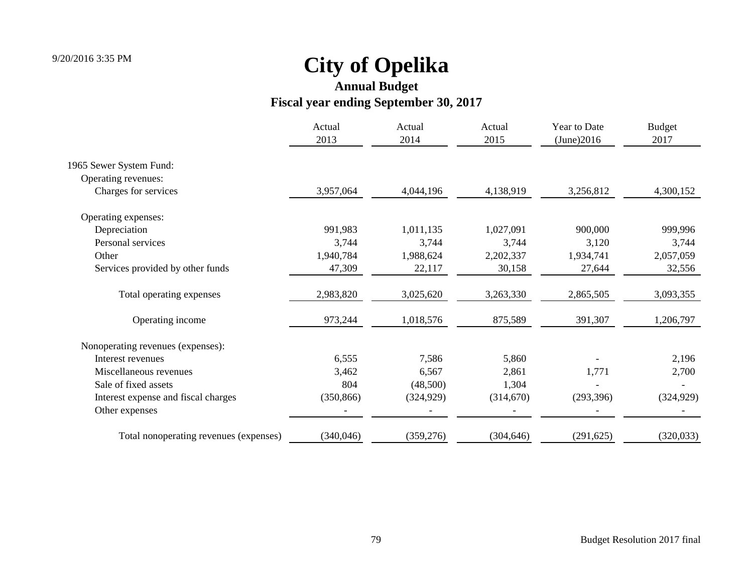# City of Opelika

## Annual Budget

### Fiscal year ending September 30, 2017

| | Actual 2013 | Actual 2014 | Actual 2015 | Year to Date (June)2016 | Budget 2017 |
|---|---|---|---|---|---|
| 1965 Sewer System Fund: | | | | | |
| Operating revenues: | | | | | |
| Charges for services | 3,957,064 | 4,044,196 | 4,138,919 | 3,256,812 | 4,300,152 |
| Operating expenses: | | | | | |
| Depreciation | 991,983 | 1,011,135 | 1,027,091 | 900,000 | 999,996 |
| Personal services | 3,744 | 3,744 | 3,744 | 3,120 | 3,744 |
| Other | 1,940,784 | 1,988,624 | 2,202,337 | 1,934,741 | 2,057,059 |
| Services provided by other funds | 47,309 | 22,117 | 30,158 | 27,644 | 32,556 |
| Total operating expenses | 2,983,820 | 3,025,620 | 3,263,330 | 2,865,505 | 3,093,355 |
| Operating income | 973,244 | 1,018,576 | 875,589 | 391,307 | 1,206,797 |
| Nonoperating revenues (expenses): | | | | | |
| Interest revenues | 6,555 | 7,586 | 5,860 | - | 2,196 |
| Miscellaneous revenues | 3,462 | 6,567 | 2,861 | 1,771 | 2,700 |
| Sale of fixed assets | 804 | (48,500) | 1,304 | - | - |
| Interest expense and fiscal charges | (350,866) | (324,929) | (314,670) | (293,396) | (324,929) |
| Other expenses | - | - | - | - | - |
| Total nonoperating revenues (expenses) | (340,046) | (359,276) | (304,646) | (291,625) | (320,033) |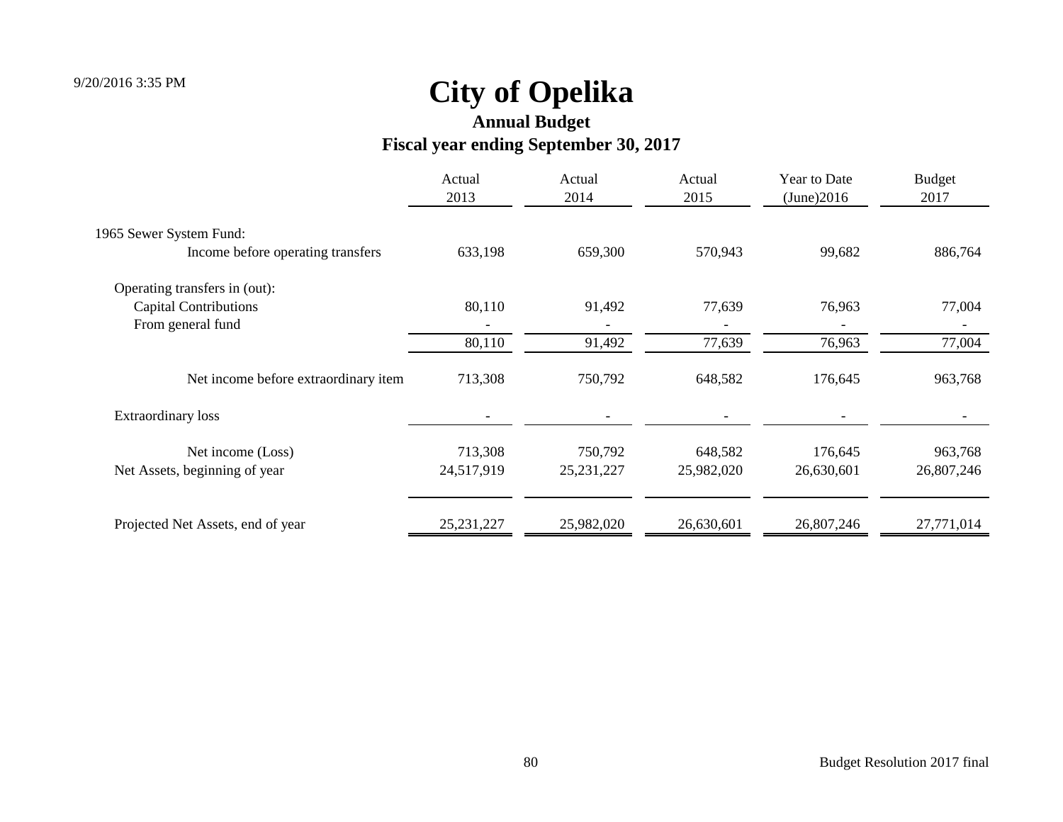# City of Opelika

## Annual Budget

## Fiscal year ending September 30, 2017

| | Actual 2013 | Actual 2014 | Actual 2015 | Year to Date (June)2016 | Budget 2017 |
|---|---|---|---|---|---|
| 1965 Sewer System Fund: | | | | | |
| Income before operating transfers | 633,198 | 659,300 | 570,943 | 99,682 | 886,764 |
| Operating transfers in (out): | | | | | |
| Capital Contributions | 80,110 | 91,492 | 77,639 | 76,963 | 77,004 |
| From general fund | - | - | - | - | - |
| | 80,110 | 91,492 | 77,639 | 76,963 | 77,004 |
| Net income before extraordinary item | 713,308 | 750,792 | 648,582 | 176,645 | 963,768 |
| Extraordinary loss | - | - | - | - | - |
| Net income (Loss) | 713,308 | 750,792 | 648,582 | 176,645 | 963,768 |
| Net Assets, beginning of year | 24,517,919 | 25,231,227 | 25,982,020 | 26,630,601 | 26,807,246 |
| Projected Net Assets, end of year | 25,231,227 | 25,982,020 | 26,630,601 | 26,807,246 | 27,771,014 |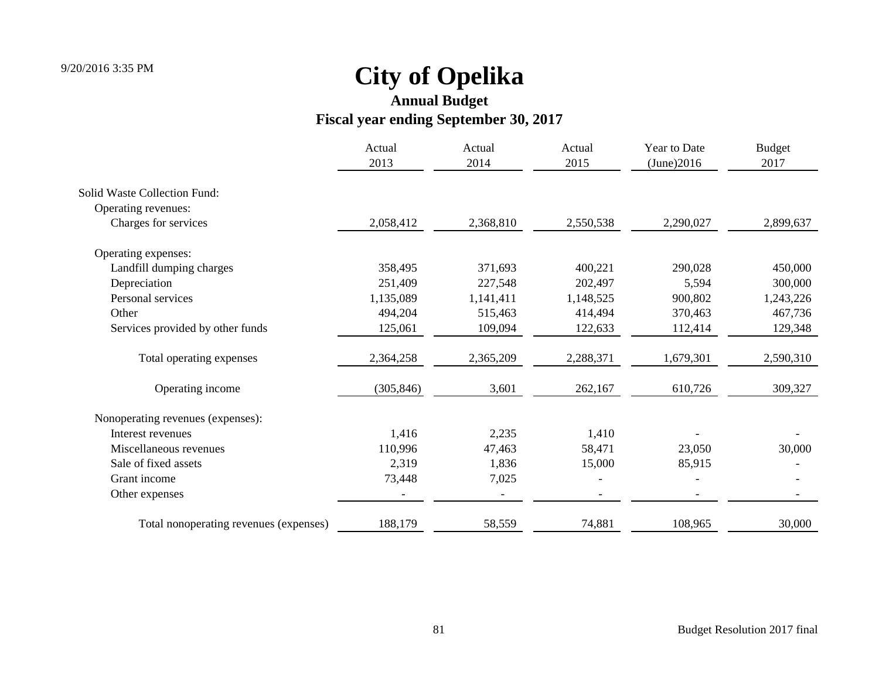# City of Opelika

## Annual Budget

## Fiscal year ending September 30, 2017

| | Actual 2013 | Actual 2014 | Actual 2015 | Year to Date (June)2016 | Budget 2017 |
|---|---|---|---|---|---|
| Solid Waste Collection Fund: | | | | | |
| Operating revenues: | | | | | |
| Charges for services | 2,058,412 | 2,368,810 | 2,550,538 | 2,290,027 | 2,899,637 |
| Operating expenses: | | | | | |
| Landfill dumping charges | 358,495 | 371,693 | 400,221 | 290,028 | 450,000 |
| Depreciation | 251,409 | 227,548 | 202,497 | 5,594 | 300,000 |
| Personal services | 1,135,089 | 1,141,411 | 1,148,525 | 900,802 | 1,243,226 |
| Other | 494,204 | 515,463 | 414,494 | 370,463 | 467,736 |
| Services provided by other funds | 125,061 | 109,094 | 122,633 | 112,414 | 129,348 |
| Total operating expenses | 2,364,258 | 2,365,209 | 2,288,371 | 1,679,301 | 2,590,310 |
| Operating income | (305,846) | 3,601 | 262,167 | 610,726 | 309,327 |
| Nonoperating revenues (expenses): | | | | | |
| Interest revenues | 1,416 | 2,235 | 1,410 | - | - |
| Miscellaneous revenues | 110,996 | 47,463 | 58,471 | 23,050 | 30,000 |
| Sale of fixed assets | 2,319 | 1,836 | 15,000 | 85,915 | - |
| Grant income | 73,448 | 7,025 | - | - | - |
| Other expenses | - | - | - | - | - |
| Total nonoperating revenues (expenses) | 188,179 | 58,559 | 74,881 | 108,965 | 30,000 |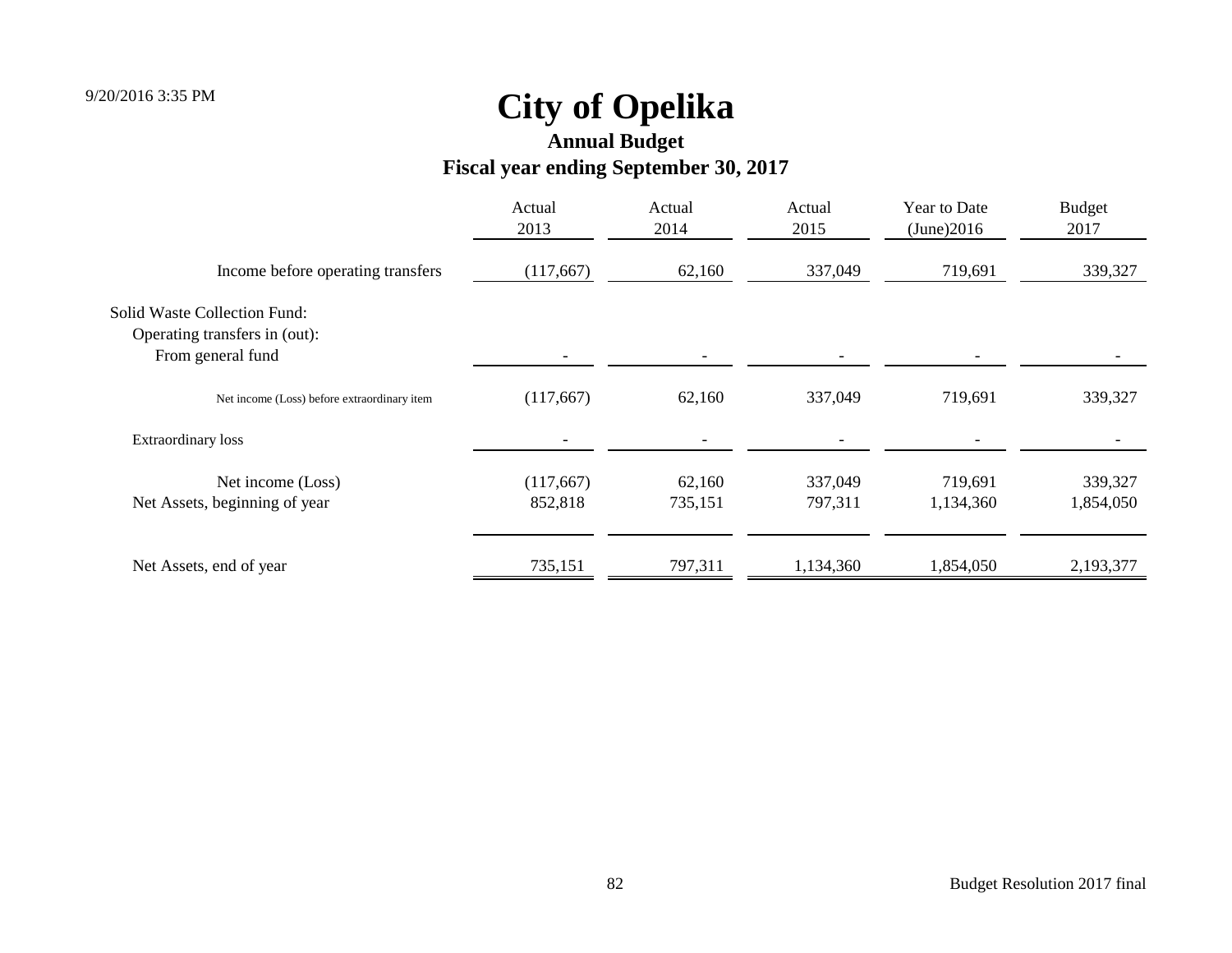# City of Opelika

## Annual Budget

## Fiscal year ending September 30, 2017

| | Actual 2013 | Actual 2014 | Actual 2015 | Year to Date (June)2016 | Budget 2017 |
|---|---|---|---|---|---|
| Income before operating transfers | (117,667) | 62,160 | 337,049 | 719,691 | 339,327 |
| Solid Waste Collection Fund: | | | | | |
| Operating transfers in (out): | | | | | |
| From general fund | - | - | - | - | - |
| Net income (Loss) before extraordinary item | (117,667) | 62,160 | 337,049 | 719,691 | 339,327 |
| Extraordinary loss | - | - | - | - | - |
| Net income (Loss) | (117,667) | 62,160 | 337,049 | 719,691 | 339,327 |
| Net Assets, beginning of year | 852,818 | 735,151 | 797,311 | 1,134,360 | 1,854,050 |
| Net Assets, end of year | 735,151 | 797,311 | 1,134,360 | 1,854,050 | 2,193,377 |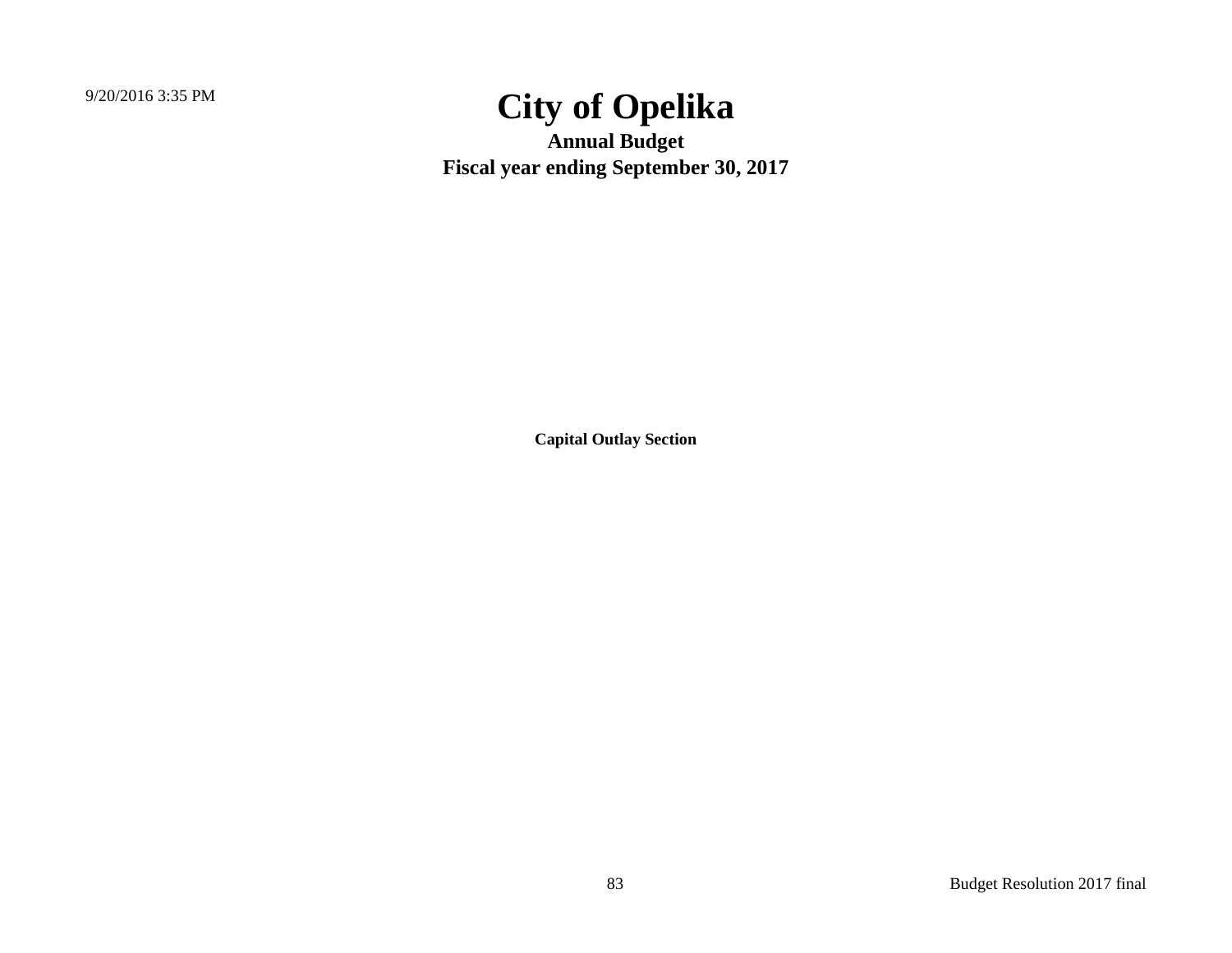# City of Opelika

**Annual Budget**

**Fiscal year ending September 30, 2017**

**Capital Outlay Section**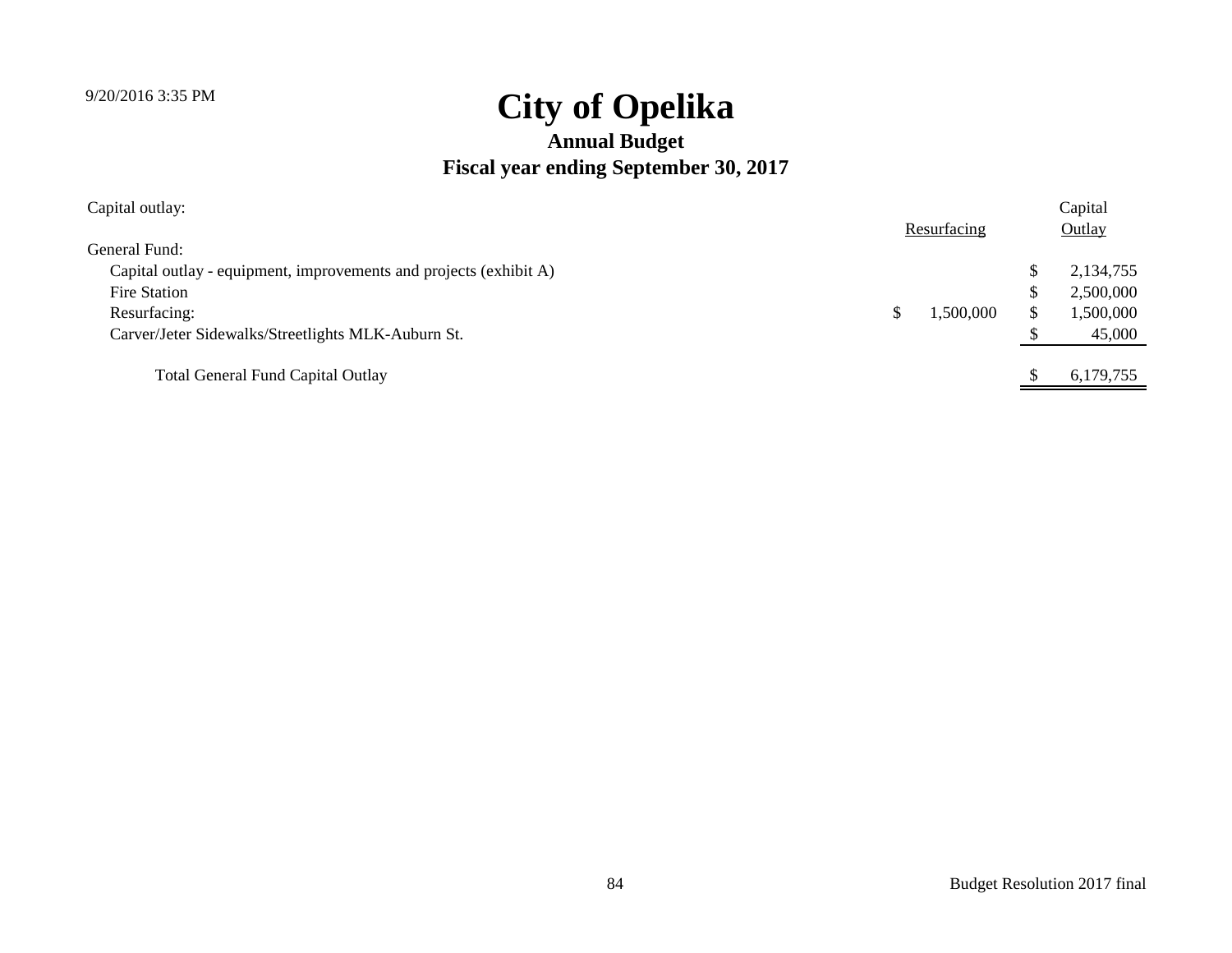# City of Opelika

## Annual Budget

## Fiscal year ending September 30, 2017

| Capital outlay: | Resurfacing | Capital Outlay |
|---|---|---|
| General Fund: | | |
| Capital outlay - equipment, improvements and projects (exhibit A) | | $ 2,134,755 |
| Fire Station | | $ 2,500,000 |
| Resurfacing: | $ 1,500,000 | $ 1,500,000 |
| Carver/Jeter Sidewalks/Streetlights MLK-Auburn St. | | $ 45,000 |
| Total General Fund Capital Outlay | | $ 6,179,755 |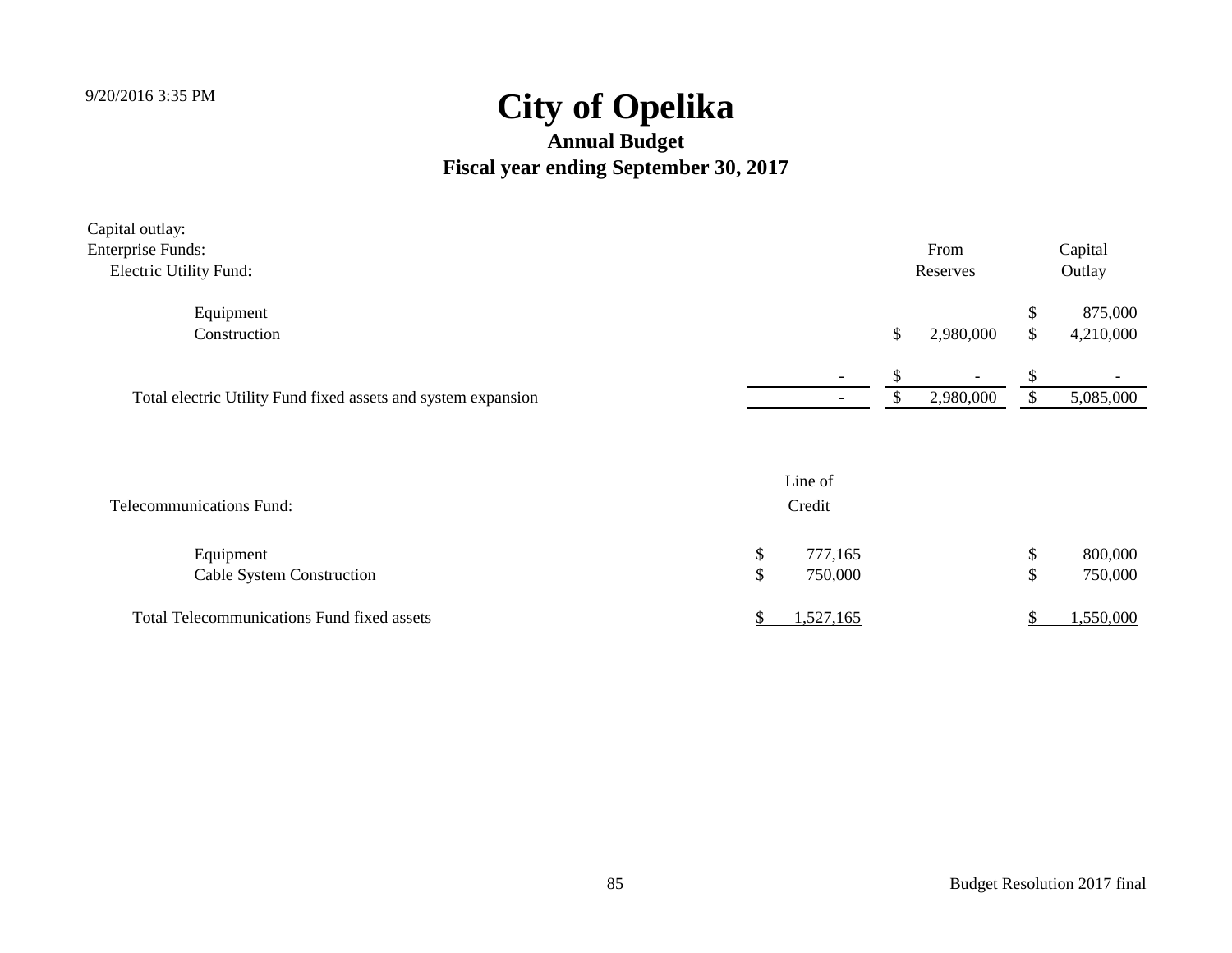9/20/2016 3:35 PM

# City of Opelika

## Annual Budget

## Fiscal year ending September 30, 2017

| Capital outlay: | | | |
|---|---|---|---|
| Enterprise Funds: | | From | Capital |
| Electric Utility Fund: | | Reserves | Outlay |
| Equipment | | | $ 875,000 |
| Construction | | $ 2,980,000 | $ 4,210,000 |
| | - | $ - | $ - |
| Total electric Utility Fund fixed assets and system expansion | - | $ 2,980,000 | $ 5,085,000 |

| | Line of | | |
|---|---|---|---|
| Telecommunications Fund: | Credit | | |
| Equipment | $ 777,165 | | $ 800,000 |
| Cable System Construction | $ 750,000 | | $ 750,000 |
| Total Telecommunications Fund fixed assets | $ 1,527,165 | | $ 1,550,000 |

Budget Resolution 2017 final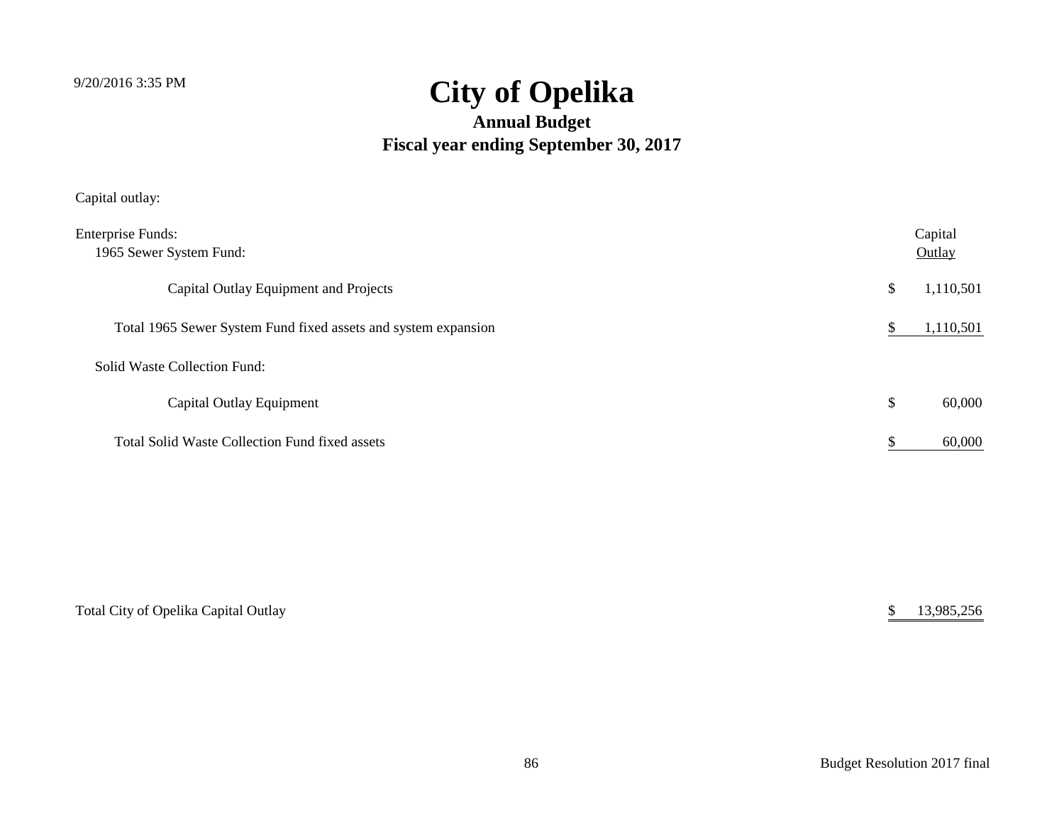9/20/2016 3:35 PM

# City of Opelika

## Annual Budget

## Fiscal year ending September 30, 2017

Capital outlay:

| | Capital Outlay |
|---|---|
| **Enterprise Funds:** | |
| 1965 Sewer System Fund: | |
| Capital Outlay Equipment and Projects | $ 1,110,501 |
| Total 1965 Sewer System Fund fixed assets and system expansion | $ 1,110,501 |
| Solid Waste Collection Fund: | |
| Capital Outlay Equipment | $ 60,000 |
| Total Solid Waste Collection Fund fixed assets | $ 60,000 |
| | |
| Total City of Opelika Capital Outlay | $ 13,985,256 |

Budget Resolution 2017 final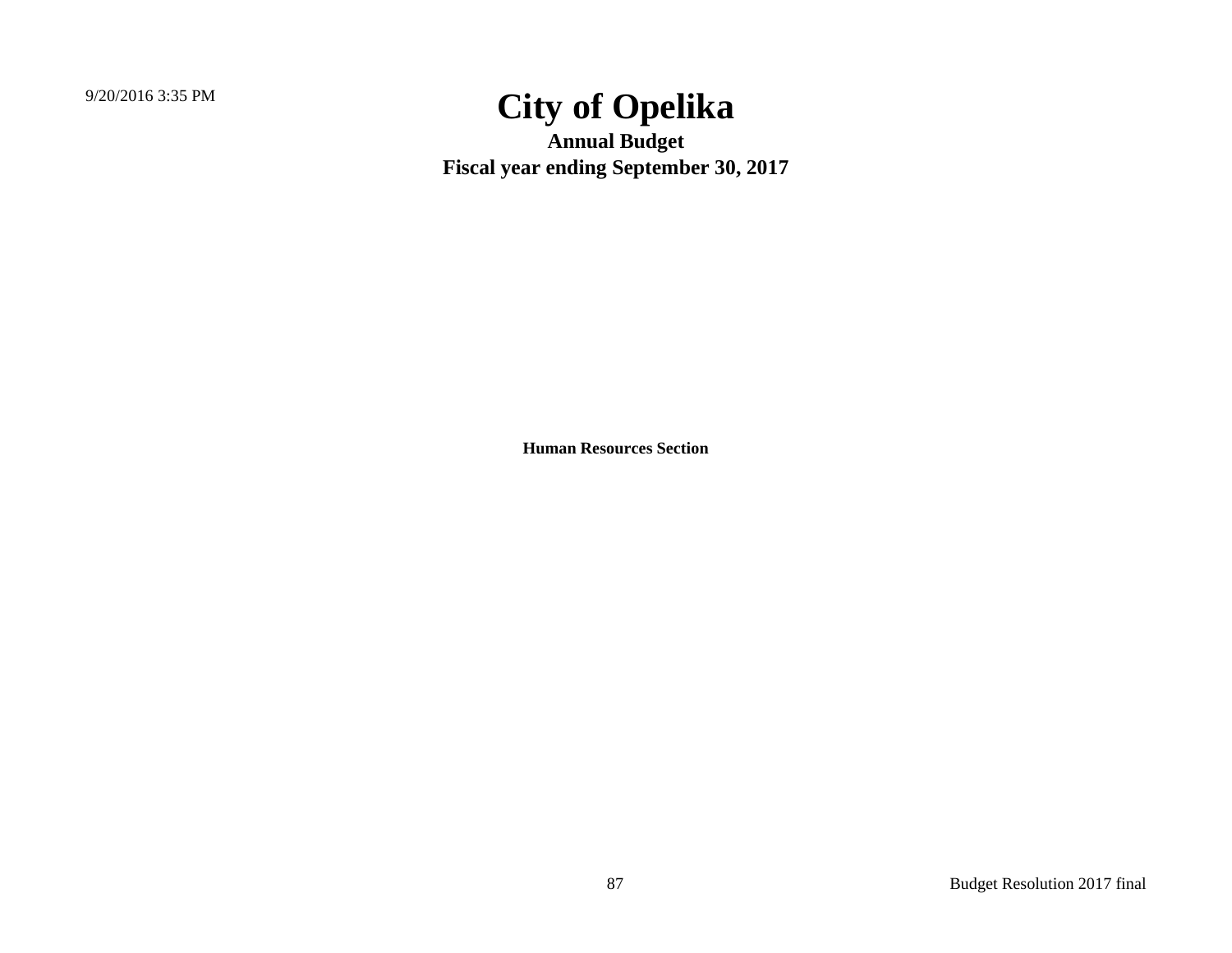9/20/2016 3:35 PM

# City of Opelika

**Annual Budget**

**Fiscal year ending September 30, 2017**

**Human Resources Section**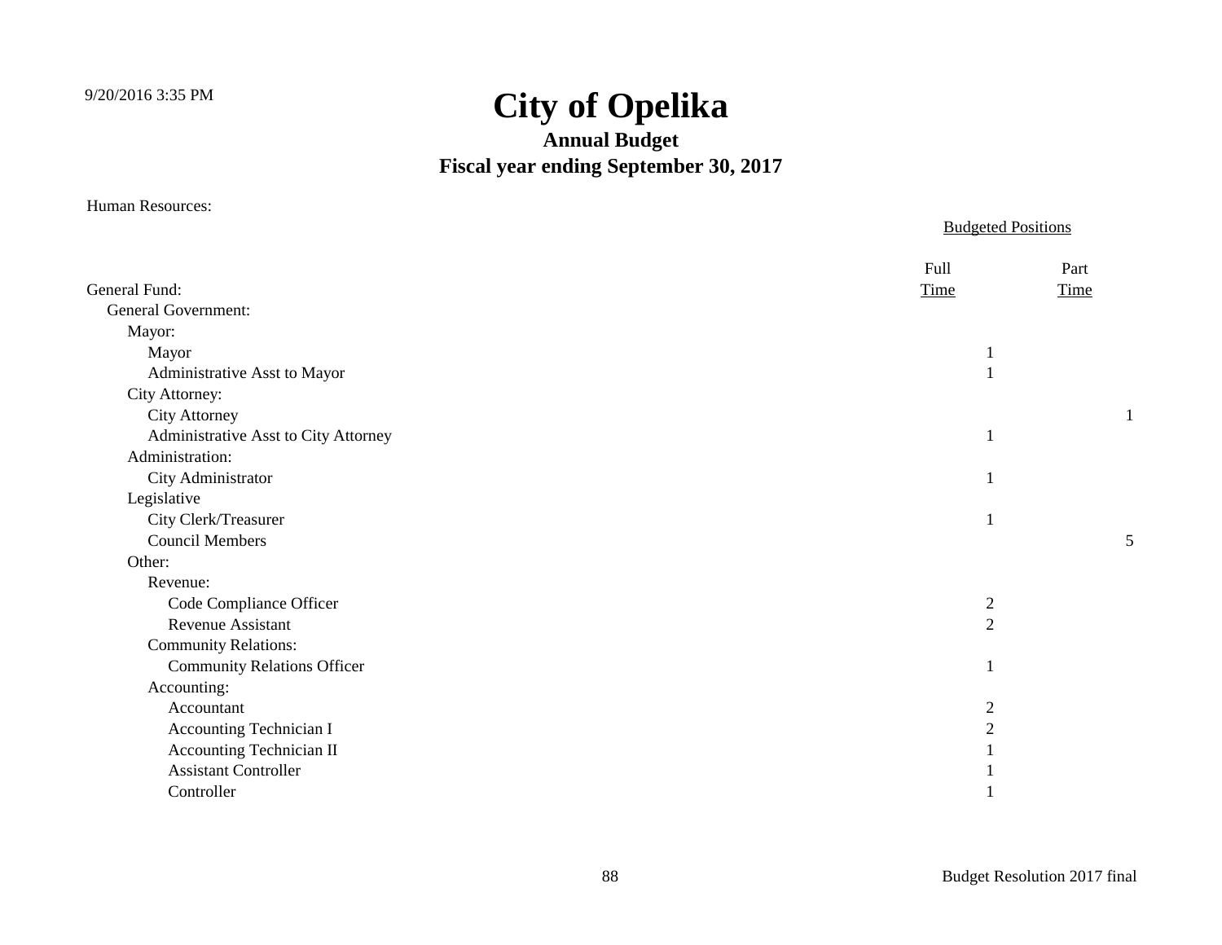# City of Opelika

## Annual Budget

## Fiscal year ending September 30, 2017

Human Resources:

| | Budgeted Positions | |
|---|---|---|
| General Fund: | Full Time | Part Time |
| General Government: | | |
| Mayor: | | |
| Mayor | 1 | |
| Administrative Asst to Mayor | 1 | |
| City Attorney: | | |
| City Attorney | | 1 |
| Administrative Asst to City Attorney | 1 | |
| Administration: | | |
| City Administrator | 1 | |
| Legislative | | |
| City Clerk/Treasurer | 1 | |
| Council Members | | 5 |
| Other: | | |
| Revenue: | | |
| Code Compliance Officer | 2 | |
| Revenue Assistant | 2 | |
| Community Relations: | | |
| Community Relations Officer | 1 | |
| Accounting: | | |
| Accountant | 2 | |
| Accounting Technician I | 2 | |
| Accounting Technician II | 1 | |
| Assistant Controller | 1 | |
| Controller | 1 | |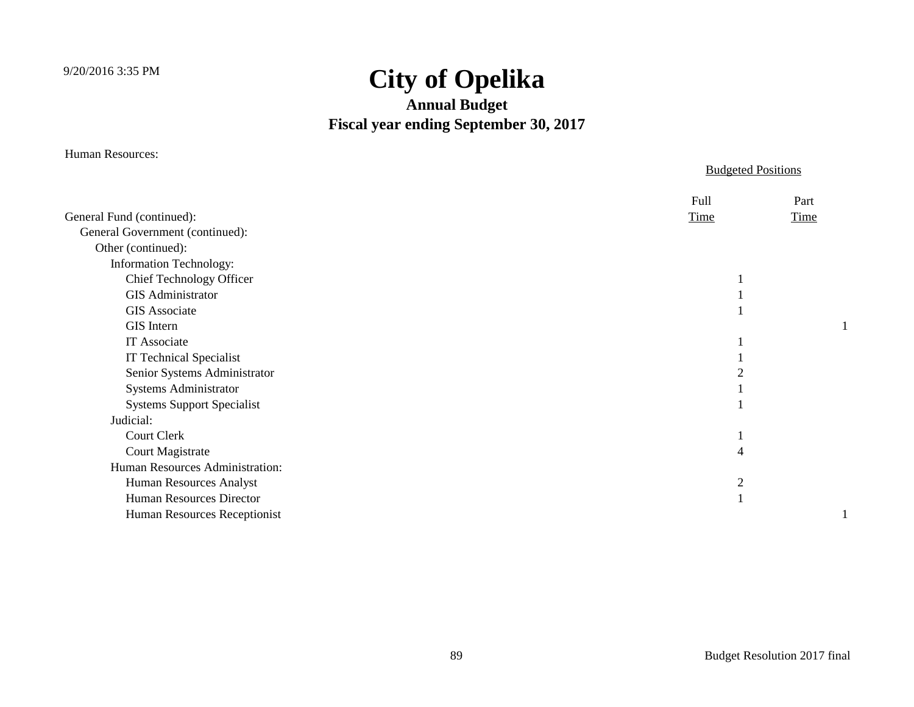# City of Opelika

## Annual Budget

### Fiscal year ending September 30, 2017

Human Resources:

| | Budgeted Positions | |
|---|---|---|
| | Full Time | Part Time |
| General Fund (continued): | | |
| General Government (continued): | | |
| Other (continued): | | |
| Information Technology: | | |
| Chief Technology Officer | 1 | |
| GIS Administrator | 1 | |
| GIS Associate | 1 | |
| GIS Intern | | 1 |
| IT Associate | 1 | |
| IT Technical Specialist | 1 | |
| Senior Systems Administrator | 2 | |
| Systems Administrator | 1 | |
| Systems Support Specialist | 1 | |
| Judicial: | | |
| Court Clerk | 1 | |
| Court Magistrate | 4 | |
| Human Resources Administration: | | |
| Human Resources Analyst | 2 | |
| Human Resources Director | 1 | |
| Human Resources Receptionist | | 1 |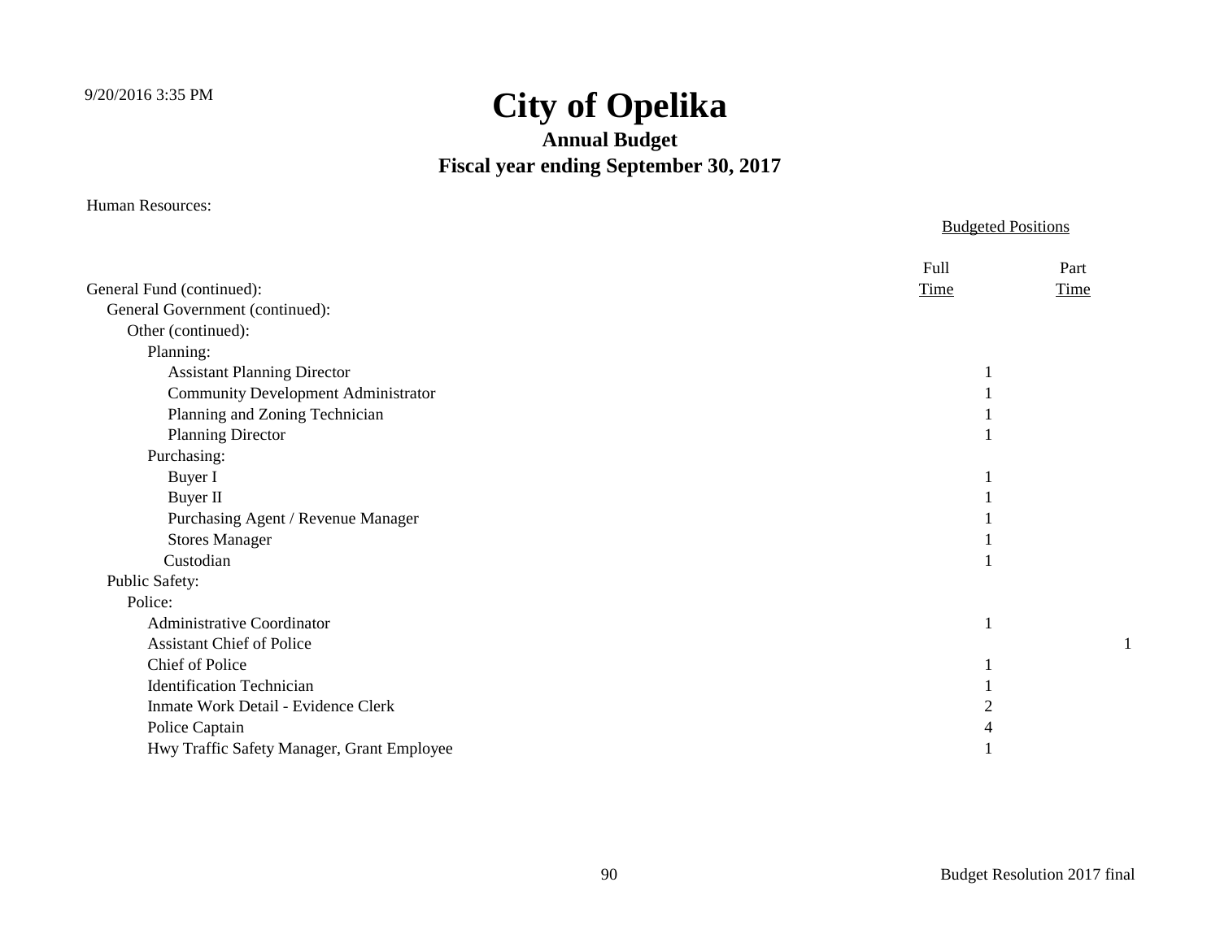# City of Opelika

## Annual Budget

## Fiscal year ending September 30, 2017

Human Resources:

| | Budgeted Positions | |
|---|---|---|
| General Fund (continued): | Full Time | Part Time |
| General Government (continued): | | |
| Other (continued): | | |
| Planning: | | |
| Assistant Planning Director | 1 | |
| Community Development Administrator | 1 | |
| Planning and Zoning Technician | 1 | |
| Planning Director | 1 | |
| Purchasing: | | |
| Buyer I | 1 | |
| Buyer II | 1 | |
| Purchasing Agent / Revenue Manager | 1 | |
| Stores Manager | 1 | |
| Custodian | 1 | |
| Public Safety: | | |
| Police: | | |
| Administrative Coordinator | 1 | |
| Assistant Chief of Police | | 1 |
| Chief of Police | 1 | |
| Identification Technician | 1 | |
| Inmate Work Detail - Evidence Clerk | 2 | |
| Police Captain | 4 | |
| Hwy Traffic Safety Manager, Grant Employee | 1 | |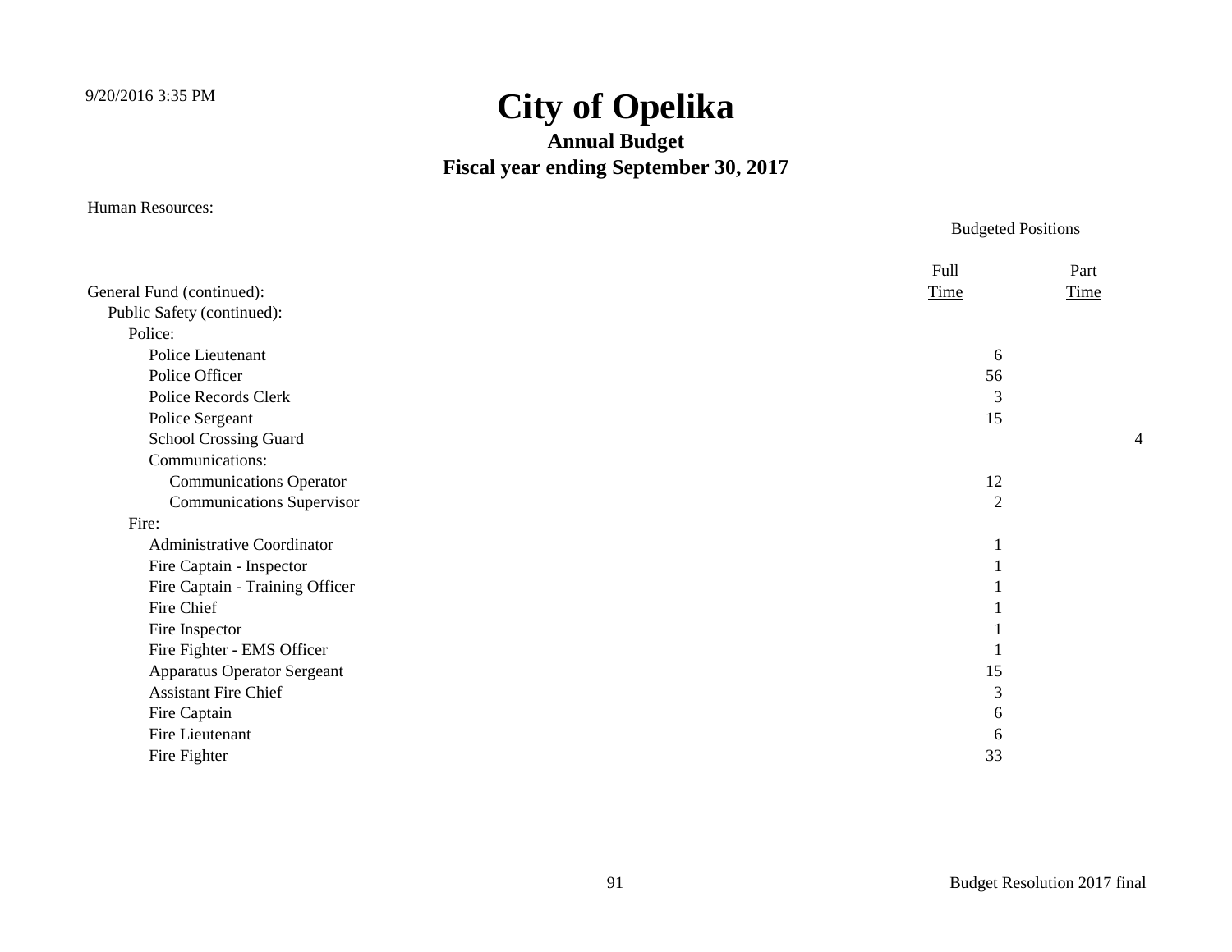# City of Opelika

## Annual Budget

## Fiscal year ending September 30, 2017

Human Resources:

| | Budgeted Positions | |
|---|---|---|
| General Fund (continued): | Full Time | Part Time |
| Public Safety (continued): | | |
| Police: | | |
| Police Lieutenant | 6 | |
| Police Officer | 56 | |
| Police Records Clerk | 3 | |
| Police Sergeant | 15 | |
| School Crossing Guard | | 4 |
| Communications: | | |
| Communications Operator | 12 | |
| Communications Supervisor | 2 | |
| Fire: | | |
| Administrative Coordinator | 1 | |
| Fire Captain - Inspector | 1 | |
| Fire Captain - Training Officer | 1 | |
| Fire Chief | 1 | |
| Fire Inspector | 1 | |
| Fire Fighter - EMS Officer | 1 | |
| Apparatus Operator Sergeant | 15 | |
| Assistant Fire Chief | 3 | |
| Fire Captain | 6 | |
| Fire Lieutenant | 6 | |
| Fire Fighter | 33 | |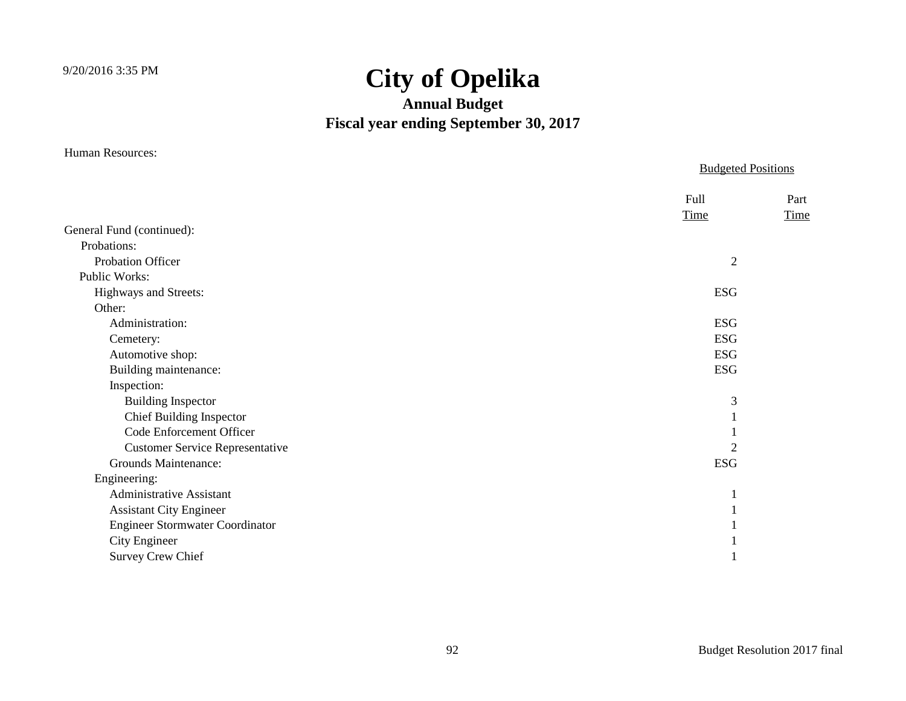# City of Opelika

## Annual Budget

## Fiscal year ending September 30, 2017

Human Resources:

| | Budgeted Positions | |
|---|---|---|
| | Full Time | Part Time |
| General Fund (continued): | | |
| Probations: | | |
| Probation Officer | 2 | |
| Public Works: | | |
| Highways and Streets: | ESG | |
| Other: | | |
| Administration: | ESG | |
| Cemetery: | ESG | |
| Automotive shop: | ESG | |
| Building maintenance: | ESG | |
| Inspection: | | |
| Building Inspector | 3 | |
| Chief Building Inspector | 1 | |
| Code Enforcement Officer | 1 | |
| Customer Service Representative | 2 | |
| Grounds Maintenance: | ESG | |
| Engineering: | | |
| Administrative Assistant | 1 | |
| Assistant City Engineer | 1 | |
| Engineer Stormwater Coordinator | 1 | |
| City Engineer | 1 | |
| Survey Crew Chief | 1 | |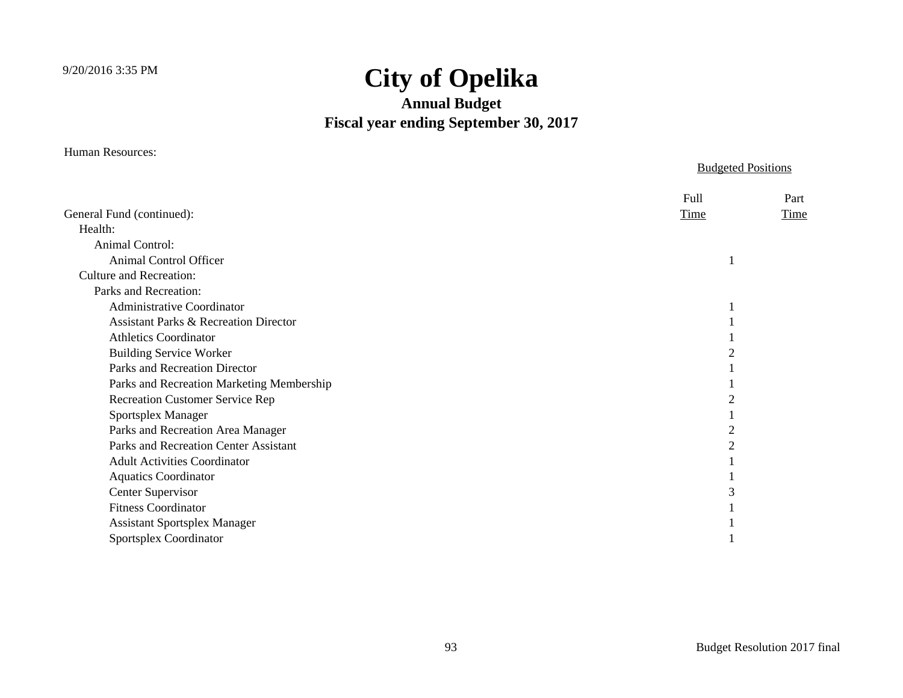9/20/2016 3:35 PM

# City of Opelika

### Annual Budget

### Fiscal year ending September 30, 2017

Human Resources:

| | Budgeted Positions | |
|---|---|---|
| | Full | Part |
| General Fund (continued): | Time | Time |
| Health: | | |
| Animal Control: | | |
| Animal Control Officer | 1 | |
| Culture and Recreation: | | |
| Parks and Recreation: | | |
| Administrative Coordinator | 1 | |
| Assistant Parks & Recreation Director | 1 | |
| Athletics Coordinator | 1 | |
| Building Service Worker | 2 | |
| Parks and Recreation Director | 1 | |
| Parks and Recreation Marketing Membership | 1 | |
| Recreation Customer Service Rep | 2 | |
| Sportsplex Manager | 1 | |
| Parks and Recreation Area Manager | 2 | |
| Parks and Recreation Center Assistant | 2 | |
| Adult Activities Coordinator | 1 | |
| Aquatics Coordinator | 1 | |
| Center Supervisor | 3 | |
| Fitness Coordinator | 1 | |
| Assistant Sportsplex Manager | 1 | |
| Sportsplex Coordinator | 1 | |

Budget Resolution 2017 final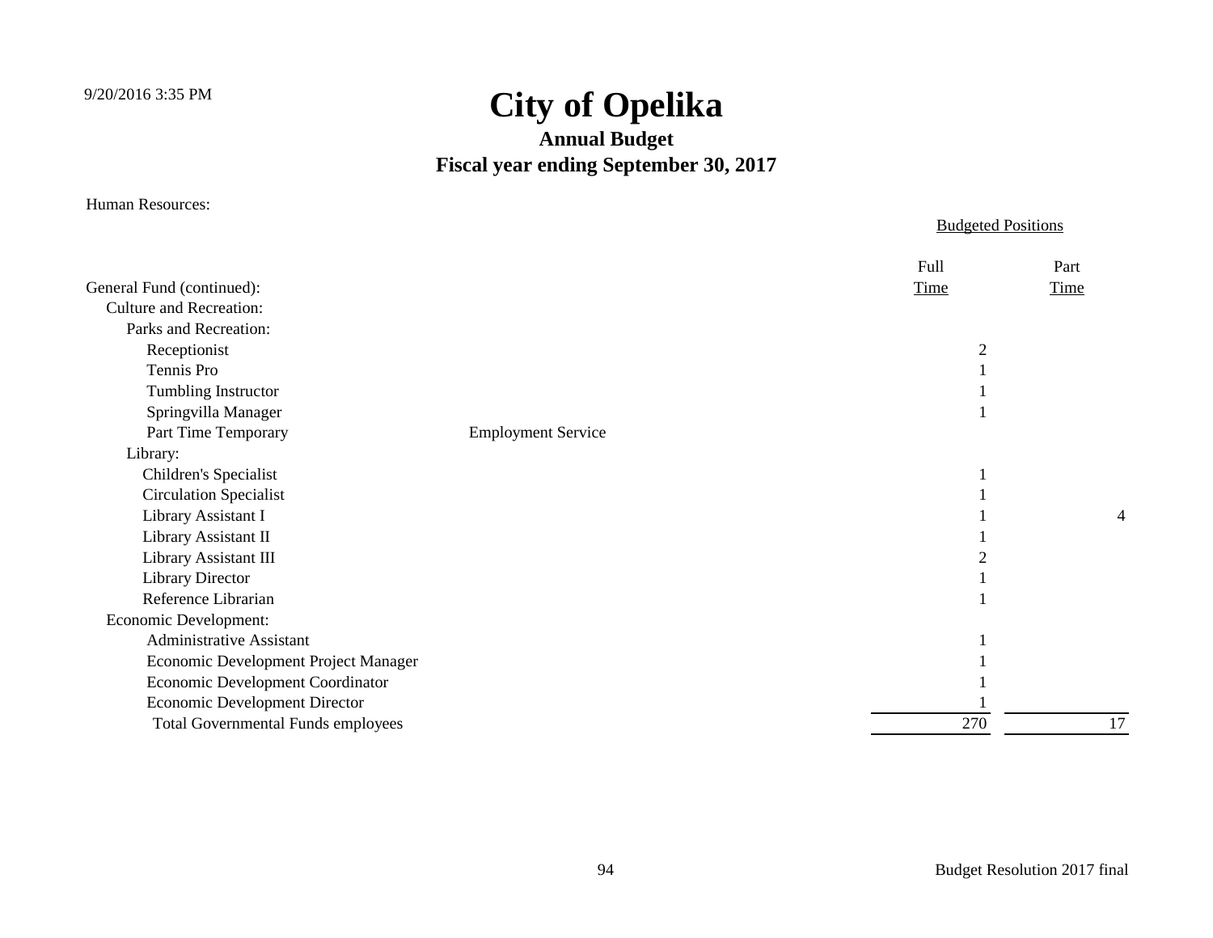# City of Opelika

## Annual Budget

## Fiscal year ending September 30, 2017

Human Resources:

| | | Budgeted Positions | |
|---|---|---|---|
| General Fund (continued): | | Full Time | Part Time |
| Culture and Recreation: | | | |
| Parks and Recreation: | | | |
| Receptionist | | 2 | |
| Tennis Pro | | 1 | |
| Tumbling Instructor | | 1 | |
| Springvilla Manager | | 1 | |
| Part Time Temporary | Employment Service | | |
| Library: | | | |
| Children's Specialist | | 1 | |
| Circulation Specialist | | 1 | |
| Library Assistant I | | 1 | 4 |
| Library Assistant II | | 1 | |
| Library Assistant III | | 2 | |
| Library Director | | 1 | |
| Reference Librarian | | 1 | |
| Economic Development: | | | |
| Administrative Assistant | | 1 | |
| Economic Development Project Manager | | 1 | |
| Economic Development Coordinator | | 1 | |
| Economic Development Director | | 1 | |
| Total Governmental Funds employees | | 270 | 17 |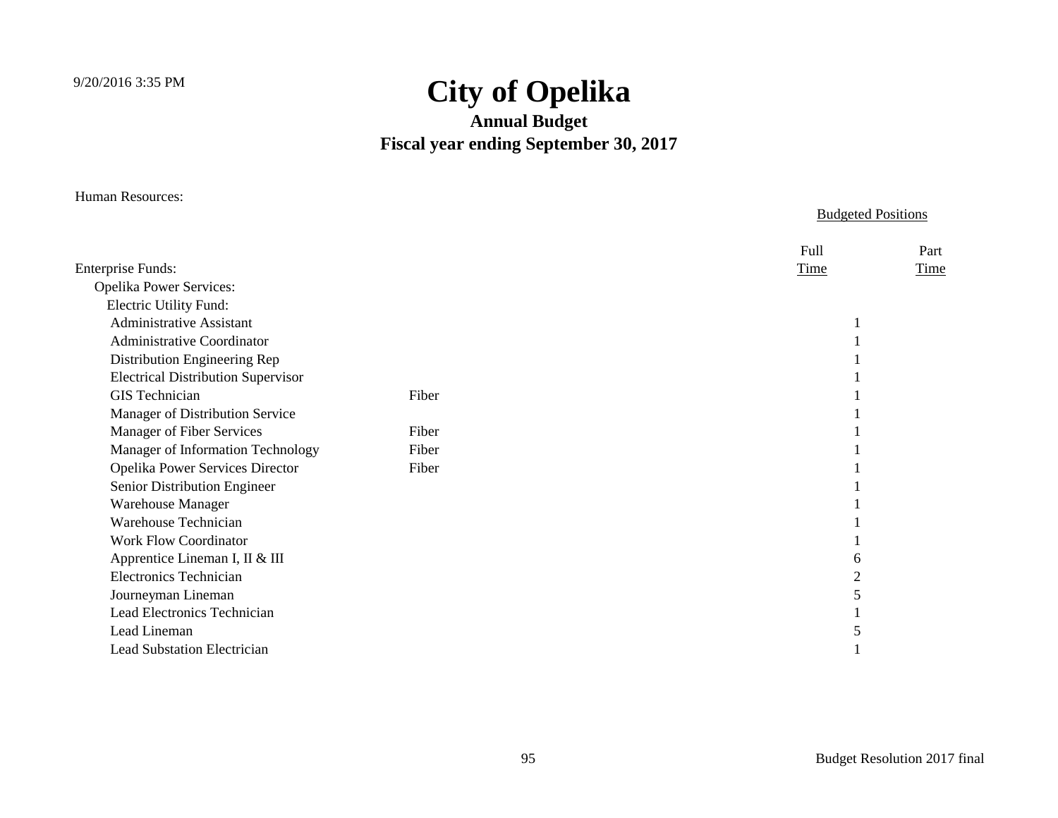# City of Opelika

## Annual Budget

## Fiscal year ending September 30, 2017

Human Resources:

| | | Budgeted Positions | |
|---|---|---|---|
| Enterprise Funds: | | Full Time | Part Time |
| Opelika Power Services: | | | |
| Electric Utility Fund: | | | |
| Administrative Assistant | | 1 | |
| Administrative Coordinator | | 1 | |
| Distribution Engineering Rep | | 1 | |
| Electrical Distribution Supervisor | | 1 | |
| GIS Technician | Fiber | 1 | |
| Manager of Distribution Service | | 1 | |
| Manager of Fiber Services | Fiber | 1 | |
| Manager of Information Technology | Fiber | 1 | |
| Opelika Power Services Director | Fiber | 1 | |
| Senior Distribution Engineer | | 1 | |
| Warehouse Manager | | 1 | |
| Warehouse Technician | | 1 | |
| Work Flow Coordinator | | 1 | |
| Apprentice Lineman I, II & III | | 6 | |
| Electronics Technician | | 2 | |
| Journeyman Lineman | | 5 | |
| Lead Electronics Technician | | 1 | |
| Lead Lineman | | 5 | |
| Lead Substation Electrician | | 1 | |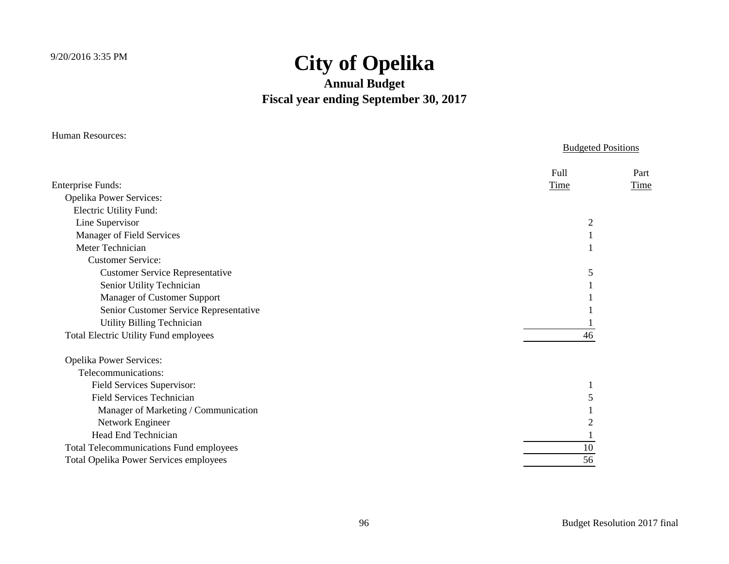# City of Opelika

## Annual Budget

## Fiscal year ending September 30, 2017

Human Resources:

| | Budgeted Positions | |
|---|---|---|
| Enterprise Funds: | Full Time | Part Time |
| Opelika Power Services: | | |
| Electric Utility Fund: | | |
| Line Supervisor | 2 | |
| Manager of Field Services | 1 | |
| Meter Technician | 1 | |
| Customer Service: | | |
| Customer Service Representative | 5 | |
| Senior Utility Technician | 1 | |
| Manager of Customer Support | 1 | |
| Senior Customer Service Representative | 1 | |
| Utility Billing Technician | 1 | |
| Total Electric Utility Fund employees | 46 | |
| | | |
| Opelika Power Services: | | |
| Telecommunications: | | |
| Field Services Supervisor: | 1 | |
| Field Services Technician | 5 | |
| Manager of Marketing / Communication | 1 | |
| Network Engineer | 2 | |
| Head End Technician | 1 | |
| Total Telecommunications Fund employees | 10 | |
| Total Opelika Power Services employees | 56 | |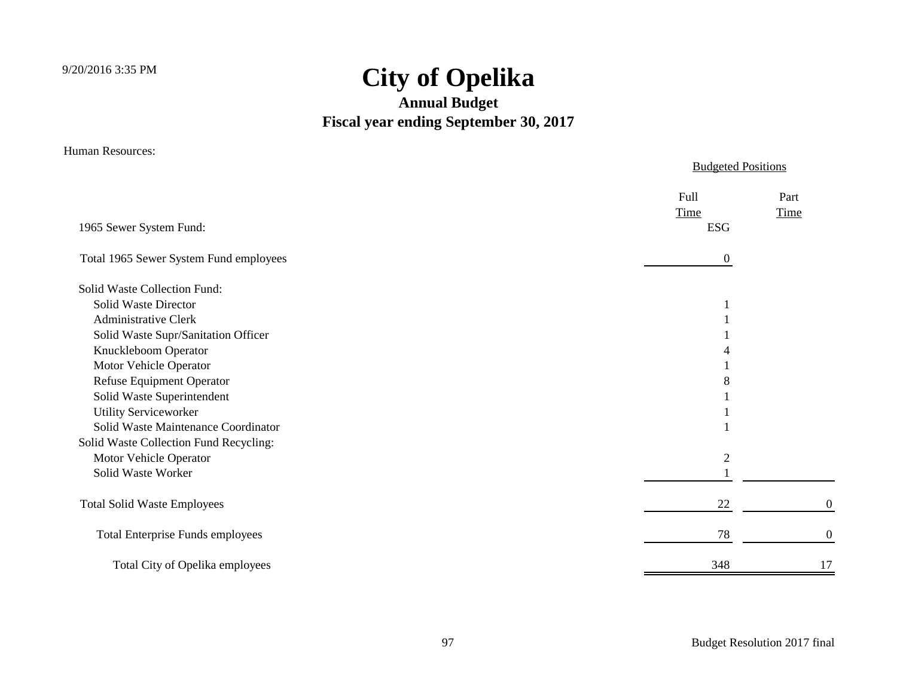# City of Opelika

## Annual Budget

## Fiscal year ending September 30, 2017

Human Resources:

| | Budgeted Positions | |
|---|---|---|
| | Full Time | Part Time |
| 1965 Sewer System Fund: | ESG | |
| Total 1965 Sewer System Fund employees | 0 | |
| Solid Waste Collection Fund: | | |
| Solid Waste Director | 1 | |
| Administrative Clerk | 1 | |
| Solid Waste Supr/Sanitation Officer | 1 | |
| Knuckleboom Operator | 4 | |
| Motor Vehicle Operator | 1 | |
| Refuse Equipment Operator | 8 | |
| Solid Waste Superintendent | 1 | |
| Utility Serviceworker | 1 | |
| Solid Waste Maintenance Coordinator | 1 | |
| Solid Waste Collection Fund Recycling: | | |
| Motor Vehicle Operator | 2 | |
| Solid Waste Worker | 1 | |
| Total Solid Waste Employees | 22 | 0 |
| Total Enterprise Funds employees | 78 | 0 |
| Total City of Opelika employees | 348 | 17 |

9/20/2016 3:35 PM

Budget Resolution 2017 final